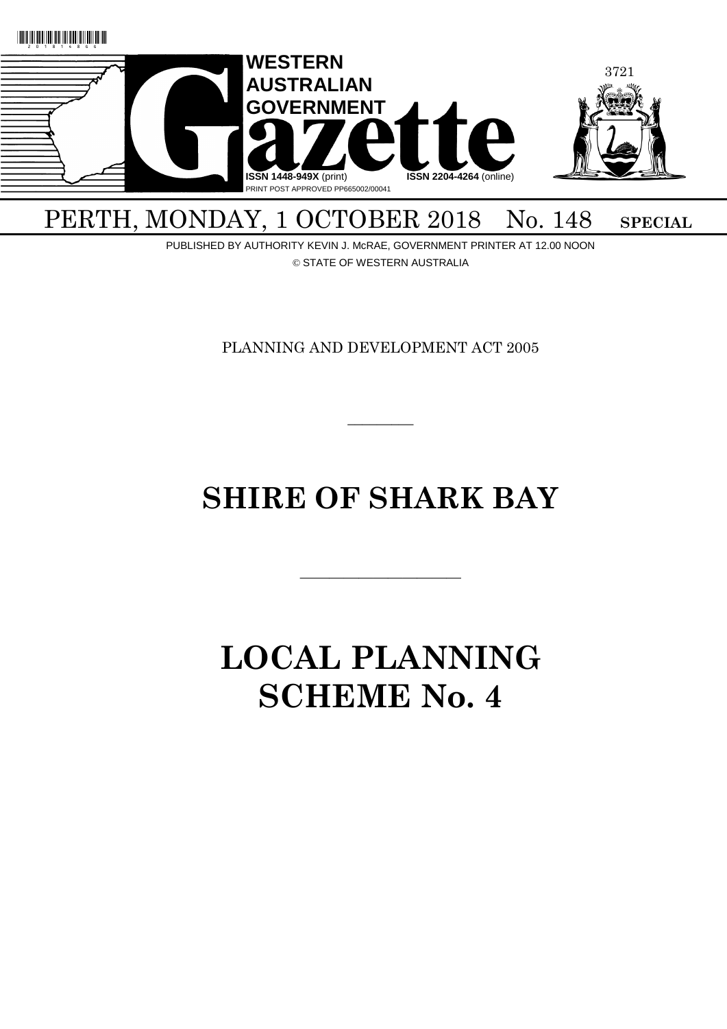**WESTERN AUSTRALIAN GOVERNMENT Gazette**

ISSN 1448-949X (print) ISSN 2204-4264 (online)

PRINT POST APPROVED PP665002/00041

PERTH, MONDAY, 1 OCTOBER 2018 No. 148 **SPECIAL**

PUBLISHED BY AUTHORITY KEVIN J. McRAE, GOVERNMENT PRINTER AT 12.00 NOON

© STATE OF WESTERN AUSTRALIA

PLANNING AND DEVELOPMENT ACT 2005

---

# SHIRE OF SHARK BAY

---

# LOCAL PLANNING SCHEME No. 4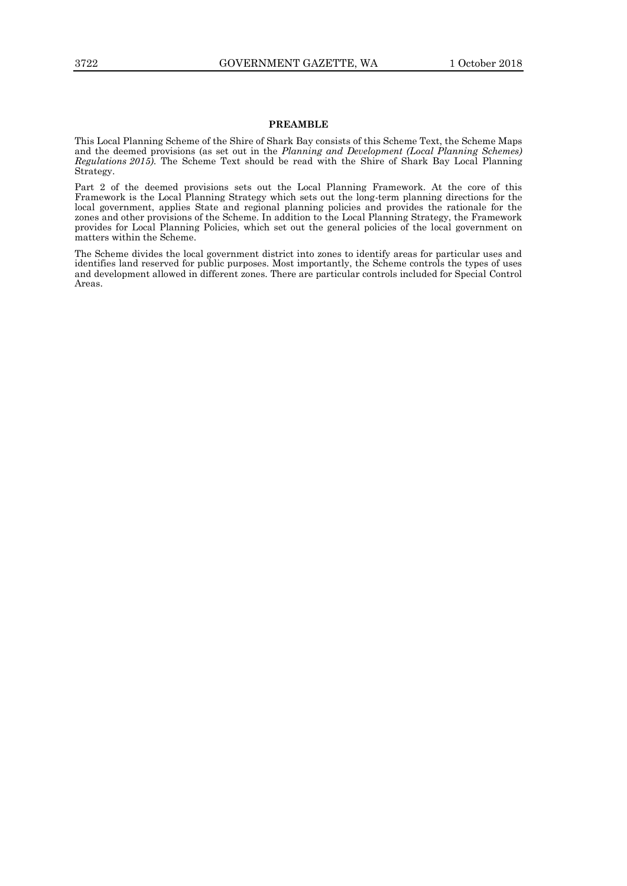## PREAMBLE

This Local Planning Scheme of the Shire of Shark Bay consists of this Scheme Text, the Scheme Maps and the deemed provisions (as set out in the *Planning and Development (Local Planning Schemes) Regulations 2015).* The Scheme Text should be read with the Shire of Shark Bay Local Planning Strategy.

Part 2 of the deemed provisions sets out the Local Planning Framework. At the core of this Framework is the Local Planning Strategy which sets out the long-term planning directions for the local government, applies State and regional planning policies and provides the rationale for the zones and other provisions of the Scheme. In addition to the Local Planning Strategy, the Framework provides for Local Planning Policies, which set out the general policies of the local government on matters within the Scheme.

The Scheme divides the local government district into zones to identify areas for particular uses and identifies land reserved for public purposes. Most importantly, the Scheme controls the types of uses and development allowed in different zones. There are particular controls included for Special Control Areas.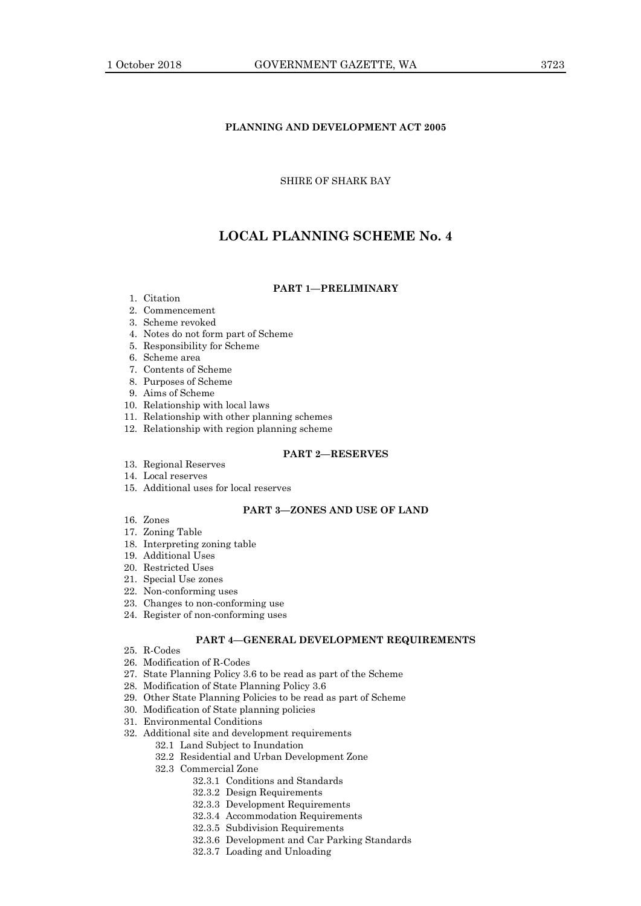**PLANNING AND DEVELOPMENT ACT 2005**

SHIRE OF SHARK BAY

# LOCAL PLANNING SCHEME No. 4

**PART 1—PRELIMINARY**

1. Citation
2. Commencement
3. Scheme revoked
4. Notes do not form part of Scheme
5. Responsibility for Scheme
6. Scheme area
7. Contents of Scheme
8. Purposes of Scheme
9. Aims of Scheme
10. Relationship with local laws
11. Relationship with other planning schemes
12. Relationship with region planning scheme

**PART 2—RESERVES**

13. Regional Reserves
14. Local reserves
15. Additional uses for local reserves

**PART 3—ZONES AND USE OF LAND**

16. Zones
17. Zoning Table
18. Interpreting zoning table
19. Additional Uses
20. Restricted Uses
21. Special Use zones
22. Non-conforming uses
23. Changes to non-conforming use
24. Register of non-conforming uses

**PART 4—GENERAL DEVELOPMENT REQUIREMENTS**

25. R-Codes
26. Modification of R-Codes
27. State Planning Policy 3.6 to be read as part of the Scheme
28. Modification of State Planning Policy 3.6
29. Other State Planning Policies to be read as part of Scheme
30. Modification of State planning policies
31. Environmental Conditions
32. Additional site and development requirements
    - 32.1 Land Subject to Inundation
    - 32.2 Residential and Urban Development Zone
    - 32.3 Commercial Zone
        - 32.3.1 Conditions and Standards
        - 32.3.2 Design Requirements
        - 32.3.3 Development Requirements
        - 32.3.4 Accommodation Requirements
        - 32.3.5 Subdivision Requirements
        - 32.3.6 Development and Car Parking Standards
        - 32.3.7 Loading and Unloading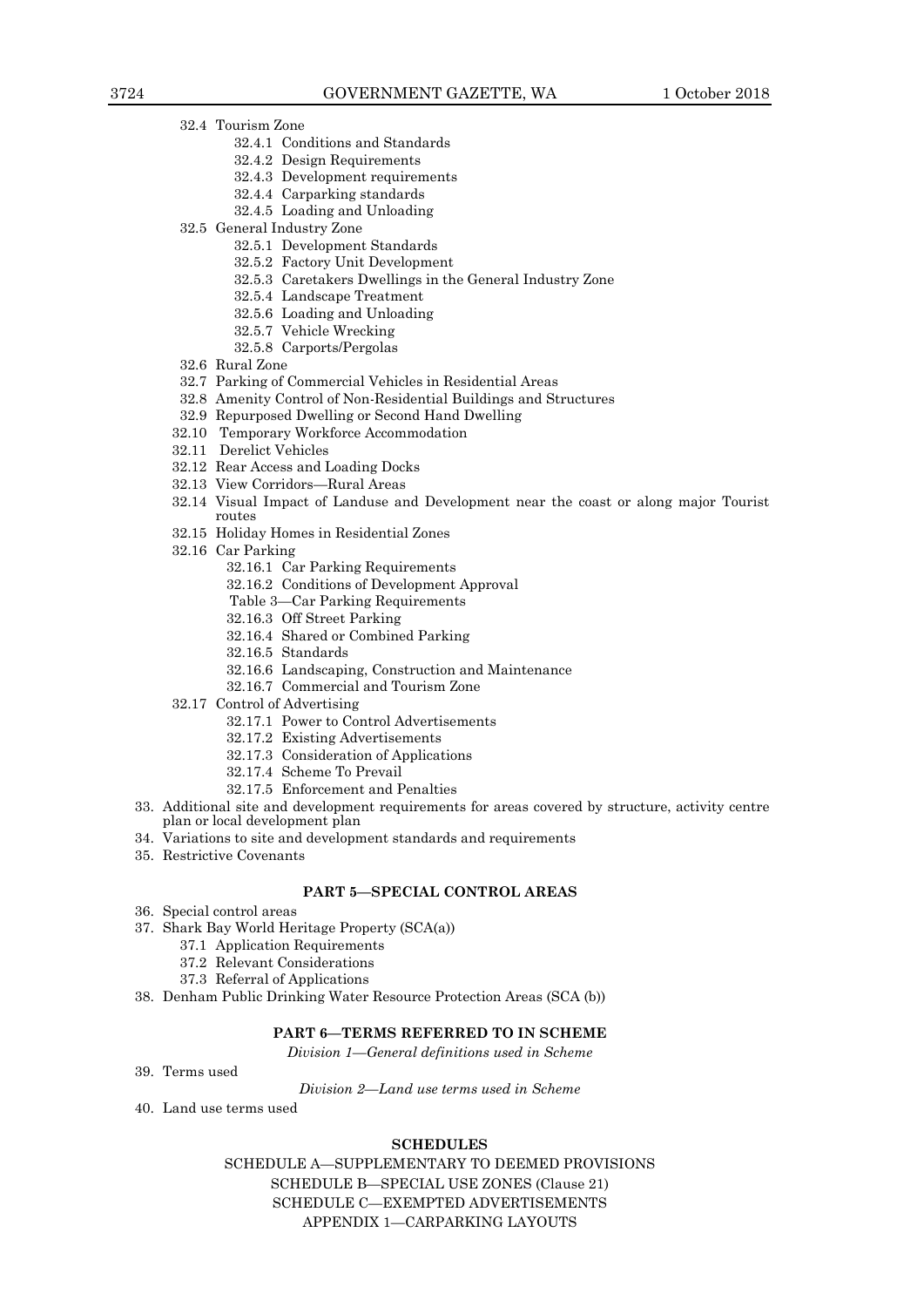- 32.4 Tourism Zone
    - 32.4.1 Conditions and Standards
    - 32.4.2 Design Requirements
    - 32.4.3 Development requirements
    - 32.4.4 Carparking standards
    - 32.4.5 Loading and Unloading
- 32.5 General Industry Zone
    - 32.5.1 Development Standards
    - 32.5.2 Factory Unit Development
    - 32.5.3 Caretakers Dwellings in the General Industry Zone
    - 32.5.4 Landscape Treatment
    - 32.5.6 Loading and Unloading
    - 32.5.7 Vehicle Wrecking
    - 32.5.8 Carports/Pergolas
- 32.6 Rural Zone
- 32.7 Parking of Commercial Vehicles in Residential Areas
- 32.8 Amenity Control of Non-Residential Buildings and Structures
- 32.9 Repurposed Dwelling or Second Hand Dwelling
- 32.10 Temporary Workforce Accommodation
- 32.11 Derelict Vehicles
- 32.12 Rear Access and Loading Docks
- 32.13 View Corridors—Rural Areas
- 32.14 Visual Impact of Landuse and Development near the coast or along major Tourist routes
- 32.15 Holiday Homes in Residential Zones
- 32.16 Car Parking
    - 32.16.1 Car Parking Requirements
    - 32.16.2 Conditions of Development Approval
    - Table 3—Car Parking Requirements
    - 32.16.3 Off Street Parking
    - 32.16.4 Shared or Combined Parking
    - 32.16.5 Standards
    - 32.16.6 Landscaping, Construction and Maintenance
    - 32.16.7 Commercial and Tourism Zone
- 32.17 Control of Advertising
    - 32.17.1 Power to Control Advertisements
    - 32.17.2 Existing Advertisements
    - 32.17.3 Consideration of Applications
    - 32.17.4 Scheme To Prevail
    - 32.17.5 Enforcement and Penalties

33. Additional site and development requirements for areas covered by structure, activity centre plan or local development plan
34. Variations to site and development standards and requirements
35. Restrictive Covenants

## PART 5—SPECIAL CONTROL AREAS

36. Special control areas
37. Shark Bay World Heritage Property (SCA(a))
    - 37.1 Application Requirements
    - 37.2 Relevant Considerations
    - 37.3 Referral of Applications
38. Denham Public Drinking Water Resource Protection Areas (SCA (b))

## PART 6—TERMS REFERRED TO IN SCHEME

*Division 1—General definitions used in Scheme*

39. Terms used

*Division 2—Land use terms used in Scheme*

40. Land use terms used

## SCHEDULES

SCHEDULE A—SUPPLEMENTARY TO DEEMED PROVISIONS

SCHEDULE B—SPECIAL USE ZONES (Clause 21)

SCHEDULE C—EXEMPTED ADVERTISEMENTS

APPENDIX 1—CARPARKING LAYOUTS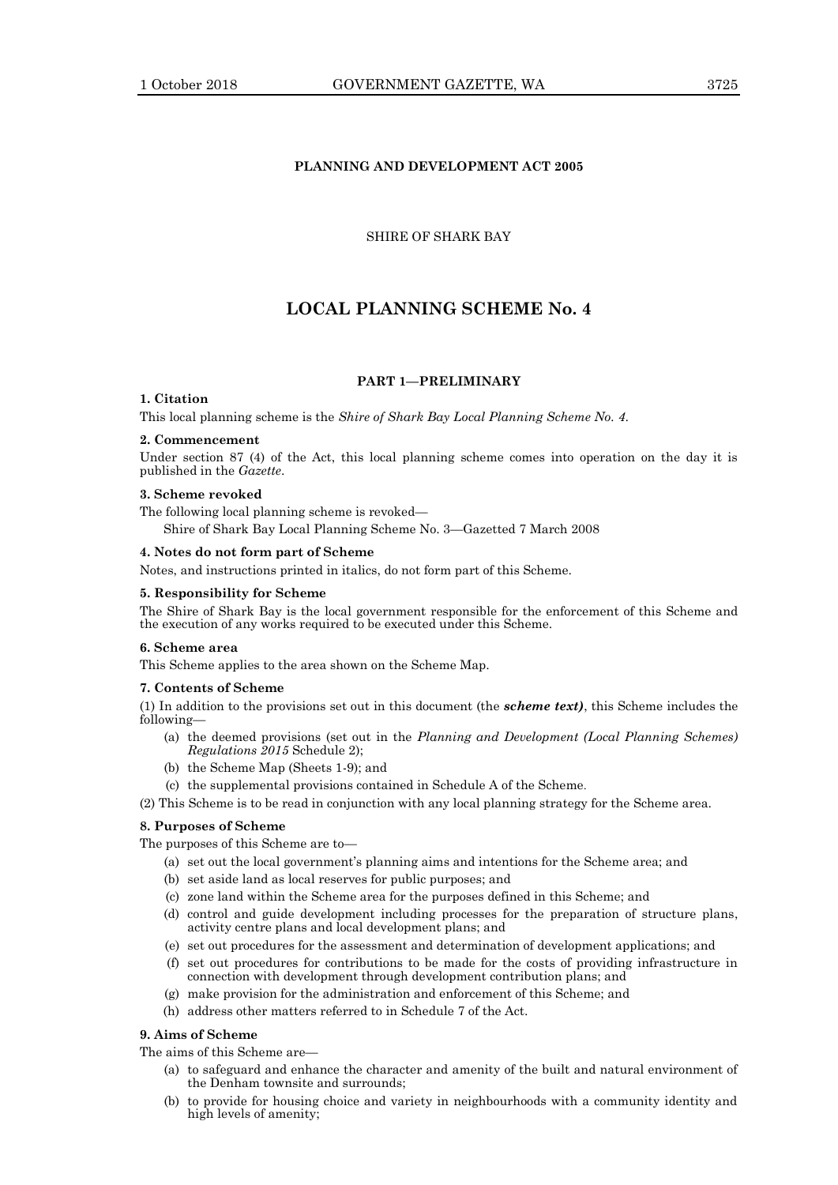**PLANNING AND DEVELOPMENT ACT 2005**

SHIRE OF SHARK BAY

# LOCAL PLANNING SCHEME No. 4

## PART 1—PRELIMINARY

**1. Citation**

This local planning scheme is the *Shire of Shark Bay Local Planning Scheme No. 4*.

**2. Commencement**

Under section 87 (4) of the Act, this local planning scheme comes into operation on the day it is published in the *Gazette*.

**3. Scheme revoked**

The following local planning scheme is revoked—

Shire of Shark Bay Local Planning Scheme No. 3—Gazetted 7 March 2008

**4. Notes do not form part of Scheme**

Notes, and instructions printed in italics, do not form part of this Scheme.

**5. Responsibility for Scheme**

The Shire of Shark Bay is the local government responsible for the enforcement of this Scheme and the execution of any works required to be executed under this Scheme.

**6. Scheme area**

This Scheme applies to the area shown on the Scheme Map.

**7. Contents of Scheme**

(1) In addition to the provisions set out in this document (the ***scheme text)***, this Scheme includes the following—

- (a) the deemed provisions (set out in the *Planning and Development (Local Planning Schemes) Regulations 2015* Schedule 2);
- (b) the Scheme Map (Sheets 1-9); and
- (c) the supplemental provisions contained in Schedule A of the Scheme.

(2) This Scheme is to be read in conjunction with any local planning strategy for the Scheme area.

**8. Purposes of Scheme**

The purposes of this Scheme are to—

- (a) set out the local government's planning aims and intentions for the Scheme area; and
- (b) set aside land as local reserves for public purposes; and
- (c) zone land within the Scheme area for the purposes defined in this Scheme; and
- (d) control and guide development including processes for the preparation of structure plans, activity centre plans and local development plans; and
- (e) set out procedures for the assessment and determination of development applications; and
- (f) set out procedures for contributions to be made for the costs of providing infrastructure in connection with development through development contribution plans; and
- (g) make provision for the administration and enforcement of this Scheme; and
- (h) address other matters referred to in Schedule 7 of the Act.

**9. Aims of Scheme**

The aims of this Scheme are—

- (a) to safeguard and enhance the character and amenity of the built and natural environment of the Denham townsite and surrounds;
- (b) to provide for housing choice and variety in neighbourhoods with a community identity and high levels of amenity;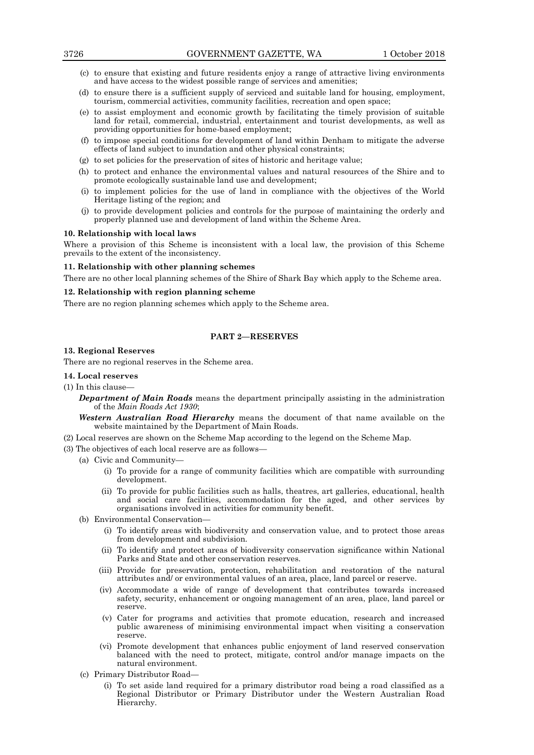(c) to ensure that existing and future residents enjoy a range of attractive living environments and have access to the widest possible range of services and amenities;

(d) to ensure there is a sufficient supply of serviced and suitable land for housing, employment, tourism, commercial activities, community facilities, recreation and open space;

(e) to assist employment and economic growth by facilitating the timely provision of suitable land for retail, commercial, industrial, entertainment and tourist developments, as well as providing opportunities for home-based employment;

(f) to impose special conditions for development of land within Denham to mitigate the adverse effects of land subject to inundation and other physical constraints;

(g) to set policies for the preservation of sites of historic and heritage value;

(h) to protect and enhance the environmental values and natural resources of the Shire and to promote ecologically sustainable land use and development;

(i) to implement policies for the use of land in compliance with the objectives of the World Heritage listing of the region; and

(j) to provide development policies and controls for the purpose of maintaining the orderly and properly planned use and development of land within the Scheme Area.

**10. Relationship with local laws**

Where a provision of this Scheme is inconsistent with a local law, the provision of this Scheme prevails to the extent of the inconsistency.

**11. Relationship with other planning schemes**

There are no other local planning schemes of the Shire of Shark Bay which apply to the Scheme area.

**12. Relationship with region planning scheme**

There are no region planning schemes which apply to the Scheme area.

## PART 2—RESERVES

**13. Regional Reserves**

There are no regional reserves in the Scheme area.

**14. Local reserves**

(1) In this clause—

***Department of Main Roads*** means the department principally assisting in the administration of the *Main Roads Act 1930*;

***Western Australian Road Hierarchy*** means the document of that name available on the website maintained by the Department of Main Roads.

(2) Local reserves are shown on the Scheme Map according to the legend on the Scheme Map.

(3) The objectives of each local reserve are as follows—

(a) Civic and Community—

(i) To provide for a range of community facilities which are compatible with surrounding development.

(ii) To provide for public facilities such as halls, theatres, art galleries, educational, health and social care facilities, accommodation for the aged, and other services by organisations involved in activities for community benefit.

(b) Environmental Conservation—

(i) To identify areas with biodiversity and conservation value, and to protect those areas from development and subdivision.

(ii) To identify and protect areas of biodiversity conservation significance within National Parks and State and other conservation reserves.

(iii) Provide for preservation, protection, rehabilitation and restoration of the natural attributes and/ or environmental values of an area, place, land parcel or reserve.

(iv) Accommodate a wide of range of development that contributes towards increased safety, security, enhancement or ongoing management of an area, place, land parcel or reserve.

(v) Cater for programs and activities that promote education, research and increased public awareness of minimising environmental impact when visiting a conservation reserve.

(vi) Promote development that enhances public enjoyment of land reserved conservation balanced with the need to protect, mitigate, control and/or manage impacts on the natural environment.

(c) Primary Distributor Road—

(i) To set aside land required for a primary distributor road being a road classified as a Regional Distributor or Primary Distributor under the Western Australian Road Hierarchy.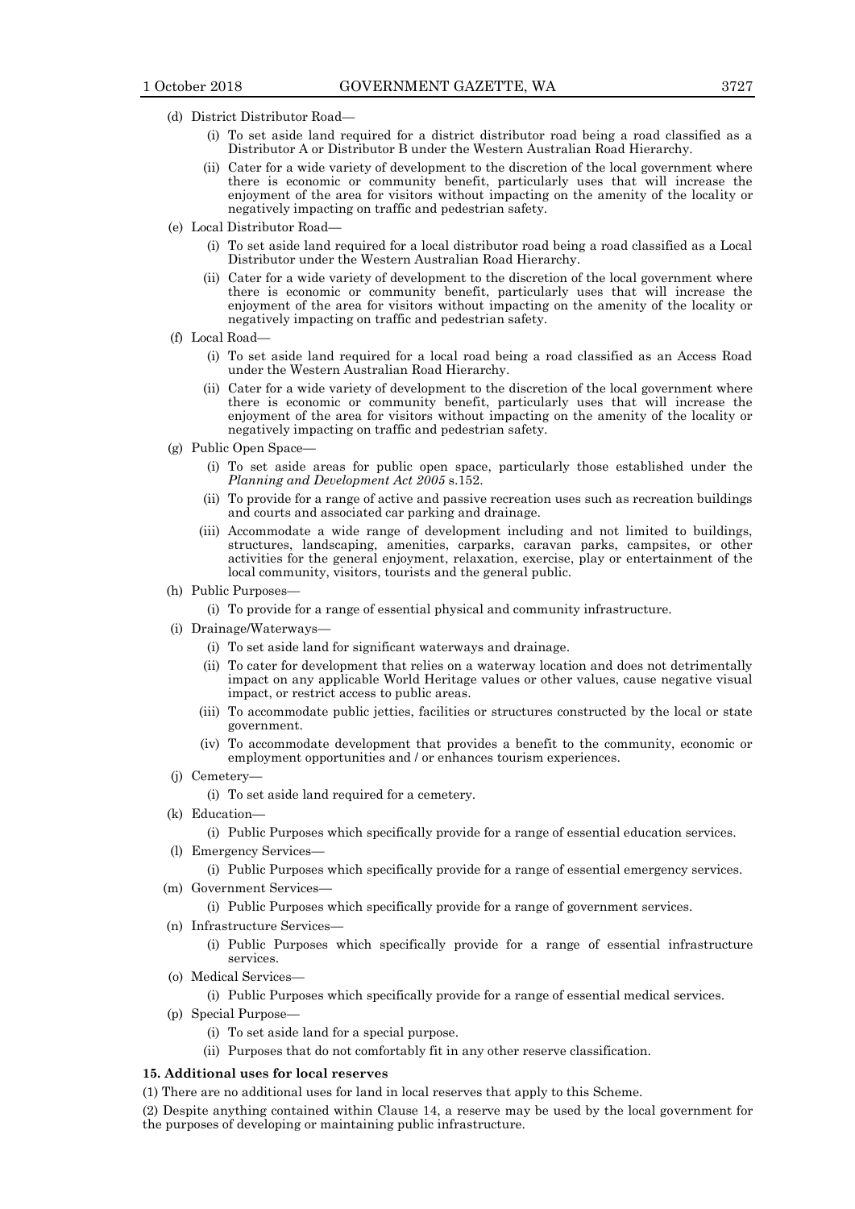(d) District Distributor Road—

(i) To set aside land required for a district distributor road being a road classified as a Distributor A or Distributor B under the Western Australian Road Hierarchy.

(ii) Cater for a wide variety of development to the discretion of the local government where there is economic or community benefit, particularly uses that will increase the enjoyment of the area for visitors without impacting on the amenity of the locality or negatively impacting on traffic and pedestrian safety.

(e) Local Distributor Road—

(i) To set aside land required for a local distributor road being a road classified as a Local Distributor under the Western Australian Road Hierarchy.

(ii) Cater for a wide variety of development to the discretion of the local government where there is economic or community benefit, particularly uses that will increase the enjoyment of the area for visitors without impacting on the amenity of the locality or negatively impacting on traffic and pedestrian safety.

(f) Local Road—

(i) To set aside land required for a local road being a road classified as an Access Road under the Western Australian Road Hierarchy.

(ii) Cater for a wide variety of development to the discretion of the local government where there is economic or community benefit, particularly uses that will increase the enjoyment of the area for visitors without impacting on the amenity of the locality or negatively impacting on traffic and pedestrian safety.

(g) Public Open Space—

(i) To set aside areas for public open space, particularly those established under the *Planning and Development Act 2005* s.152.

(ii) To provide for a range of active and passive recreation uses such as recreation buildings and courts and associated car parking and drainage.

(iii) Accommodate a wide range of development including and not limited to buildings, structures, landscaping, amenities, carparks, caravan parks, campsites, or other activities for the general enjoyment, relaxation, exercise, play or entertainment of the local community, visitors, tourists and the general public.

(h) Public Purposes—

(i) To provide for a range of essential physical and community infrastructure.

(i) Drainage/Waterways—

(i) To set aside land for significant waterways and drainage.

(ii) To cater for development that relies on a waterway location and does not detrimentally impact on any applicable World Heritage values or other values, cause negative visual impact, or restrict access to public areas.

(iii) To accommodate public jetties, facilities or structures constructed by the local or state government.

(iv) To accommodate development that provides a benefit to the community, economic or employment opportunities and / or enhances tourism experiences.

(j) Cemetery—

(i) To set aside land required for a cemetery.

(k) Education—

(i) Public Purposes which specifically provide for a range of essential education services.

(l) Emergency Services—

(i) Public Purposes which specifically provide for a range of essential emergency services.

(m) Government Services—

(i) Public Purposes which specifically provide for a range of government services.

(n) Infrastructure Services—

(i) Public Purposes which specifically provide for a range of essential infrastructure services.

(o) Medical Services—

(i) Public Purposes which specifically provide for a range of essential medical services.

(p) Special Purpose—

(i) To set aside land for a special purpose.

(ii) Purposes that do not comfortably fit in any other reserve classification.

**15. Additional uses for local reserves**

(1) There are no additional uses for land in local reserves that apply to this Scheme.

(2) Despite anything contained within Clause 14, a reserve may be used by the local government for the purposes of developing or maintaining public infrastructure.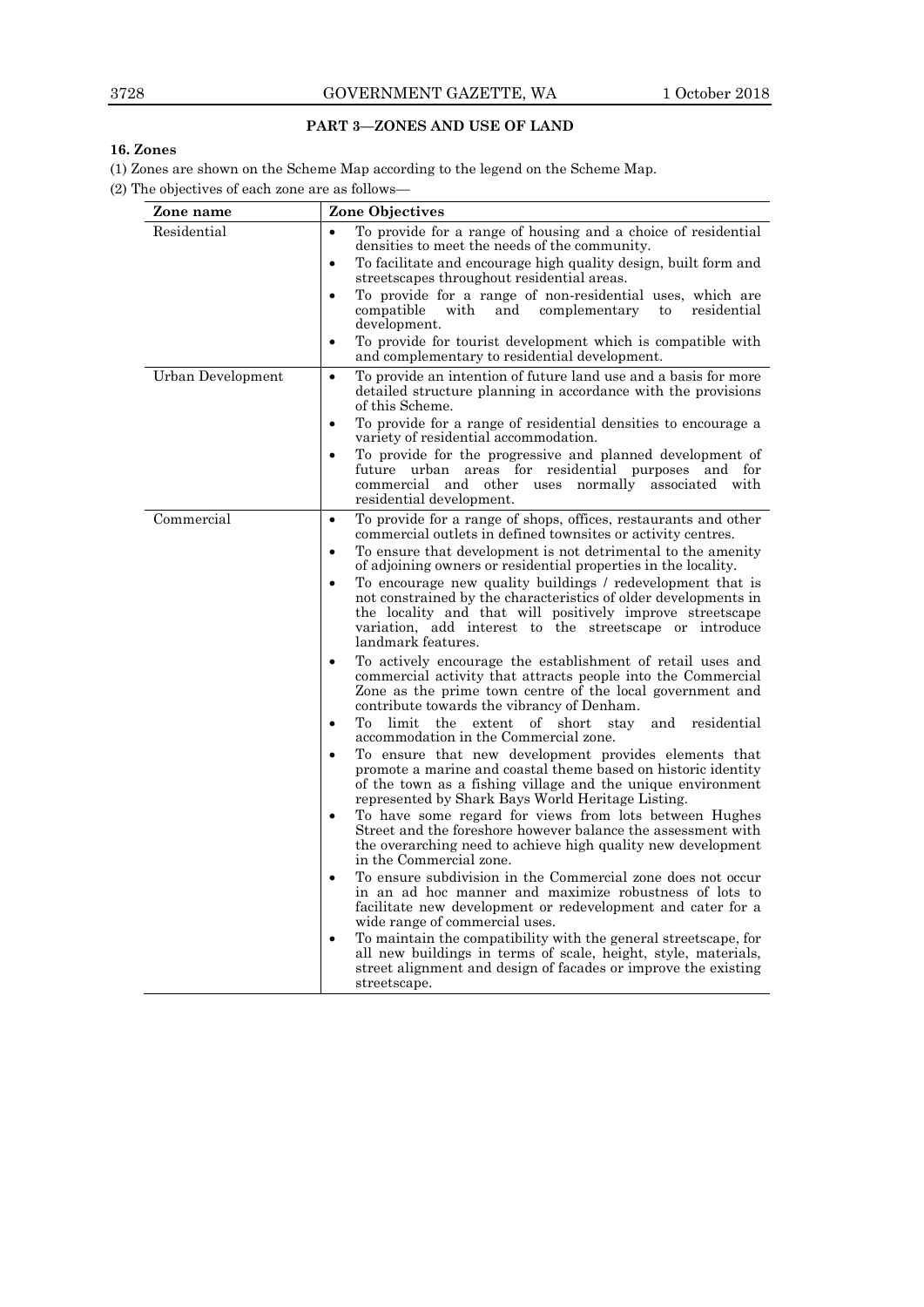## PART 3—ZONES AND USE OF LAND

### 16. Zones

(1) Zones are shown on the Scheme Map according to the legend on the Scheme Map.

(2) The objectives of each zone are as follows—

| Zone name | Zone Objectives |
|---|---|
| Residential | • To provide for a range of housing and a choice of residential densities to meet the needs of the community.<br>• To facilitate and encourage high quality design, built form and streetscapes throughout residential areas.<br>• To provide for a range of non-residential uses, which are compatible with and complementary to residential development.<br>• To provide for tourist development which is compatible with and complementary to residential development. |
| Urban Development | • To provide an intention of future land use and a basis for more detailed structure planning in accordance with the provisions of this Scheme.<br>• To provide for a range of residential densities to encourage a variety of residential accommodation.<br>• To provide for the progressive and planned development of future urban areas for residential purposes and for commercial and other uses normally associated with residential development. |
| Commercial | • To provide for a range of shops, offices, restaurants and other commercial outlets in defined townsites or activity centres.<br>• To ensure that development is not detrimental to the amenity of adjoining owners or residential properties in the locality.<br>• To encourage new quality buildings / redevelopment that is not constrained by the characteristics of older developments in the locality and that will positively improve streetscape variation, add interest to the streetscape or introduce landmark features.<br>• To actively encourage the establishment of retail uses and commercial activity that attracts people into the Commercial Zone as the prime town centre of the local government and contribute towards the vibrancy of Denham.<br>• To limit the extent of short stay and residential accommodation in the Commercial zone.<br>• To ensure that new development provides elements that promote a marine and coastal theme based on historic identity of the town as a fishing village and the unique environment represented by Shark Bays World Heritage Listing.<br>• To have some regard for views from lots between Hughes Street and the foreshore however balance the assessment with the overarching need to achieve high quality new development in the Commercial zone.<br>• To ensure subdivision in the Commercial zone does not occur in an ad hoc manner and maximize robustness of lots to facilitate new development or redevelopment and cater for a wide range of commercial uses.<br>• To maintain the compatibility with the general streetscape, for all new buildings in terms of scale, height, style, materials, street alignment and design of facades or improve the existing streetscape. |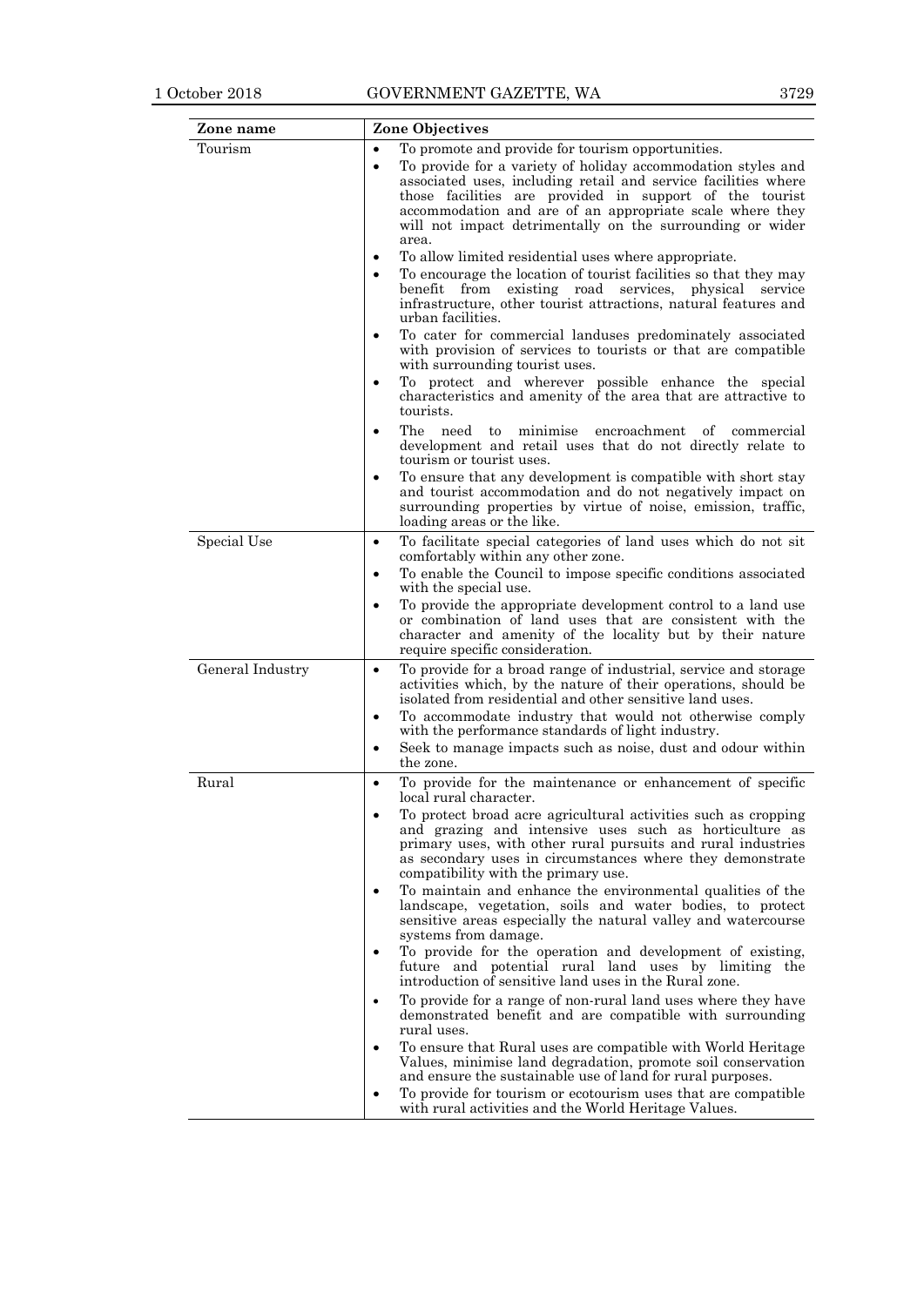| Zone name | Zone Objectives |
| --- | --- |
| Tourism | • To promote and provide for tourism opportunities.<br>• To provide for a variety of holiday accommodation styles and associated uses, including retail and service facilities where those facilities are provided in support of the tourist accommodation and are of an appropriate scale where they will not impact detrimentally on the surrounding or wider area.<br>• To allow limited residential uses where appropriate.<br>• To encourage the location of tourist facilities so that they may benefit from existing road services, physical service infrastructure, other tourist attractions, natural features and urban facilities.<br>• To cater for commercial landuses predominately associated with provision of services to tourists or that are compatible with surrounding tourist uses.<br>• To protect and wherever possible enhance the special characteristics and amenity of the area that are attractive to tourists.<br>• The need to minimise encroachment of commercial development and retail uses that do not directly relate to tourism or tourist uses.<br>• To ensure that any development is compatible with short stay and tourist accommodation and do not negatively impact on surrounding properties by virtue of noise, emission, traffic, loading areas or the like. |
| Special Use | • To facilitate special categories of land uses which do not sit comfortably within any other zone.<br>• To enable the Council to impose specific conditions associated with the special use.<br>• To provide the appropriate development control to a land use or combination of land uses that are consistent with the character and amenity of the locality but by their nature require specific consideration. |
| General Industry | • To provide for a broad range of industrial, service and storage activities which, by the nature of their operations, should be isolated from residential and other sensitive land uses.<br>• To accommodate industry that would not otherwise comply with the performance standards of light industry.<br>• Seek to manage impacts such as noise, dust and odour within the zone. |
| Rural | • To provide for the maintenance or enhancement of specific local rural character.<br>• To protect broad acre agricultural activities such as cropping and grazing and intensive uses such as horticulture as primary uses, with other rural pursuits and rural industries as secondary uses in circumstances where they demonstrate compatibility with the primary use.<br>• To maintain and enhance the environmental qualities of the landscape, vegetation, soils and water bodies, to protect sensitive areas especially the natural valley and watercourse systems from damage.<br>• To provide for the operation and development of existing, future and potential rural land uses by limiting the introduction of sensitive land uses in the Rural zone.<br>• To provide for a range of non-rural land uses where they have demonstrated benefit and are compatible with surrounding rural uses.<br>• To ensure that Rural uses are compatible with World Heritage Values, minimise land degradation, promote soil conservation and ensure the sustainable use of land for rural purposes.<br>• To provide for tourism or ecotourism uses that are compatible with rural activities and the World Heritage Values. |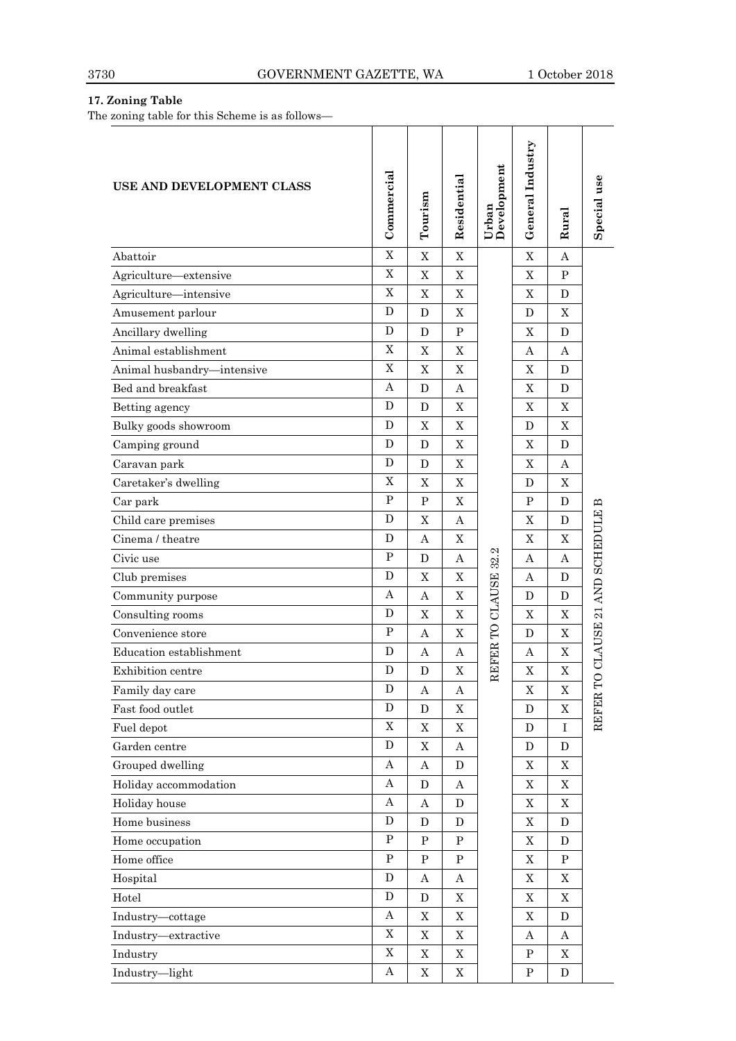**17. Zoning Table**

The zoning table for this Scheme is as follows—

| USE AND DEVELOPMENT CLASS | Commercial | Tourism | Residential | Urban Development | General Industry | Rural | Special use |
|---|---|---|---|---|---|---|---|
| Abattoir | X | X | X | REFER TO CLAUSE 32.2 | X | A | REFER TO CLAUSE 21 AND SCHEDULE B |
| Agriculture—extensive | X | X | X | | X | P | |
| Agriculture—intensive | X | X | X | | X | D | |
| Amusement parlour | D | D | X | | D | X | |
| Ancillary dwelling | D | D | P | | X | D | |
| Animal establishment | X | X | X | | A | A | |
| Animal husbandry—intensive | X | X | X | | X | D | |
| Bed and breakfast | A | D | A | | X | D | |
| Betting agency | D | D | X | | X | X | |
| Bulky goods showroom | D | X | X | | D | X | |
| Camping ground | D | D | X | | X | D | |
| Caravan park | D | D | X | | X | A | |
| Caretaker's dwelling | X | X | X | | D | X | |
| Car park | P | P | X | | P | D | |
| Child care premises | D | X | A | | X | D | |
| Cinema / theatre | D | A | X | | X | X | |
| Civic use | P | D | A | | A | A | |
| Club premises | D | X | X | | A | D | |
| Community purpose | A | A | X | | D | D | |
| Consulting rooms | D | X | X | | X | X | |
| Convenience store | P | A | X | | D | X | |
| Education establishment | D | A | A | | A | X | |
| Exhibition centre | D | D | X | | X | X | |
| Family day care | D | A | A | | X | X | |
| Fast food outlet | D | D | X | | D | X | |
| Fuel depot | X | X | X | | D | I | |
| Garden centre | D | X | A | | D | D | |
| Grouped dwelling | A | A | D | | X | X | |
| Holiday accommodation | A | D | A | | X | X | |
| Holiday house | A | A | D | | X | X | |
| Home business | D | D | D | | X | D | |
| Home occupation | P | P | P | | X | D | |
| Home office | P | P | P | | X | P | |
| Hospital | D | A | A | | X | X | |
| Hotel | D | D | X | | X | X | |
| Industry—cottage | A | X | X | | X | D | |
| Industry—extractive | X | X | X | | A | A | |
| Industry | X | X | X | | P | X | |
| Industry—light | A | X | X | | P | D | |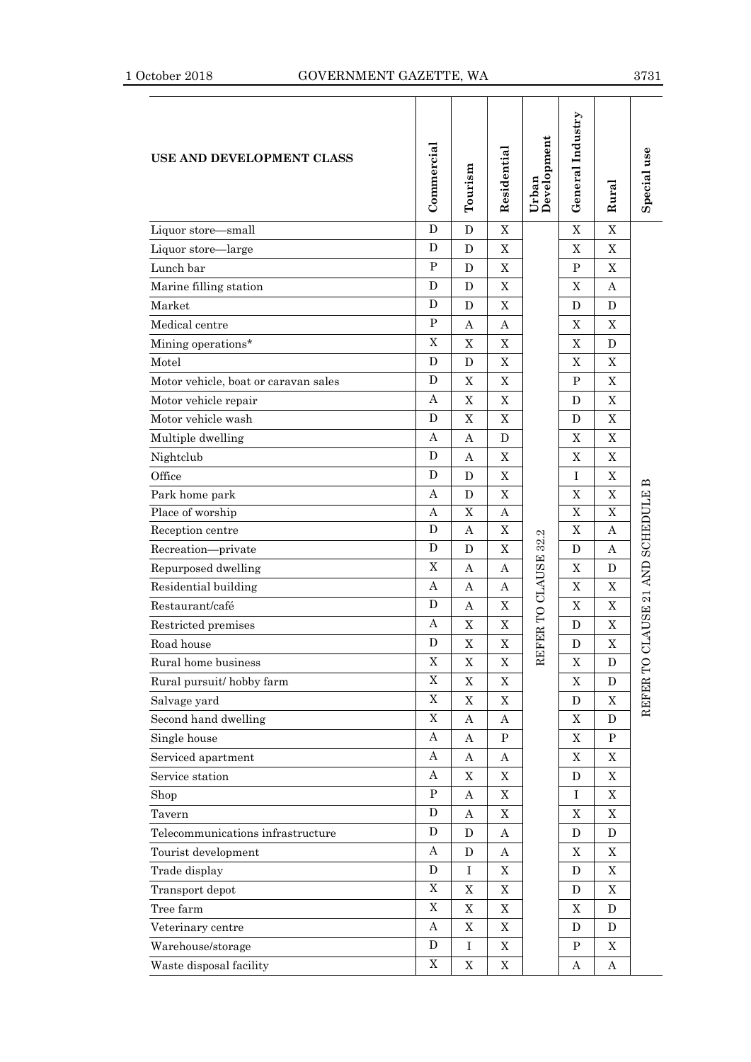| USE AND DEVELOPMENT CLASS | Commercial | Tourism | Residential | Urban Development | General Industry | Rural | Special use |
|---|---|---|---|---|---|---|---|
| Liquor store—small | D | D | X | REFER TO CLAUSE 32.2 | X | X | REFER TO CLAUSE 21 AND SCHEDULE B |
| Liquor store—large | D | D | X | | X | X | |
| Lunch bar | P | D | X | | P | X | |
| Marine filling station | D | D | X | | X | A | |
| Market | D | D | X | | D | D | |
| Medical centre | P | A | A | | X | X | |
| Mining operations* | X | X | X | | X | D | |
| Motel | D | D | X | | X | X | |
| Motor vehicle, boat or caravan sales | D | X | X | | P | X | |
| Motor vehicle repair | A | X | X | | D | X | |
| Motor vehicle wash | D | X | X | | D | X | |
| Multiple dwelling | A | A | D | | X | X | |
| Nightclub | D | A | X | | X | X | |
| Office | D | D | X | | I | X | |
| Park home park | A | D | X | | X | X | |
| Place of worship | A | X | A | | X | X | |
| Reception centre | D | A | X | | X | A | |
| Recreation—private | D | D | X | | D | A | |
| Repurposed dwelling | X | A | A | | X | D | |
| Residential building | A | A | A | | X | X | |
| Restaurant/café | D | A | X | | X | X | |
| Restricted premises | A | X | X | | D | X | |
| Road house | D | X | X | | D | X | |
| Rural home business | X | X | X | | X | D | |
| Rural pursuit/ hobby farm | X | X | X | | X | D | |
| Salvage yard | X | X | X | | D | X | |
| Second hand dwelling | X | A | A | | X | D | |
| Single house | A | A | P | | X | P | |
| Serviced apartment | A | A | A | | X | X | |
| Service station | A | X | X | | D | X | |
| Shop | P | A | X | | I | X | |
| Tavern | D | A | X | | X | X | |
| Telecommunications infrastructure | D | D | A | | D | D | |
| Tourist development | A | D | A | | X | X | |
| Trade display | D | I | X | | D | X | |
| Transport depot | X | X | X | | D | X | |
| Tree farm | X | X | X | | X | D | |
| Veterinary centre | A | X | X | | D | D | |
| Warehouse/storage | D | I | X | | P | X | |
| Waste disposal facility | X | X | X | | A | A | |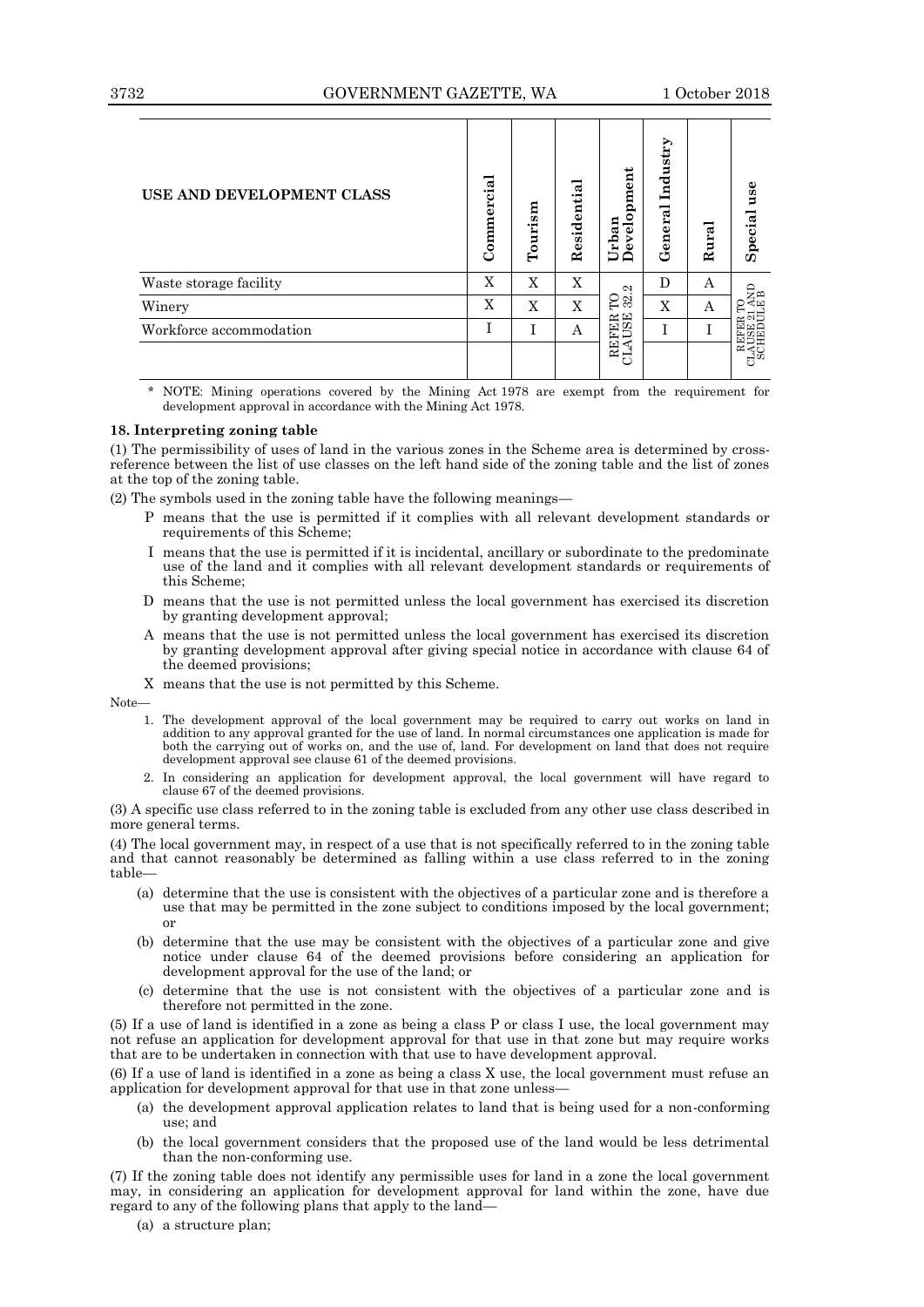| USE AND DEVELOPMENT CLASS | Commercial | Tourism | Residential | Urban Development | General Industry | Rural | Special use |
|---|---|---|---|---|---|---|---|
| Waste storage facility | X | X | X | REFER TO CLAUSE 32.2 | D | A | REFER TO CLAUSE 21 AND SCHEDULE B |
| Winery | X | X | X | | X | A | |
| Workforce accommodation | I | I | A | | I | I | |

\* NOTE: Mining operations covered by the Mining Act 1978 are exempt from the requirement for development approval in accordance with the Mining Act 1978.

**18. Interpreting zoning table**

(1) The permissibility of uses of land in the various zones in the Scheme area is determined by cross-reference between the list of use classes on the left hand side of the zoning table and the list of zones at the top of the zoning table.

(2) The symbols used in the zoning table have the following meanings—

- P means that the use is permitted if it complies with all relevant development standards or requirements of this Scheme;
- I means that the use is permitted if it is incidental, ancillary or subordinate to the predominate use of the land and it complies with all relevant development standards or requirements of this Scheme;
- D means that the use is not permitted unless the local government has exercised its discretion by granting development approval;
- A means that the use is not permitted unless the local government has exercised its discretion by granting development approval after giving special notice in accordance with clause 64 of the deemed provisions;
- X means that the use is not permitted by this Scheme.

Note—

1. The development approval of the local government may be required to carry out works on land in addition to any approval granted for the use of land. In normal circumstances one application is made for both the carrying out of works on, and the use of, land. For development on land that does not require development approval see clause 61 of the deemed provisions.
2. In considering an application for development approval, the local government will have regard to clause 67 of the deemed provisions.

(3) A specific use class referred to in the zoning table is excluded from any other use class described in more general terms.

(4) The local government may, in respect of a use that is not specifically referred to in the zoning table and that cannot reasonably be determined as falling within a use class referred to in the zoning table—

- (a) determine that the use is consistent with the objectives of a particular zone and is therefore a use that may be permitted in the zone subject to conditions imposed by the local government; or
- (b) determine that the use may be consistent with the objectives of a particular zone and give notice under clause 64 of the deemed provisions before considering an application for development approval for the use of the land; or
- (c) determine that the use is not consistent with the objectives of a particular zone and is therefore not permitted in the zone.

(5) If a use of land is identified in a zone as being a class P or class I use, the local government may not refuse an application for development approval for that use in that zone but may require works that are to be undertaken in connection with that use to have development approval.

(6) If a use of land is identified in a zone as being a class X use, the local government must refuse an application for development approval for that use in that zone unless—

- (a) the development approval application relates to land that is being used for a non-conforming use; and
- (b) the local government considers that the proposed use of the land would be less detrimental than the non-conforming use.

(7) If the zoning table does not identify any permissible uses for land in a zone the local government may, in considering an application for development approval for land within the zone, have due regard to any of the following plans that apply to the land—

- (a) a structure plan;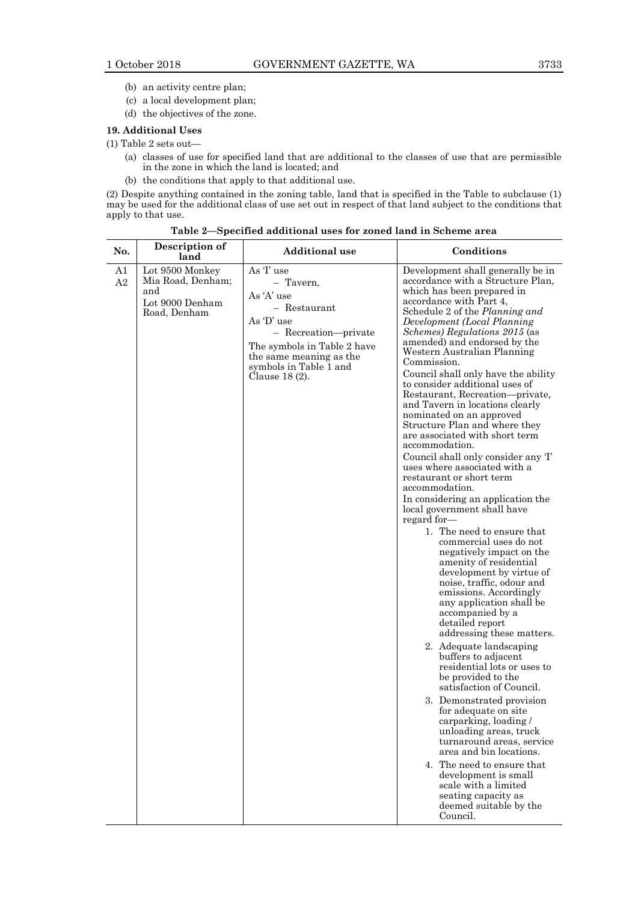(b) an activity centre plan;

(c) a local development plan;

(d) the objectives of the zone.

**19. Additional Uses**

(1) Table 2 sets out—

(a) classes of use for specified land that are additional to the classes of use that are permissible in the zone in which the land is located; and

(b) the conditions that apply to that additional use.

(2) Despite anything contained in the zoning table, land that is specified in the Table to subclause (1) may be used for the additional class of use set out in respect of that land subject to the conditions that apply to that use.

**Table 2—Specified additional uses for zoned land in Scheme area**

| No. | Description of land | Additional use | Conditions |
|---|---|---|---|
| A1<br>A2 | Lot 9500 Monkey Mia Road, Denham; and<br>Lot 9000 Denham Road, Denham | As 'I' use<br>– Tavern,<br>As 'A' use<br>– Restaurant<br>As 'D' use<br>– Recreation—private<br>The symbols in Table 2 have the same meaning as the symbols in Table 1 and Clause 18 (2). | Development shall generally be in accordance with a Structure Plan, which has been prepared in accordance with Part 4, Schedule 2 of the *Planning and Development (Local Planning Schemes) Regulations 2015* (as amended) and endorsed by the Western Australian Planning Commission.<br>Council shall only have the ability to consider additional uses of Restaurant, Recreation—private, and Tavern in locations clearly nominated on an approved Structure Plan and where they are associated with short term accommodation.<br>Council shall only consider any 'I' uses where associated with a restaurant or short term accommodation.<br>In considering an application the local government shall have regard for—<br>1. The need to ensure that commercial uses do not negatively impact on the amenity of residential development by virtue of noise, traffic, odour and emissions. Accordingly any application shall be accompanied by a detailed report addressing these matters.<br>2. Adequate landscaping buffers to adjacent residential lots or uses to be provided to the satisfaction of Council.<br>3. Demonstrated provision for adequate on site carparking, loading / unloading areas, truck turnaround areas, service area and bin locations.<br>4. The need to ensure that development is small scale with a limited seating capacity as deemed suitable by the Council. |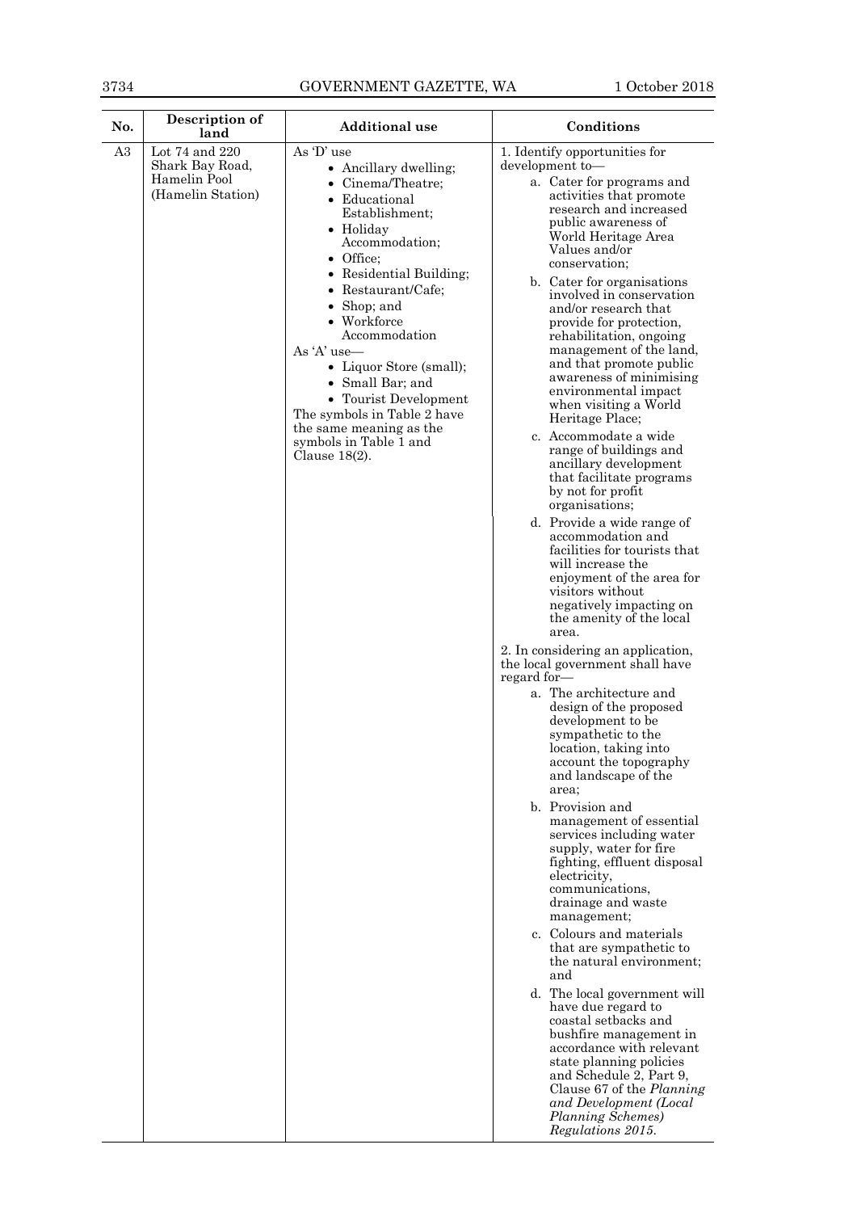| No. | Description of land | Additional use | Conditions |
|---|---|---|---|
| A3 | Lot 74 and 220 Shark Bay Road, Hamelin Pool (Hamelin Station) | As 'D' use<br>• Ancillary dwelling;<br>• Cinema/Theatre;<br>• Educational Establishment;<br>• Holiday Accommodation;<br>• Office;<br>• Residential Building;<br>• Restaurant/Cafe;<br>• Shop; and<br>• Workforce Accommodation<br>As 'A' use—<br>• Liquor Store (small);<br>• Small Bar; and<br>• Tourist Development<br>The symbols in Table 2 have the same meaning as the symbols in Table 1 and Clause 18(2). | 1. Identify opportunities for development to—<br>a. Cater for programs and activities that promote research and increased public awareness of World Heritage Area Values and/or conservation;<br>b. Cater for organisations involved in conservation and/or research that provide for protection, rehabilitation, ongoing management of the land, and that promote public awareness of minimising environmental impact when visiting a World Heritage Place;<br>c. Accommodate a wide range of buildings and ancillary development that facilitate programs by not for profit organisations;<br>d. Provide a wide range of accommodation and facilities for tourists that will increase the enjoyment of the area for visitors without negatively impacting on the amenity of the local area.<br>2. In considering an application, the local government shall have regard for—<br>a. The architecture and design of the proposed development to be sympathetic to the location, taking into account the topography and landscape of the area;<br>b. Provision and management of essential services including water supply, water for fire fighting, effluent disposal electricity, communications, drainage and waste management;<br>c. Colours and materials that are sympathetic to the natural environment; and<br>d. The local government will have due regard to coastal setbacks and bushfire management in accordance with relevant state planning policies and Schedule 2, Part 9, Clause 67 of the *Planning and Development (Local Planning Schemes) Regulations 2015.* |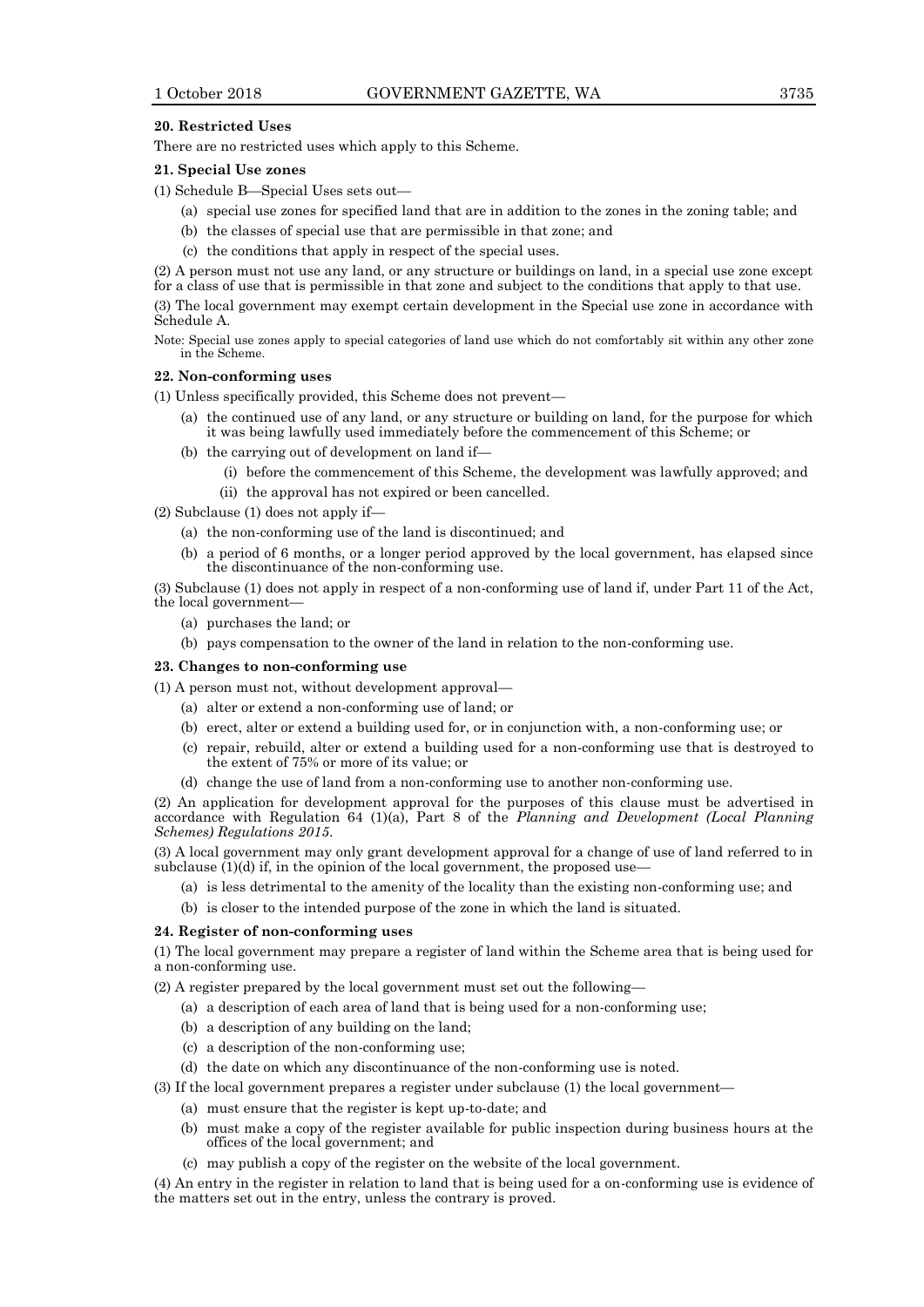**20. Restricted Uses**

There are no restricted uses which apply to this Scheme.

**21. Special Use zones**

(1) Schedule B—Special Uses sets out—

(a) special use zones for specified land that are in addition to the zones in the zoning table; and

(b) the classes of special use that are permissible in that zone; and

(c) the conditions that apply in respect of the special uses.

(2) A person must not use any land, or any structure or buildings on land, in a special use zone except for a class of use that is permissible in that zone and subject to the conditions that apply to that use.

(3) The local government may exempt certain development in the Special use zone in accordance with Schedule A.

Note: Special use zones apply to special categories of land use which do not comfortably sit within any other zone in the Scheme.

**22. Non-conforming uses**

(1) Unless specifically provided, this Scheme does not prevent—

(a) the continued use of any land, or any structure or building on land, for the purpose for which it was being lawfully used immediately before the commencement of this Scheme; or

(b) the carrying out of development on land if—

(i) before the commencement of this Scheme, the development was lawfully approved; and

(ii) the approval has not expired or been cancelled.

(2) Subclause (1) does not apply if—

(a) the non-conforming use of the land is discontinued; and

(b) a period of 6 months, or a longer period approved by the local government, has elapsed since the discontinuance of the non-conforming use.

(3) Subclause (1) does not apply in respect of a non-conforming use of land if, under Part 11 of the Act, the local government—

(a) purchases the land; or

(b) pays compensation to the owner of the land in relation to the non-conforming use.

**23. Changes to non-conforming use**

(1) A person must not, without development approval—

(a) alter or extend a non-conforming use of land; or

(b) erect, alter or extend a building used for, or in conjunction with, a non-conforming use; or

(c) repair, rebuild, alter or extend a building used for a non-conforming use that is destroyed to the extent of 75% or more of its value; or

(d) change the use of land from a non-conforming use to another non-conforming use.

(2) An application for development approval for the purposes of this clause must be advertised in accordance with Regulation 64 (1)(a), Part 8 of the *Planning and Development (Local Planning Schemes) Regulations 2015*.

(3) A local government may only grant development approval for a change of use of land referred to in subclause (1)(d) if, in the opinion of the local government, the proposed use—

(a) is less detrimental to the amenity of the locality than the existing non-conforming use; and

(b) is closer to the intended purpose of the zone in which the land is situated.

**24. Register of non-conforming uses**

(1) The local government may prepare a register of land within the Scheme area that is being used for a non-conforming use.

(2) A register prepared by the local government must set out the following—

(a) a description of each area of land that is being used for a non-conforming use;

(b) a description of any building on the land;

(c) a description of the non-conforming use;

(d) the date on which any discontinuance of the non-conforming use is noted.

(3) If the local government prepares a register under subclause (1) the local government—

(a) must ensure that the register is kept up-to-date; and

(b) must make a copy of the register available for public inspection during business hours at the offices of the local government; and

(c) may publish a copy of the register on the website of the local government.

(4) An entry in the register in relation to land that is being used for a on-conforming use is evidence of the matters set out in the entry, unless the contrary is proved.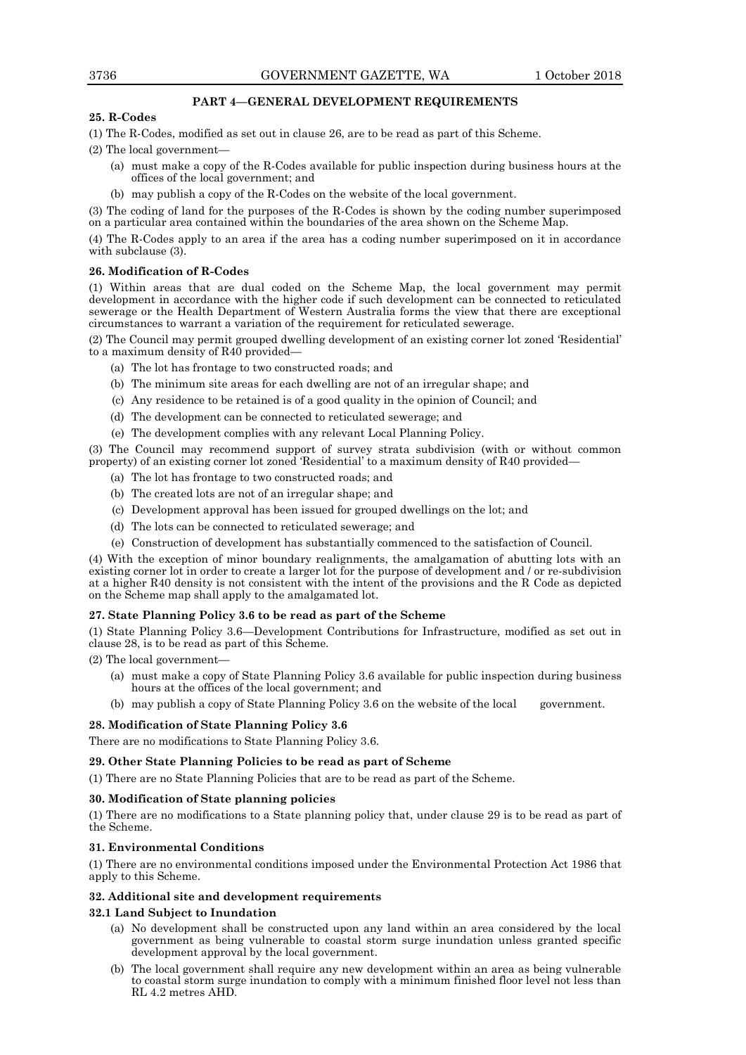## PART 4—GENERAL DEVELOPMENT REQUIREMENTS

**25. R-Codes**

(1) The R-Codes, modified as set out in clause 26, are to be read as part of this Scheme.

(2) The local government—

- (a) must make a copy of the R-Codes available for public inspection during business hours at the offices of the local government; and
- (b) may publish a copy of the R-Codes on the website of the local government.

(3) The coding of land for the purposes of the R-Codes is shown by the coding number superimposed on a particular area contained within the boundaries of the area shown on the Scheme Map.

(4) The R-Codes apply to an area if the area has a coding number superimposed on it in accordance with subclause (3).

**26. Modification of R-Codes**

(1) Within areas that are dual coded on the Scheme Map, the local government may permit development in accordance with the higher code if such development can be connected to reticulated sewerage or the Health Department of Western Australia forms the view that there are exceptional circumstances to warrant a variation of the requirement for reticulated sewerage.

(2) The Council may permit grouped dwelling development of an existing corner lot zoned 'Residential' to a maximum density of R40 provided—

- (a) The lot has frontage to two constructed roads; and
- (b) The minimum site areas for each dwelling are not of an irregular shape; and
- (c) Any residence to be retained is of a good quality in the opinion of Council; and
- (d) The development can be connected to reticulated sewerage; and
- (e) The development complies with any relevant Local Planning Policy.

(3) The Council may recommend support of survey strata subdivision (with or without common property) of an existing corner lot zoned 'Residential' to a maximum density of R40 provided—

- (a) The lot has frontage to two constructed roads; and
- (b) The created lots are not of an irregular shape; and
- (c) Development approval has been issued for grouped dwellings on the lot; and
- (d) The lots can be connected to reticulated sewerage; and
- (e) Construction of development has substantially commenced to the satisfaction of Council.

(4) With the exception of minor boundary realignments, the amalgamation of abutting lots with an existing corner lot in order to create a larger lot for the purpose of development and / or re-subdivision at a higher R40 density is not consistent with the intent of the provisions and the R Code as depicted on the Scheme map shall apply to the amalgamated lot.

**27. State Planning Policy 3.6 to be read as part of the Scheme**

(1) State Planning Policy 3.6—Development Contributions for Infrastructure, modified as set out in clause 28, is to be read as part of this Scheme.

(2) The local government—

- (a) must make a copy of State Planning Policy 3.6 available for public inspection during business hours at the offices of the local government; and
- (b) may publish a copy of State Planning Policy 3.6 on the website of the local government.

**28. Modification of State Planning Policy 3.6**

There are no modifications to State Planning Policy 3.6.

**29. Other State Planning Policies to be read as part of Scheme**

(1) There are no State Planning Policies that are to be read as part of the Scheme.

**30. Modification of State planning policies**

(1) There are no modifications to a State planning policy that, under clause 29 is to be read as part of the Scheme.

**31. Environmental Conditions**

(1) There are no environmental conditions imposed under the Environmental Protection Act 1986 that apply to this Scheme.

**32. Additional site and development requirements**

**32.1 Land Subject to Inundation**

- (a) No development shall be constructed upon any land within an area considered by the local government as being vulnerable to coastal storm surge inundation unless granted specific development approval by the local government.
- (b) The local government shall require any new development within an area as being vulnerable to coastal storm surge inundation to comply with a minimum finished floor level not less than RL 4.2 metres AHD.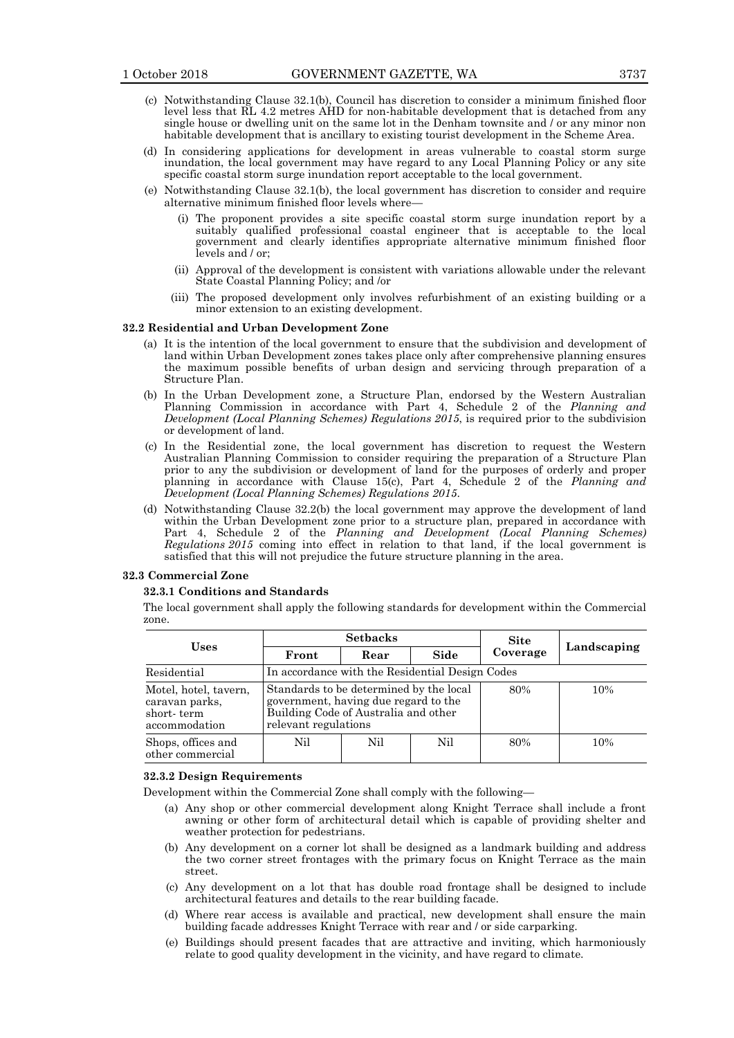(c) Notwithstanding Clause 32.1(b), Council has discretion to consider a minimum finished floor level less that RL 4.2 metres AHD for non-habitable development that is detached from any single house or dwelling unit on the same lot in the Denham townsite and / or any minor non habitable development that is ancillary to existing tourist development in the Scheme Area.

(d) In considering applications for development in areas vulnerable to coastal storm surge inundation, the local government may have regard to any Local Planning Policy or any site specific coastal storm surge inundation report acceptable to the local government.

(e) Notwithstanding Clause 32.1(b), the local government has discretion to consider and require alternative minimum finished floor levels where—

(i) The proponent provides a site specific coastal storm surge inundation report by a suitably qualified professional coastal engineer that is acceptable to the local government and clearly identifies appropriate alternative minimum finished floor levels and / or;

(ii) Approval of the development is consistent with variations allowable under the relevant State Coastal Planning Policy; and /or

(iii) The proposed development only involves refurbishment of an existing building or a minor extension to an existing development.

**32.2 Residential and Urban Development Zone**

(a) It is the intention of the local government to ensure that the subdivision and development of land within Urban Development zones takes place only after comprehensive planning ensures the maximum possible benefits of urban design and servicing through preparation of a Structure Plan.

(b) In the Urban Development zone, a Structure Plan, endorsed by the Western Australian Planning Commission in accordance with Part 4, Schedule 2 of the *Planning and Development (Local Planning Schemes) Regulations 2015*, is required prior to the subdivision or development of land.

(c) In the Residential zone, the local government has discretion to request the Western Australian Planning Commission to consider requiring the preparation of a Structure Plan prior to any the subdivision or development of land for the purposes of orderly and proper planning in accordance with Clause 15(c), Part 4, Schedule 2 of the *Planning and Development (Local Planning Schemes) Regulations 2015*.

(d) Notwithstanding Clause 32.2(b) the local government may approve the development of land within the Urban Development zone prior to a structure plan, prepared in accordance with Part 4, Schedule 2 of the *Planning and Development (Local Planning Schemes) Regulations 2015* coming into effect in relation to that land, if the local government is satisfied that this will not prejudice the future structure planning in the area.

**32.3 Commercial Zone**

**32.3.1 Conditions and Standards**

The local government shall apply the following standards for development within the Commercial zone.

| Uses | Setbacks | | | Site Coverage | Landscaping |
|---|---|---|---|---|---|
| | Front | Rear | Side | | |
| Residential | In accordance with the Residential Design Codes | | | | |
| Motel, hotel, tavern, caravan parks, short- term accommodation | Standards to be determined by the local government, having due regard to the Building Code of Australia and other relevant regulations | | | 80% | 10% |
| Shops, offices and other commercial | Nil | Nil | Nil | 80% | 10% |

**32.3.2 Design Requirements**

Development within the Commercial Zone shall comply with the following—

(a) Any shop or other commercial development along Knight Terrace shall include a front awning or other form of architectural detail which is capable of providing shelter and weather protection for pedestrians.

(b) Any development on a corner lot shall be designed as a landmark building and address the two corner street frontages with the primary focus on Knight Terrace as the main street.

(c) Any development on a lot that has double road frontage shall be designed to include architectural features and details to the rear building facade.

(d) Where rear access is available and practical, new development shall ensure the main building facade addresses Knight Terrace with rear and / or side carparking.

(e) Buildings should present facades that are attractive and inviting, which harmoniously relate to good quality development in the vicinity, and have regard to climate.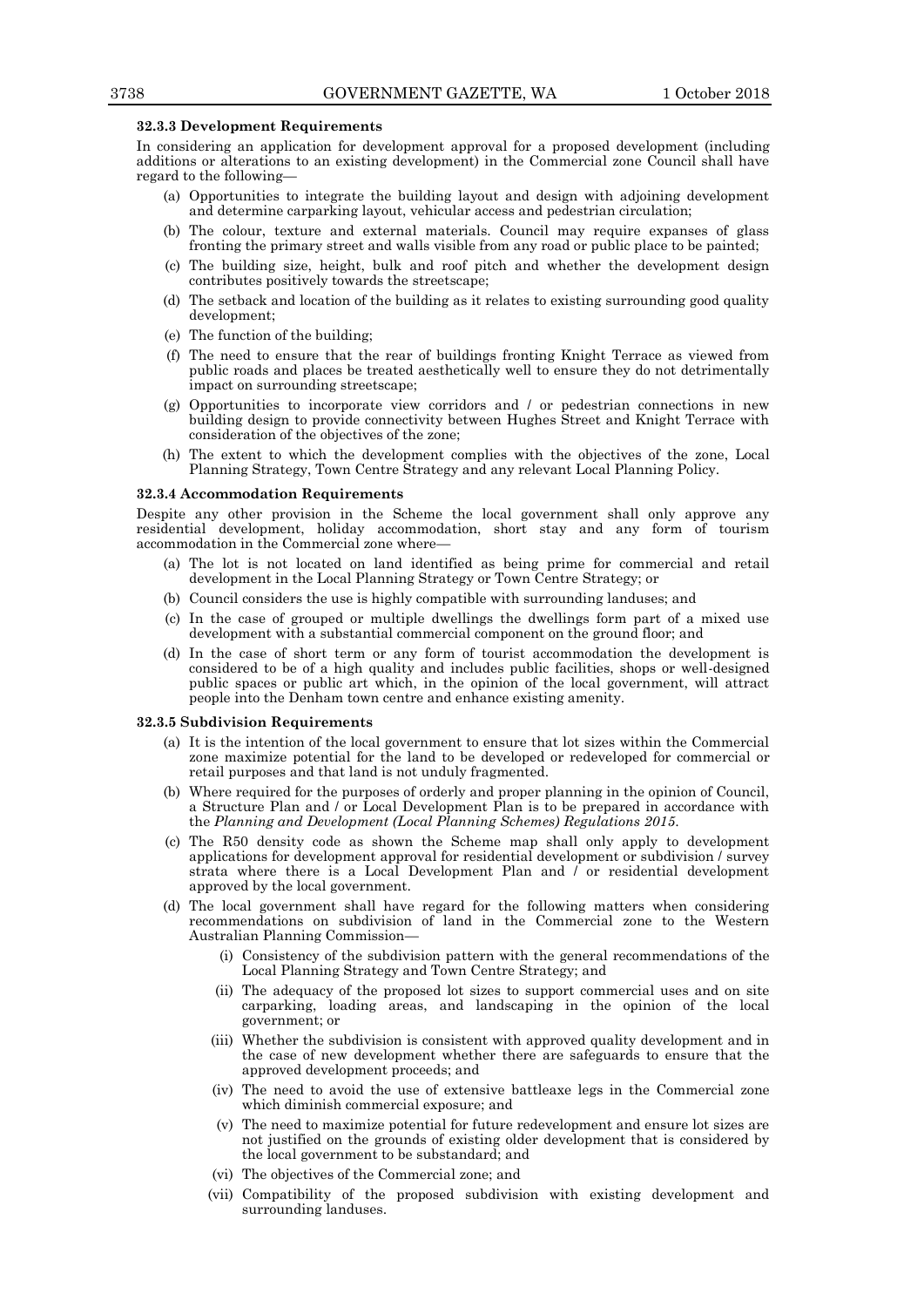**32.3.3 Development Requirements**

In considering an application for development approval for a proposed development (including additions or alterations to an existing development) in the Commercial zone Council shall have regard to the following—

(a) Opportunities to integrate the building layout and design with adjoining development and determine carparking layout, vehicular access and pedestrian circulation;

(b) The colour, texture and external materials. Council may require expanses of glass fronting the primary street and walls visible from any road or public place to be painted;

(c) The building size, height, bulk and roof pitch and whether the development design contributes positively towards the streetscape;

(d) The setback and location of the building as it relates to existing surrounding good quality development;

(e) The function of the building;

(f) The need to ensure that the rear of buildings fronting Knight Terrace as viewed from public roads and places be treated aesthetically well to ensure they do not detrimentally impact on surrounding streetscape;

(g) Opportunities to incorporate view corridors and / or pedestrian connections in new building design to provide connectivity between Hughes Street and Knight Terrace with consideration of the objectives of the zone;

(h) The extent to which the development complies with the objectives of the zone, Local Planning Strategy, Town Centre Strategy and any relevant Local Planning Policy.

**32.3.4 Accommodation Requirements**

Despite any other provision in the Scheme the local government shall only approve any residential development, holiday accommodation, short stay and any form of tourism accommodation in the Commercial zone where—

(a) The lot is not located on land identified as being prime for commercial and retail development in the Local Planning Strategy or Town Centre Strategy; or

(b) Council considers the use is highly compatible with surrounding landuses; and

(c) In the case of grouped or multiple dwellings the dwellings form part of a mixed use development with a substantial commercial component on the ground floor; and

(d) In the case of short term or any form of tourist accommodation the development is considered to be of a high quality and includes public facilities, shops or well-designed public spaces or public art which, in the opinion of the local government, will attract people into the Denham town centre and enhance existing amenity.

**32.3.5 Subdivision Requirements**

(a) It is the intention of the local government to ensure that lot sizes within the Commercial zone maximize potential for the land to be developed or redeveloped for commercial or retail purposes and that land is not unduly fragmented.

(b) Where required for the purposes of orderly and proper planning in the opinion of Council, a Structure Plan and / or Local Development Plan is to be prepared in accordance with the *Planning and Development (Local Planning Schemes) Regulations 2015*.

(c) The R50 density code as shown the Scheme map shall only apply to development applications for development approval for residential development or subdivision / survey strata where there is a Local Development Plan and / or residential development approved by the local government.

(d) The local government shall have regard for the following matters when considering recommendations on subdivision of land in the Commercial zone to the Western Australian Planning Commission—

  (i) Consistency of the subdivision pattern with the general recommendations of the Local Planning Strategy and Town Centre Strategy; and

  (ii) The adequacy of the proposed lot sizes to support commercial uses and on site carparking, loading areas, and landscaping in the opinion of the local government; or

  (iii) Whether the subdivision is consistent with approved quality development and in the case of new development whether there are safeguards to ensure that the approved development proceeds; and

  (iv) The need to avoid the use of extensive battleaxe legs in the Commercial zone which diminish commercial exposure; and

  (v) The need to maximize potential for future redevelopment and ensure lot sizes are not justified on the grounds of existing older development that is considered by the local government to be substandard; and

  (vi) The objectives of the Commercial zone; and

  (vii) Compatibility of the proposed subdivision with existing development and surrounding landuses.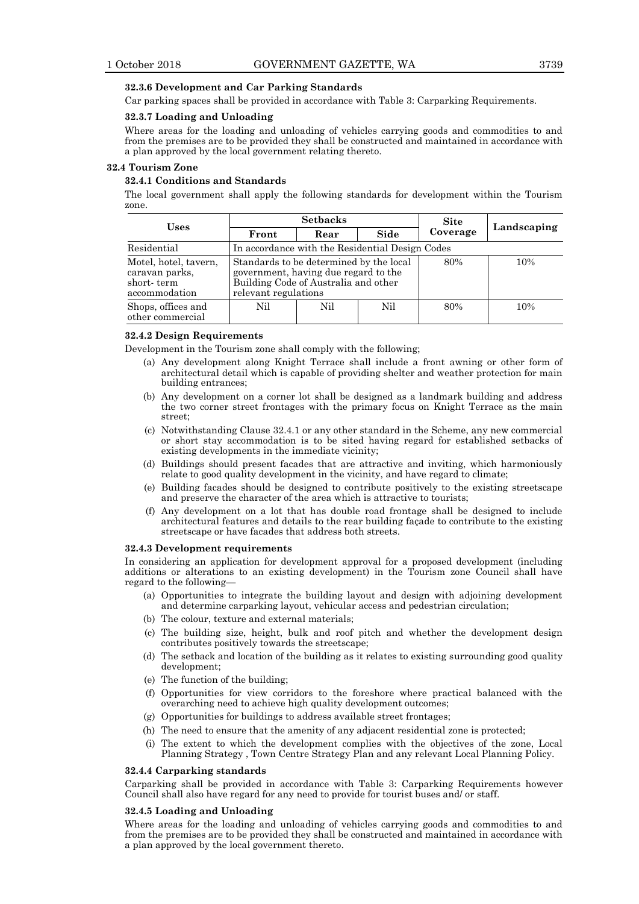#### 32.3.6 Development and Car Parking Standards

Car parking spaces shall be provided in accordance with Table 3: Carparking Requirements.

#### 32.3.7 Loading and Unloading

Where areas for the loading and unloading of vehicles carrying goods and commodities to and from the premises are to be provided they shall be constructed and maintained in accordance with a plan approved by the local government relating thereto.

### 32.4 Tourism Zone

#### 32.4.1 Conditions and Standards

The local government shall apply the following standards for development within the Tourism zone.

| Uses | Setbacks | | | Site Coverage | Landscaping |
|---|---|---|---|---|---|
| | Front | Rear | Side | | |
| Residential | In accordance with the Residential Design Codes | | | | |
| Motel, hotel, tavern, caravan parks, short- term accommodation | Standards to be determined by the local government, having due regard to the Building Code of Australia and other relevant regulations | | | 80% | 10% |
| Shops, offices and other commercial | Nil | Nil | Nil | 80% | 10% |

#### 32.4.2 Design Requirements

Development in the Tourism zone shall comply with the following;

(a) Any development along Knight Terrace shall include a front awning or other form of architectural detail which is capable of providing shelter and weather protection for main building entrances;

(b) Any development on a corner lot shall be designed as a landmark building and address the two corner street frontages with the primary focus on Knight Terrace as the main street;

(c) Notwithstanding Clause 32.4.1 or any other standard in the Scheme, any new commercial or short stay accommodation is to be sited having regard for established setbacks of existing developments in the immediate vicinity;

(d) Buildings should present facades that are attractive and inviting, which harmoniously relate to good quality development in the vicinity, and have regard to climate;

(e) Building facades should be designed to contribute positively to the existing streetscape and preserve the character of the area which is attractive to tourists;

(f) Any development on a lot that has double road frontage shall be designed to include architectural features and details to the rear building façade to contribute to the existing streetscape or have facades that address both streets.

#### 32.4.3 Development requirements

In considering an application for development approval for a proposed development (including additions or alterations to an existing development) in the Tourism zone Council shall have regard to the following—

(a) Opportunities to integrate the building layout and design with adjoining development and determine carparking layout, vehicular access and pedestrian circulation;

(b) The colour, texture and external materials;

(c) The building size, height, bulk and roof pitch and whether the development design contributes positively towards the streetscape;

(d) The setback and location of the building as it relates to existing surrounding good quality development;

(e) The function of the building;

(f) Opportunities for view corridors to the foreshore where practical balanced with the overarching need to achieve high quality development outcomes;

(g) Opportunities for buildings to address available street frontages;

(h) The need to ensure that the amenity of any adjacent residential zone is protected;

(i) The extent to which the development complies with the objectives of the zone, Local Planning Strategy , Town Centre Strategy Plan and any relevant Local Planning Policy.

#### 32.4.4 Carparking standards

Carparking shall be provided in accordance with Table 3: Carparking Requirements however Council shall also have regard for any need to provide for tourist buses and/ or staff.

#### 32.4.5 Loading and Unloading

Where areas for the loading and unloading of vehicles carrying goods and commodities to and from the premises are to be provided they shall be constructed and maintained in accordance with a plan approved by the local government thereto.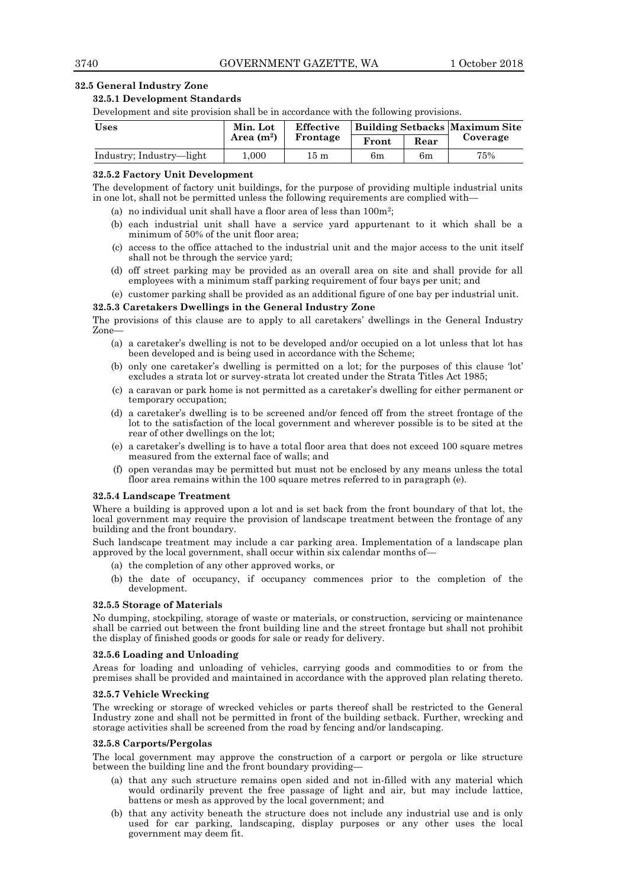### 32.5 General Industry Zone

#### 32.5.1 Development Standards

Development and site provision shall be in accordance with the following provisions.

| Uses | Min. Lot Area ($m^2$) | Effective Frontage | Building Setbacks | | Maximum Site Coverage |
|---|---|---|---|---|---|
| | | | Front | Rear | |
| Industry; Industry—light | 1,000 | 15 m | 6m | 6m | 75% |

#### 32.5.2 Factory Unit Development

The development of factory unit buildings, for the purpose of providing multiple industrial units in one lot, shall not be permitted unless the following requirements are complied with—

(a) no individual unit shall have a floor area of less than $100m^2$;

(b) each industrial unit shall have a service yard appurtenant to it which shall be a minimum of 50% of the unit floor area;

(c) access to the office attached to the industrial unit and the major access to the unit itself shall not be through the service yard;

(d) off street parking may be provided as an overall area on site and shall provide for all employees with a minimum staff parking requirement of four bays per unit; and

(e) customer parking shall be provided as an additional figure of one bay per industrial unit.

#### 32.5.3 Caretakers Dwellings in the General Industry Zone

The provisions of this clause are to apply to all caretakers' dwellings in the General Industry Zone—

(a) a caretaker's dwelling is not to be developed and/or occupied on a lot unless that lot has been developed and is being used in accordance with the Scheme;

(b) only one caretaker's dwelling is permitted on a lot; for the purposes of this clause 'lot' excludes a strata lot or survey-strata lot created under the Strata Titles Act 1985;

(c) a caravan or park home is not permitted as a caretaker's dwelling for either permanent or temporary occupation;

(d) a caretaker's dwelling is to be screened and/or fenced off from the street frontage of the lot to the satisfaction of the local government and wherever possible is to be sited at the rear of other dwellings on the lot;

(e) a caretaker's dwelling is to have a total floor area that does not exceed 100 square metres measured from the external face of walls; and

(f) open verandas may be permitted but must not be enclosed by any means unless the total floor area remains within the 100 square metres referred to in paragraph (e).

#### 32.5.4 Landscape Treatment

Where a building is approved upon a lot and is set back from the front boundary of that lot, the local government may require the provision of landscape treatment between the frontage of any building and the front boundary.

Such landscape treatment may include a car parking area. Implementation of a landscape plan approved by the local government, shall occur within six calendar months of—

(a) the completion of any other approved works, or

(b) the date of occupancy, if occupancy commences prior to the completion of the development.

#### 32.5.5 Storage of Materials

No dumping, stockpiling, storage of waste or materials, or construction, servicing or maintenance shall be carried out between the front building line and the street frontage but shall not prohibit the display of finished goods or goods for sale or ready for delivery.

#### 32.5.6 Loading and Unloading

Areas for loading and unloading of vehicles, carrying goods and commodities to or from the premises shall be provided and maintained in accordance with the approved plan relating thereto.

#### 32.5.7 Vehicle Wrecking

The wrecking or storage of wrecked vehicles or parts thereof shall be restricted to the General Industry zone and shall not be permitted in front of the building setback. Further, wrecking and storage activities shall be screened from the road by fencing and/or landscaping.

#### 32.5.8 Carports/Pergolas

The local government may approve the construction of a carport or pergola or like structure between the building line and the front boundary providing—

(a) that any such structure remains open sided and not in-filled with any material which would ordinarily prevent the free passage of light and air, but may include lattice, battens or mesh as approved by the local government; and

(b) that any activity beneath the structure does not include any industrial use and is only used for car parking, landscaping, display purposes or any other uses the local government may deem fit.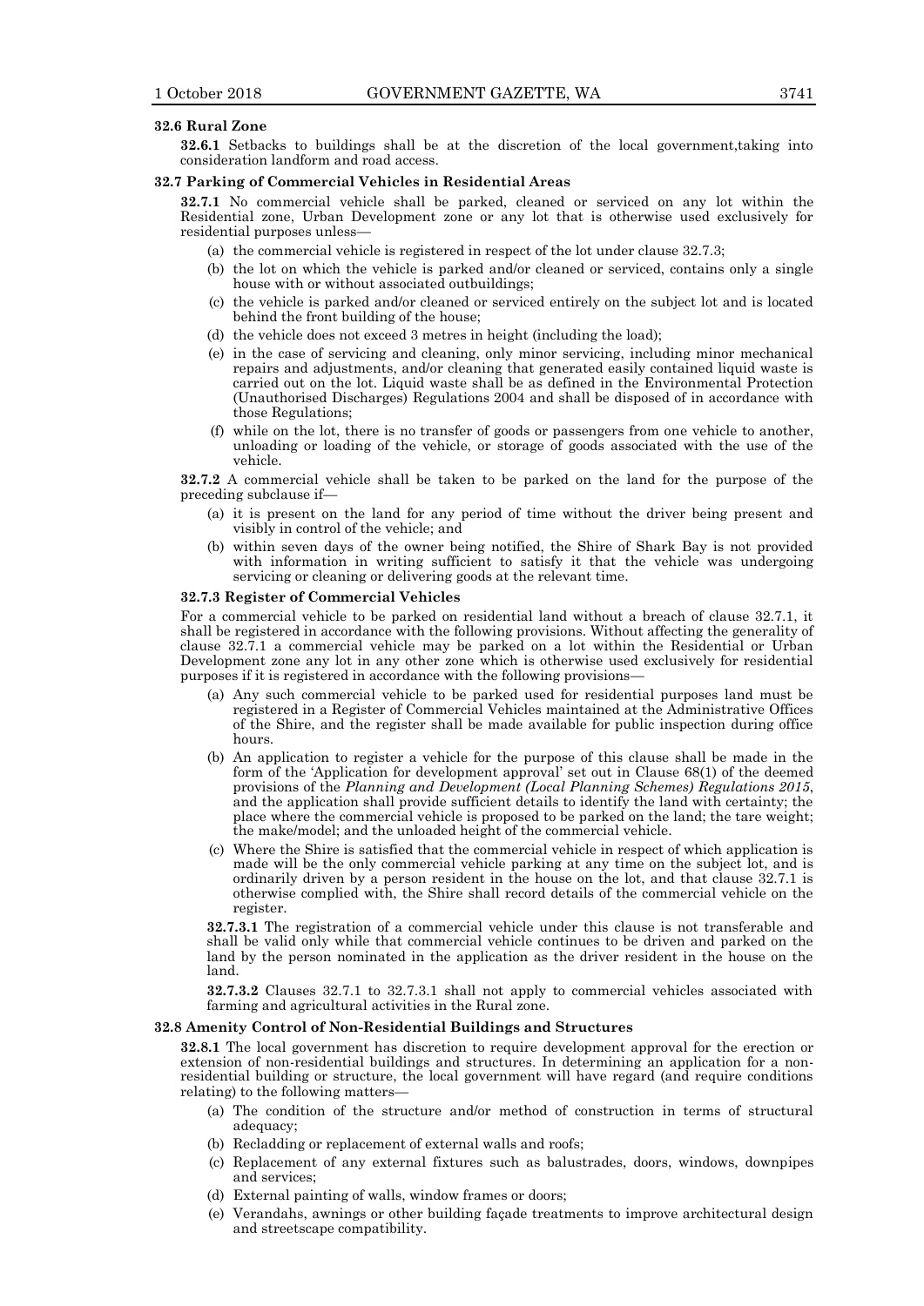**32.6 Rural Zone**

**32.6.1** Setbacks to buildings shall be at the discretion of the local government,taking into consideration landform and road access.

**32.7 Parking of Commercial Vehicles in Residential Areas**

**32.7.1** No commercial vehicle shall be parked, cleaned or serviced on any lot within the Residential zone, Urban Development zone or any lot that is otherwise used exclusively for residential purposes unless—

(a) the commercial vehicle is registered in respect of the lot under clause 32.7.3;

(b) the lot on which the vehicle is parked and/or cleaned or serviced, contains only a single house with or without associated outbuildings;

(c) the vehicle is parked and/or cleaned or serviced entirely on the subject lot and is located behind the front building of the house;

(d) the vehicle does not exceed 3 metres in height (including the load);

(e) in the case of servicing and cleaning, only minor servicing, including minor mechanical repairs and adjustments, and/or cleaning that generated easily contained liquid waste is carried out on the lot. Liquid waste shall be as defined in the Environmental Protection (Unauthorised Discharges) Regulations 2004 and shall be disposed of in accordance with those Regulations;

(f) while on the lot, there is no transfer of goods or passengers from one vehicle to another, unloading or loading of the vehicle, or storage of goods associated with the use of the vehicle.

**32.7.2** A commercial vehicle shall be taken to be parked on the land for the purpose of the preceding subclause if—

(a) it is present on the land for any period of time without the driver being present and visibly in control of the vehicle; and

(b) within seven days of the owner being notified, the Shire of Shark Bay is not provided with information in writing sufficient to satisfy it that the vehicle was undergoing servicing or cleaning or delivering goods at the relevant time.

**32.7.3 Register of Commercial Vehicles**

For a commercial vehicle to be parked on residential land without a breach of clause 32.7.1, it shall be registered in accordance with the following provisions. Without affecting the generality of clause 32.7.1 a commercial vehicle may be parked on a lot within the Residential or Urban Development zone any lot in any other zone which is otherwise used exclusively for residential purposes if it is registered in accordance with the following provisions—

(a) Any such commercial vehicle to be parked used for residential purposes land must be registered in a Register of Commercial Vehicles maintained at the Administrative Offices of the Shire, and the register shall be made available for public inspection during office hours.

(b) An application to register a vehicle for the purpose of this clause shall be made in the form of the 'Application for development approval' set out in Clause 68(1) of the deemed provisions of the *Planning and Development (Local Planning Schemes) Regulations 2015*, and the application shall provide sufficient details to identify the land with certainty; the place where the commercial vehicle is proposed to be parked on the land; the tare weight; the make/model; and the unloaded height of the commercial vehicle.

(c) Where the Shire is satisfied that the commercial vehicle in respect of which application is made will be the only commercial vehicle parking at any time on the subject lot, and is ordinarily driven by a person resident in the house on the lot, and that clause 32.7.1 is otherwise complied with, the Shire shall record details of the commercial vehicle on the register.

**32.7.3.1** The registration of a commercial vehicle under this clause is not transferable and shall be valid only while that commercial vehicle continues to be driven and parked on the land by the person nominated in the application as the driver resident in the house on the land.

**32.7.3.2** Clauses 32.7.1 to 32.7.3.1 shall not apply to commercial vehicles associated with farming and agricultural activities in the Rural zone.

**32.8 Amenity Control of Non-Residential Buildings and Structures**

**32.8.1** The local government has discretion to require development approval for the erection or extension of non-residential buildings and structures. In determining an application for a non-residential building or structure, the local government will have regard (and require conditions relating) to the following matters—

(a) The condition of the structure and/or method of construction in terms of structural adequacy;

(b) Recladding or replacement of external walls and roofs;

(c) Replacement of any external fixtures such as balustrades, doors, windows, downpipes and services;

(d) External painting of walls, window frames or doors;

(e) Verandahs, awnings or other building façade treatments to improve architectural design and streetscape compatibility.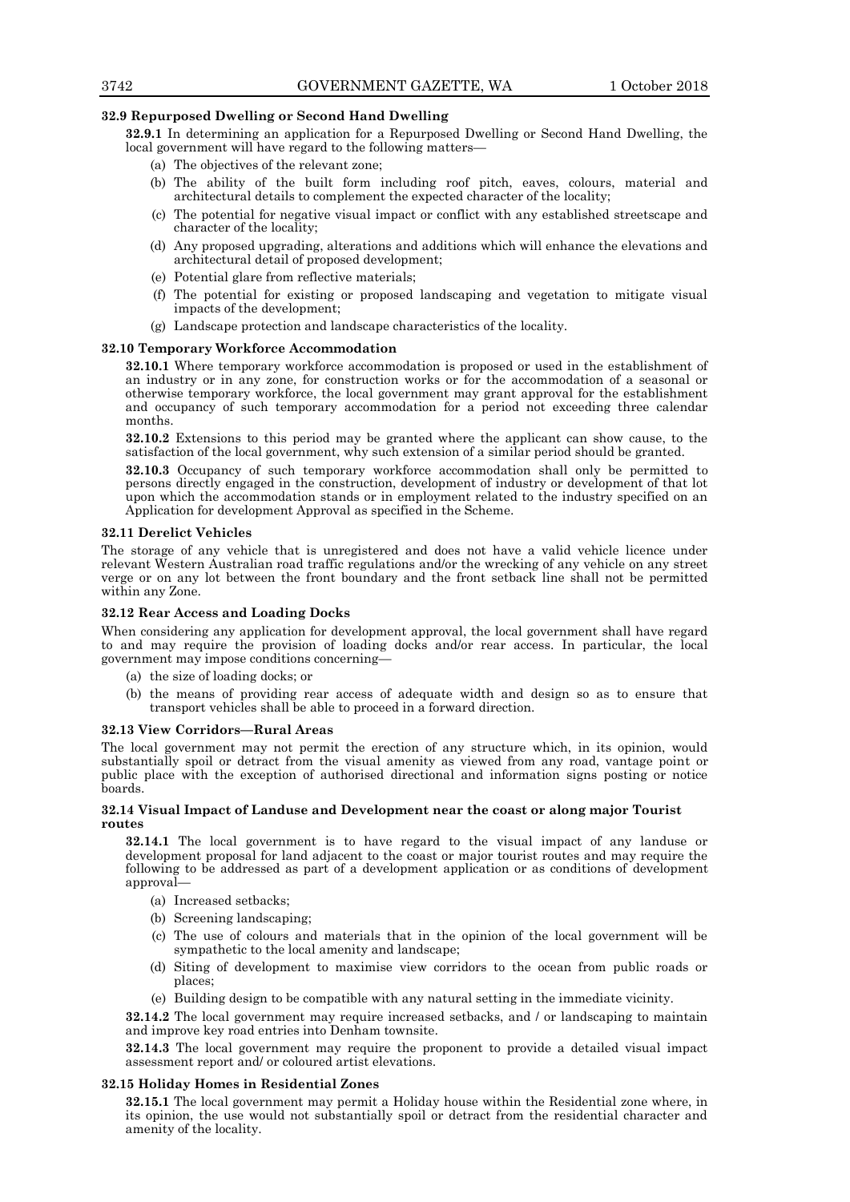**32.9 Repurposed Dwelling or Second Hand Dwelling**

**32.9.1** In determining an application for a Repurposed Dwelling or Second Hand Dwelling, the local government will have regard to the following matters—

(a) The objectives of the relevant zone;

(b) The ability of the built form including roof pitch, eaves, colours, material and architectural details to complement the expected character of the locality;

(c) The potential for negative visual impact or conflict with any established streetscape and character of the locality;

(d) Any proposed upgrading, alterations and additions which will enhance the elevations and architectural detail of proposed development;

(e) Potential glare from reflective materials;

(f) The potential for existing or proposed landscaping and vegetation to mitigate visual impacts of the development;

(g) Landscape protection and landscape characteristics of the locality.

**32.10 Temporary Workforce Accommodation**

**32.10.1** Where temporary workforce accommodation is proposed or used in the establishment of an industry or in any zone, for construction works or for the accommodation of a seasonal or otherwise temporary workforce, the local government may grant approval for the establishment and occupancy of such temporary accommodation for a period not exceeding three calendar months.

**32.10.2** Extensions to this period may be granted where the applicant can show cause, to the satisfaction of the local government, why such extension of a similar period should be granted.

**32.10.3** Occupancy of such temporary workforce accommodation shall only be permitted to persons directly engaged in the construction, development of industry or development of that lot upon which the accommodation stands or in employment related to the industry specified on an Application for development Approval as specified in the Scheme.

**32.11 Derelict Vehicles**

The storage of any vehicle that is unregistered and does not have a valid vehicle licence under relevant Western Australian road traffic regulations and/or the wrecking of any vehicle on any street verge or on any lot between the front boundary and the front setback line shall not be permitted within any Zone.

**32.12 Rear Access and Loading Docks**

When considering any application for development approval, the local government shall have regard to and may require the provision of loading docks and/or rear access. In particular, the local government may impose conditions concerning—

(a) the size of loading docks; or

(b) the means of providing rear access of adequate width and design so as to ensure that transport vehicles shall be able to proceed in a forward direction.

**32.13 View Corridors—Rural Areas**

The local government may not permit the erection of any structure which, in its opinion, would substantially spoil or detract from the visual amenity as viewed from any road, vantage point or public place with the exception of authorised directional and information signs posting or notice boards.

**32.14 Visual Impact of Landuse and Development near the coast or along major Tourist routes**

**32.14.1** The local government is to have regard to the visual impact of any landuse or development proposal for land adjacent to the coast or major tourist routes and may require the following to be addressed as part of a development application or as conditions of development approval—

(a) Increased setbacks;

(b) Screening landscaping;

(c) The use of colours and materials that in the opinion of the local government will be sympathetic to the local amenity and landscape;

(d) Siting of development to maximise view corridors to the ocean from public roads or places;

(e) Building design to be compatible with any natural setting in the immediate vicinity.

**32.14.2** The local government may require increased setbacks, and / or landscaping to maintain and improve key road entries into Denham townsite.

**32.14.3** The local government may require the proponent to provide a detailed visual impact assessment report and/ or coloured artist elevations.

**32.15 Holiday Homes in Residential Zones**

**32.15.1** The local government may permit a Holiday house within the Residential zone where, in its opinion, the use would not substantially spoil or detract from the residential character and amenity of the locality.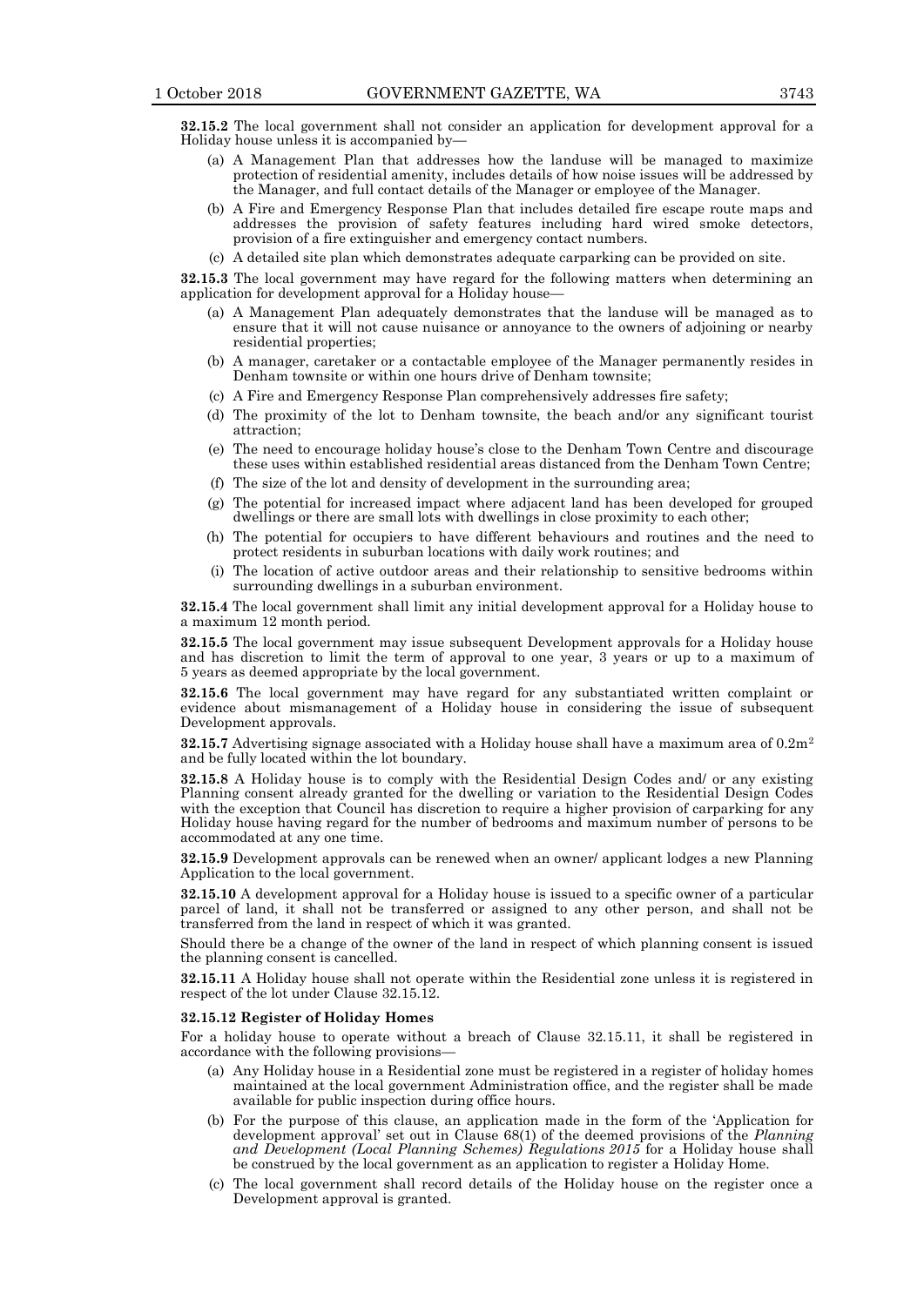**32.15.2** The local government shall not consider an application for development approval for a Holiday house unless it is accompanied by—

(a) A Management Plan that addresses how the landuse will be managed to maximize protection of residential amenity, includes details of how noise issues will be addressed by the Manager, and full contact details of the Manager or employee of the Manager.

(b) A Fire and Emergency Response Plan that includes detailed fire escape route maps and addresses the provision of safety features including hard wired smoke detectors, provision of a fire extinguisher and emergency contact numbers.

(c) A detailed site plan which demonstrates adequate carparking can be provided on site.

**32.15.3** The local government may have regard for the following matters when determining an application for development approval for a Holiday house—

(a) A Management Plan adequately demonstrates that the landuse will be managed as to ensure that it will not cause nuisance or annoyance to the owners of adjoining or nearby residential properties;

(b) A manager, caretaker or a contactable employee of the Manager permanently resides in Denham townsite or within one hours drive of Denham townsite;

(c) A Fire and Emergency Response Plan comprehensively addresses fire safety;

(d) The proximity of the lot to Denham townsite, the beach and/or any significant tourist attraction;

(e) The need to encourage holiday house's close to the Denham Town Centre and discourage these uses within established residential areas distanced from the Denham Town Centre;

(f) The size of the lot and density of development in the surrounding area;

(g) The potential for increased impact where adjacent land has been developed for grouped dwellings or there are small lots with dwellings in close proximity to each other;

(h) The potential for occupiers to have different behaviours and routines and the need to protect residents in suburban locations with daily work routines; and

(i) The location of active outdoor areas and their relationship to sensitive bedrooms within surrounding dwellings in a suburban environment.

**32.15.4** The local government shall limit any initial development approval for a Holiday house to a maximum 12 month period.

**32.15.5** The local government may issue subsequent Development approvals for a Holiday house and has discretion to limit the term of approval to one year, 3 years or up to a maximum of 5 years as deemed appropriate by the local government.

**32.15.6** The local government may have regard for any substantiated written complaint or evidence about mismanagement of a Holiday house in considering the issue of subsequent Development approvals.

**32.15.7** Advertising signage associated with a Holiday house shall have a maximum area of $0.2m^2$ and be fully located within the lot boundary.

**32.15.8** A Holiday house is to comply with the Residential Design Codes and/ or any existing Planning consent already granted for the dwelling or variation to the Residential Design Codes with the exception that Council has discretion to require a higher provision of carparking for any Holiday house having regard for the number of bedrooms and maximum number of persons to be accommodated at any one time.

**32.15.9** Development approvals can be renewed when an owner/ applicant lodges a new Planning Application to the local government.

**32.15.10** A development approval for a Holiday house is issued to a specific owner of a particular parcel of land, it shall not be transferred or assigned to any other person, and shall not be transferred from the land in respect of which it was granted.

Should there be a change of the owner of the land in respect of which planning consent is issued the planning consent is cancelled.

**32.15.11** A Holiday house shall not operate within the Residential zone unless it is registered in respect of the lot under Clause 32.15.12.

**32.15.12 Register of Holiday Homes**

For a holiday house to operate without a breach of Clause 32.15.11, it shall be registered in accordance with the following provisions—

(a) Any Holiday house in a Residential zone must be registered in a register of holiday homes maintained at the local government Administration office, and the register shall be made available for public inspection during office hours.

(b) For the purpose of this clause, an application made in the form of the 'Application for development approval' set out in Clause 68(1) of the deemed provisions of the *Planning and Development (Local Planning Schemes) Regulations 2015* for a Holiday house shall be construed by the local government as an application to register a Holiday Home.

(c) The local government shall record details of the Holiday house on the register once a Development approval is granted.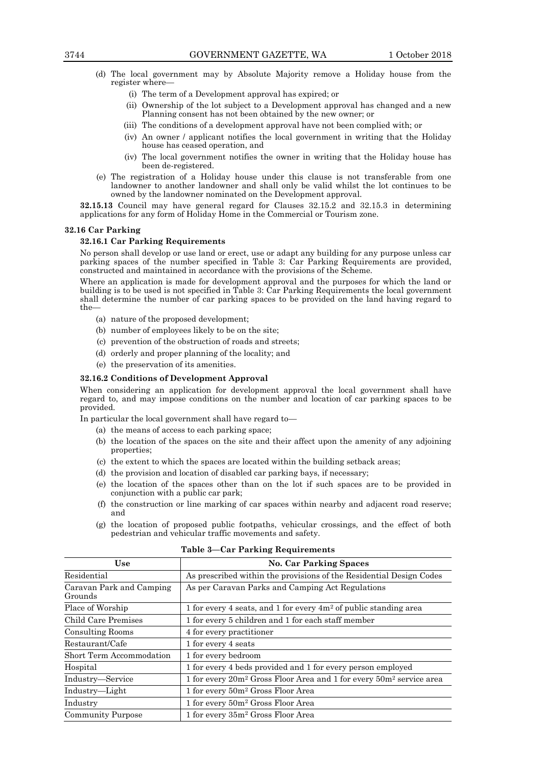(d) The local government may by Absolute Majority remove a Holiday house from the register where—

  (i) The term of a Development approval has expired; or

  (ii) Ownership of the lot subject to a Development approval has changed and a new Planning consent has not been obtained by the new owner; or

  (iii) The conditions of a development approval have not been complied with; or

  (iv) An owner / applicant notifies the local government in writing that the Holiday house has ceased operation, and

  (iv) The local government notifies the owner in writing that the Holiday house has been de-registered.

(e) The registration of a Holiday house under this clause is not transferable from one landowner to another landowner and shall only be valid whilst the lot continues to be owned by the landowner nominated on the Development approval.

**32.15.13** Council may have general regard for Clauses 32.15.2 and 32.15.3 in determining applications for any form of Holiday Home in the Commercial or Tourism zone.

### 32.16 Car Parking

#### 32.16.1 Car Parking Requirements

No person shall develop or use land or erect, use or adapt any building for any purpose unless car parking spaces of the number specified in Table 3: Car Parking Requirements are provided, constructed and maintained in accordance with the provisions of the Scheme.

Where an application is made for development approval and the purposes for which the land or building is to be used is not specified in Table 3: Car Parking Requirements the local government shall determine the number of car parking spaces to be provided on the land having regard to the—

(a) nature of the proposed development;

(b) number of employees likely to be on the site;

(c) prevention of the obstruction of roads and streets;

(d) orderly and proper planning of the locality; and

(e) the preservation of its amenities.

#### 32.16.2 Conditions of Development Approval

When considering an application for development approval the local government shall have regard to, and may impose conditions on the number and location of car parking spaces to be provided.

In particular the local government shall have regard to—

(a) the means of access to each parking space;

(b) the location of the spaces on the site and their affect upon the amenity of any adjoining properties;

(c) the extent to which the spaces are located within the building setback areas;

(d) the provision and location of disabled car parking bays, if necessary;

(e) the location of the spaces other than on the lot if such spaces are to be provided in conjunction with a public car park;

(f) the construction or line marking of car spaces within nearby and adjacent road reserve; and

(g) the location of proposed public footpaths, vehicular crossings, and the effect of both pedestrian and vehicular traffic movements and safety.

**Table 3—Car Parking Requirements**

| Use | No. Car Parking Spaces |
|---|---|
| Residential | As prescribed within the provisions of the Residential Design Codes |
| Caravan Park and Camping Grounds | As per Caravan Parks and Camping Act Regulations |
| Place of Worship | 1 for every 4 seats, and 1 for every $4m^2$ of public standing area |
| Child Care Premises | 1 for every 5 children and 1 for each staff member |
| Consulting Rooms | 4 for every practitioner |
| Restaurant/Cafe | 1 for every 4 seats |
| Short Term Accommodation | 1 for every bedroom |
| Hospital | 1 for every 4 beds provided and 1 for every person employed |
| Industry—Service | 1 for every $20m^2$ Gross Floor Area and 1 for every $50m^2$ service area |
| Industry—Light | 1 for every $50m^2$ Gross Floor Area |
| Industry | 1 for every $50m^2$ Gross Floor Area |
| Community Purpose | 1 for every $35m^2$ Gross Floor Area |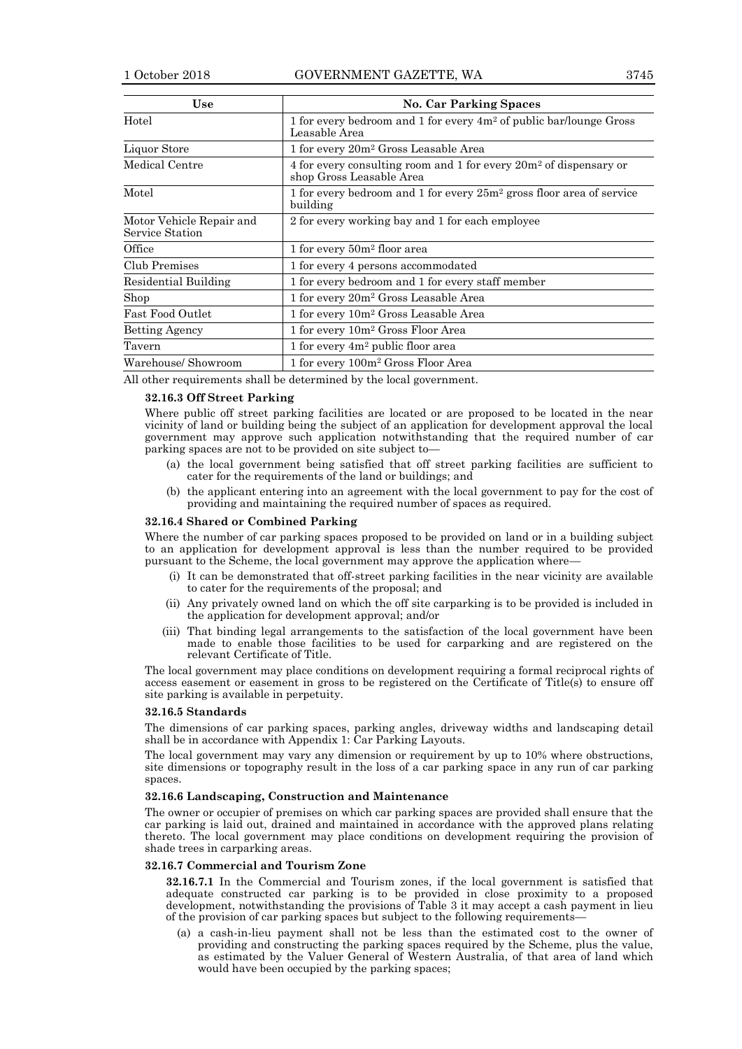| Use | No. Car Parking Spaces |
|---|---|
| Hotel | 1 for every bedroom and 1 for every 4m$^2$ of public bar/lounge Gross Leasable Area |
| Liquor Store | 1 for every 20m$^2$ Gross Leasable Area |
| Medical Centre | 4 for every consulting room and 1 for every 20m$^2$ of dispensary or shop Gross Leasable Area |
| Motel | 1 for every bedroom and 1 for every 25m$^2$ gross floor area of service building |
| Motor Vehicle Repair and Service Station | 2 for every working bay and 1 for each employee |
| Office | 1 for every 50m$^2$ floor area |
| Club Premises | 1 for every 4 persons accommodated |
| Residential Building | 1 for every bedroom and 1 for every staff member |
| Shop | 1 for every 20m$^2$ Gross Leasable Area |
| Fast Food Outlet | 1 for every 10m$^2$ Gross Leasable Area |
| Betting Agency | 1 for every 10m$^2$ Gross Floor Area |
| Tavern | 1 for every 4m$^2$ public floor area |
| Warehouse/ Showroom | 1 for every 100m$^2$ Gross Floor Area |

All other requirements shall be determined by the local government.

**32.16.3 Off Street Parking**

Where public off street parking facilities are located or are proposed to be located in the near vicinity of land or building being the subject of an application for development approval the local government may approve such application notwithstanding that the required number of car parking spaces are not to be provided on site subject to—

(a) the local government being satisfied that off street parking facilities are sufficient to cater for the requirements of the land or buildings; and

(b) the applicant entering into an agreement with the local government to pay for the cost of providing and maintaining the required number of spaces as required.

**32.16.4 Shared or Combined Parking**

Where the number of car parking spaces proposed to be provided on land or in a building subject to an application for development approval is less than the number required to be provided pursuant to the Scheme, the local government may approve the application where—

(i) It can be demonstrated that off-street parking facilities in the near vicinity are available to cater for the requirements of the proposal; and

(ii) Any privately owned land on which the off site carparking is to be provided is included in the application for development approval; and/or

(iii) That binding legal arrangements to the satisfaction of the local government have been made to enable those facilities to be used for carparking and are registered on the relevant Certificate of Title.

The local government may place conditions on development requiring a formal reciprocal rights of access easement or easement in gross to be registered on the Certificate of Title(s) to ensure off site parking is available in perpetuity.

**32.16.5 Standards**

The dimensions of car parking spaces, parking angles, driveway widths and landscaping detail shall be in accordance with Appendix 1: Car Parking Layouts.

The local government may vary any dimension or requirement by up to 10% where obstructions, site dimensions or topography result in the loss of a car parking space in any run of car parking spaces.

**32.16.6 Landscaping, Construction and Maintenance**

The owner or occupier of premises on which car parking spaces are provided shall ensure that the car parking is laid out, drained and maintained in accordance with the approved plans relating thereto. The local government may place conditions on development requiring the provision of shade trees in carparking areas.

**32.16.7 Commercial and Tourism Zone**

**32.16.7.1** In the Commercial and Tourism zones, if the local government is satisfied that adequate constructed car parking is to be provided in close proximity to a proposed development, notwithstanding the provisions of Table 3 it may accept a cash payment in lieu of the provision of car parking spaces but subject to the following requirements—

(a) a cash-in-lieu payment shall not be less than the estimated cost to the owner of providing and constructing the parking spaces required by the Scheme, plus the value, as estimated by the Valuer General of Western Australia, of that area of land which would have been occupied by the parking spaces;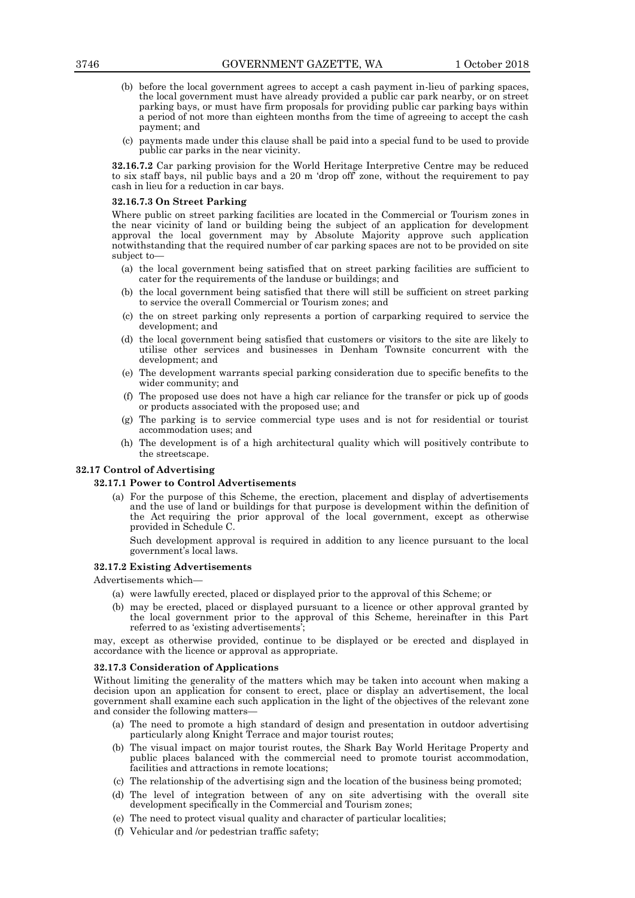(b) before the local government agrees to accept a cash payment in-lieu of parking spaces, the local government must have already provided a public car park nearby, or on street parking bays, or must have firm proposals for providing public car parking bays within a period of not more than eighteen months from the time of agreeing to accept the cash payment; and

(c) payments made under this clause shall be paid into a special fund to be used to provide public car parks in the near vicinity.

**32.16.7.2** Car parking provision for the World Heritage Interpretive Centre may be reduced to six staff bays, nil public bays and a 20 m 'drop off' zone, without the requirement to pay cash in lieu for a reduction in car bays.

**32.16.7.3 On Street Parking**

Where public on street parking facilities are located in the Commercial or Tourism zones in the near vicinity of land or building being the subject of an application for development approval the local government may by Absolute Majority approve such application notwithstanding that the required number of car parking spaces are not to be provided on site subject to—

(a) the local government being satisfied that on street parking facilities are sufficient to cater for the requirements of the landuse or buildings; and

(b) the local government being satisfied that there will still be sufficient on street parking to service the overall Commercial or Tourism zones; and

(c) the on street parking only represents a portion of carparking required to service the development; and

(d) the local government being satisfied that customers or visitors to the site are likely to utilise other services and businesses in Denham Townsite concurrent with the development; and

(e) The development warrants special parking consideration due to specific benefits to the wider community; and

(f) The proposed use does not have a high car reliance for the transfer or pick up of goods or products associated with the proposed use; and

(g) The parking is to service commercial type uses and is not for residential or tourist accommodation uses; and

(h) The development is of a high architectural quality which will positively contribute to the streetscape.

**32.17 Control of Advertising**

**32.17.1 Power to Control Advertisements**

(a) For the purpose of this Scheme, the erection, placement and display of advertisements and the use of land or buildings for that purpose is development within the definition of the Act requiring the prior approval of the local government, except as otherwise provided in Schedule C.

Such development approval is required in addition to any licence pursuant to the local government's local laws.

**32.17.2 Existing Advertisements**

Advertisements which—

(a) were lawfully erected, placed or displayed prior to the approval of this Scheme; or

(b) may be erected, placed or displayed pursuant to a licence or other approval granted by the local government prior to the approval of this Scheme, hereinafter in this Part referred to as 'existing advertisements';

may, except as otherwise provided, continue to be displayed or be erected and displayed in accordance with the licence or approval as appropriate.

**32.17.3 Consideration of Applications**

Without limiting the generality of the matters which may be taken into account when making a decision upon an application for consent to erect, place or display an advertisement, the local government shall examine each such application in the light of the objectives of the relevant zone and consider the following matters—

(a) The need to promote a high standard of design and presentation in outdoor advertising particularly along Knight Terrace and major tourist routes;

(b) The visual impact on major tourist routes, the Shark Bay World Heritage Property and public places balanced with the commercial need to promote tourist accommodation, facilities and attractions in remote locations;

(c) The relationship of the advertising sign and the location of the business being promoted;

(d) The level of integration between of any on site advertising with the overall site development specifically in the Commercial and Tourism zones;

(e) The need to protect visual quality and character of particular localities;

(f) Vehicular and /or pedestrian traffic safety;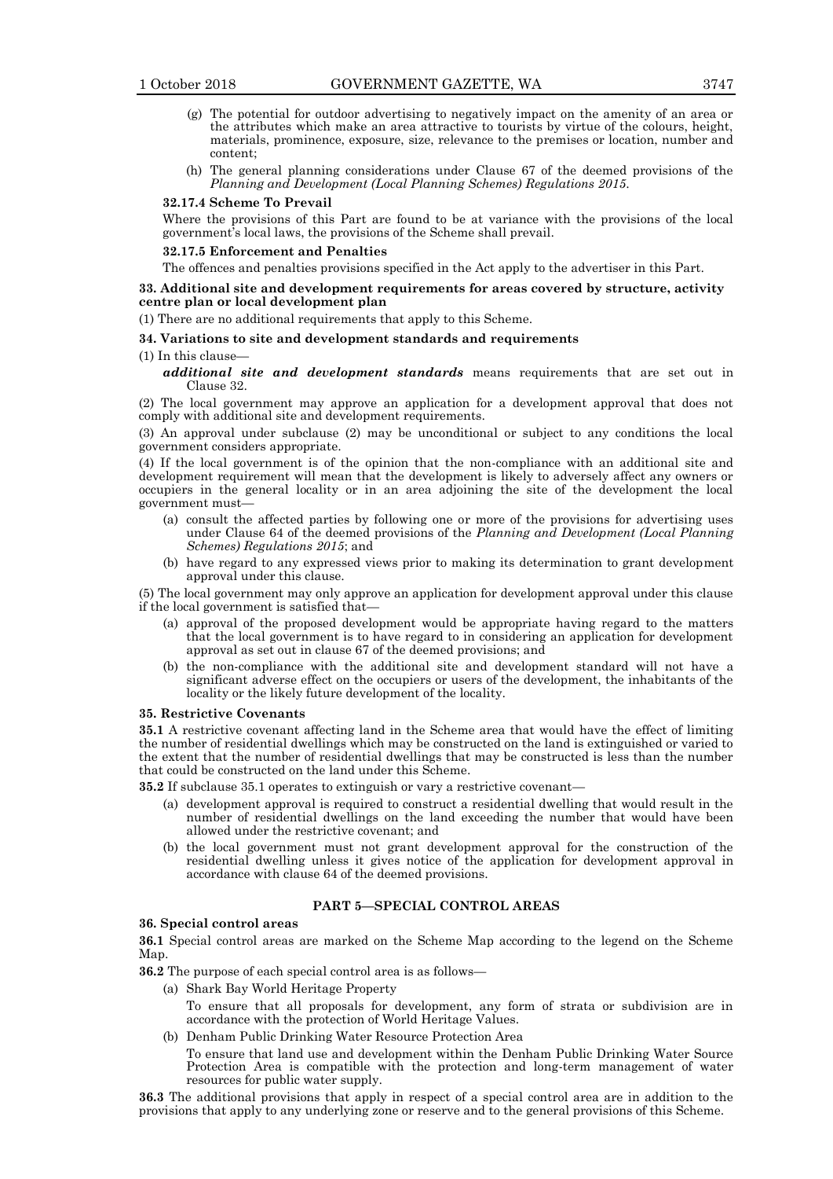(g) The potential for outdoor advertising to negatively impact on the amenity of an area or the attributes which make an area attractive to tourists by virtue of the colours, height, materials, prominence, exposure, size, relevance to the premises or location, number and content;

(h) The general planning considerations under Clause 67 of the deemed provisions of the *Planning and Development (Local Planning Schemes) Regulations 2015*.

**32.17.4 Scheme To Prevail**

Where the provisions of this Part are found to be at variance with the provisions of the local government's local laws, the provisions of the Scheme shall prevail.

**32.17.5 Enforcement and Penalties**

The offences and penalties provisions specified in the Act apply to the advertiser in this Part.

**33. Additional site and development requirements for areas covered by structure, activity centre plan or local development plan**

(1) There are no additional requirements that apply to this Scheme.

**34. Variations to site and development standards and requirements**

(1) In this clause—

***additional site and development standards*** means requirements that are set out in Clause 32.

(2) The local government may approve an application for a development approval that does not comply with additional site and development requirements.

(3) An approval under subclause (2) may be unconditional or subject to any conditions the local government considers appropriate.

(4) If the local government is of the opinion that the non-compliance with an additional site and development requirement will mean that the development is likely to adversely affect any owners or occupiers in the general locality or in an area adjoining the site of the development the local government must—

(a) consult the affected parties by following one or more of the provisions for advertising uses under Clause 64 of the deemed provisions of the *Planning and Development (Local Planning Schemes) Regulations 2015*; and

(b) have regard to any expressed views prior to making its determination to grant development approval under this clause.

(5) The local government may only approve an application for development approval under this clause if the local government is satisfied that—

(a) approval of the proposed development would be appropriate having regard to the matters that the local government is to have regard to in considering an application for development approval as set out in clause 67 of the deemed provisions; and

(b) the non-compliance with the additional site and development standard will not have a significant adverse effect on the occupiers or users of the development, the inhabitants of the locality or the likely future development of the locality.

**35. Restrictive Covenants**

**35.1** A restrictive covenant affecting land in the Scheme area that would have the effect of limiting the number of residential dwellings which may be constructed on the land is extinguished or varied to the extent that the number of residential dwellings that may be constructed is less than the number that could be constructed on the land under this Scheme.

**35.2** If subclause 35.1 operates to extinguish or vary a restrictive covenant—

(a) development approval is required to construct a residential dwelling that would result in the number of residential dwellings on the land exceeding the number that would have been allowed under the restrictive covenant; and

(b) the local government must not grant development approval for the construction of the residential dwelling unless it gives notice of the application for development approval in accordance with clause 64 of the deemed provisions.

## PART 5—SPECIAL CONTROL AREAS

**36. Special control areas**

**36.1** Special control areas are marked on the Scheme Map according to the legend on the Scheme Map.

**36.2** The purpose of each special control area is as follows—

(a) Shark Bay World Heritage Property

To ensure that all proposals for development, any form of strata or subdivision are in accordance with the protection of World Heritage Values.

(b) Denham Public Drinking Water Resource Protection Area

To ensure that land use and development within the Denham Public Drinking Water Source Protection Area is compatible with the protection and long-term management of water resources for public water supply.

**36.3** The additional provisions that apply in respect of a special control area are in addition to the provisions that apply to any underlying zone or reserve and to the general provisions of this Scheme.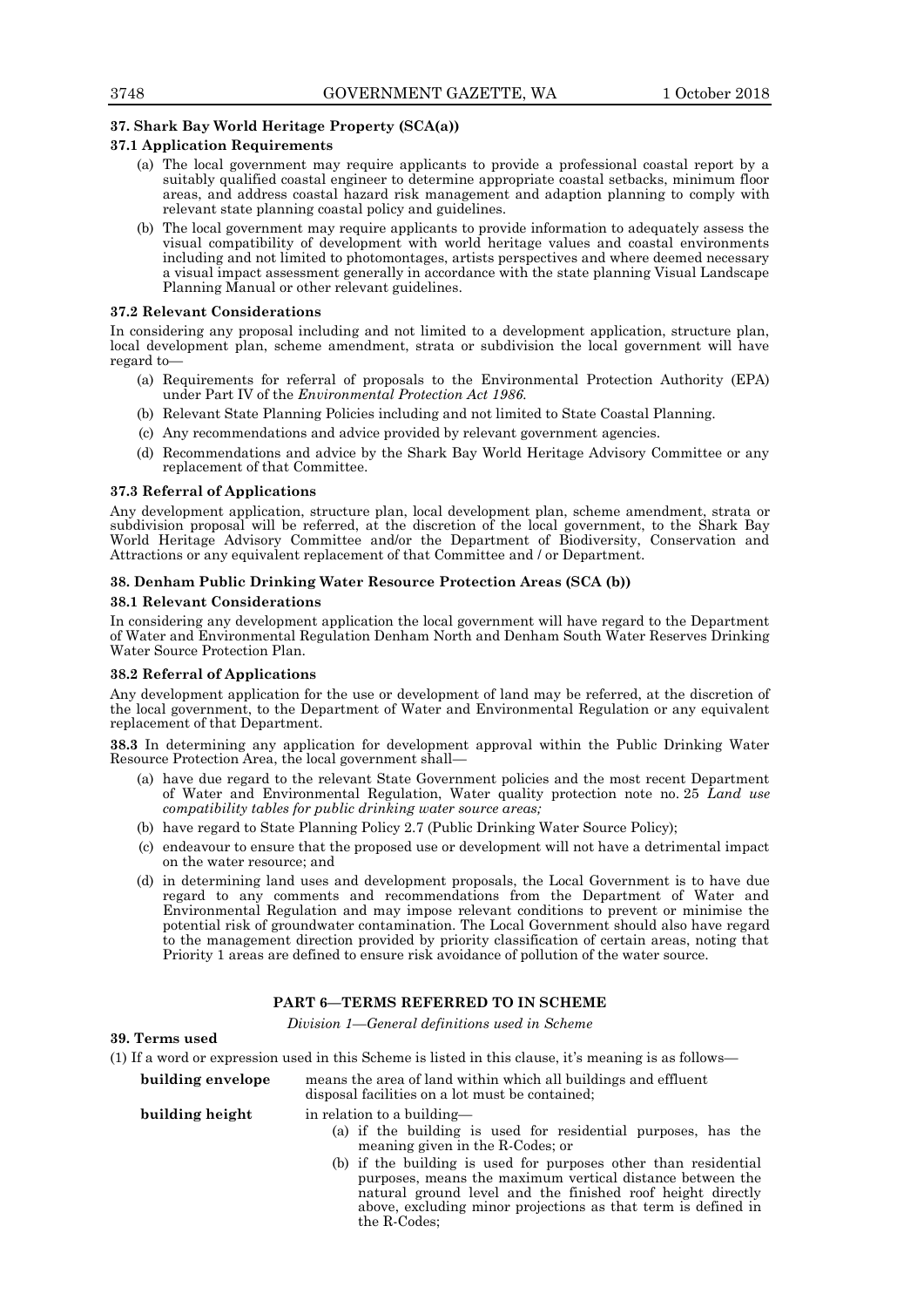**37. Shark Bay World Heritage Property (SCA(a))**

**37.1 Application Requirements**

(a) The local government may require applicants to provide a professional coastal report by a suitably qualified coastal engineer to determine appropriate coastal setbacks, minimum floor areas, and address coastal hazard risk management and adaption planning to comply with relevant state planning coastal policy and guidelines.

(b) The local government may require applicants to provide information to adequately assess the visual compatibility of development with world heritage values and coastal environments including and not limited to photomontages, artists perspectives and where deemed necessary a visual impact assessment generally in accordance with the state planning Visual Landscape Planning Manual or other relevant guidelines.

**37.2 Relevant Considerations**

In considering any proposal including and not limited to a development application, structure plan, local development plan, scheme amendment, strata or subdivision the local government will have regard to—

(a) Requirements for referral of proposals to the Environmental Protection Authority (EPA) under Part IV of the *Environmental Protection Act 1986*.

(b) Relevant State Planning Policies including and not limited to State Coastal Planning.

(c) Any recommendations and advice provided by relevant government agencies.

(d) Recommendations and advice by the Shark Bay World Heritage Advisory Committee or any replacement of that Committee.

**37.3 Referral of Applications**

Any development application, structure plan, local development plan, scheme amendment, strata or subdivision proposal will be referred, at the discretion of the local government, to the Shark Bay World Heritage Advisory Committee and/or the Department of Biodiversity, Conservation and Attractions or any equivalent replacement of that Committee and / or Department.

**38. Denham Public Drinking Water Resource Protection Areas (SCA (b))**

**38.1 Relevant Considerations**

In considering any development application the local government will have regard to the Department of Water and Environmental Regulation Denham North and Denham South Water Reserves Drinking Water Source Protection Plan.

**38.2 Referral of Applications**

Any development application for the use or development of land may be referred, at the discretion of the local government, to the Department of Water and Environmental Regulation or any equivalent replacement of that Department.

**38.3** In determining any application for development approval within the Public Drinking Water Resource Protection Area, the local government shall—

(a) have due regard to the relevant State Government policies and the most recent Department of Water and Environmental Regulation, Water quality protection note no. 25 *Land use compatibility tables for public drinking water source areas;*

(b) have regard to State Planning Policy 2.7 (Public Drinking Water Source Policy);

(c) endeavour to ensure that the proposed use or development will not have a detrimental impact on the water resource; and

(d) in determining land uses and development proposals, the Local Government is to have due regard to any comments and recommendations from the Department of Water and Environmental Regulation and may impose relevant conditions to prevent or minimise the potential risk of groundwater contamination. The Local Government should also have regard to the management direction provided by priority classification of certain areas, noting that Priority 1 areas are defined to ensure risk avoidance of pollution of the water source.

## PART 6—TERMS REFERRED TO IN SCHEME

*Division 1—General definitions used in Scheme*

**39. Terms used**

(1) If a word or expression used in this Scheme is listed in this clause, it's meaning is as follows—

**building envelope** means the area of land within which all buildings and effluent disposal facilities on a lot must be contained;

**building height** in relation to a building—

(a) if the building is used for residential purposes, has the meaning given in the R-Codes; or

(b) if the building is used for purposes other than residential purposes, means the maximum vertical distance between the natural ground level and the finished roof height directly above, excluding minor projections as that term is defined in the R-Codes;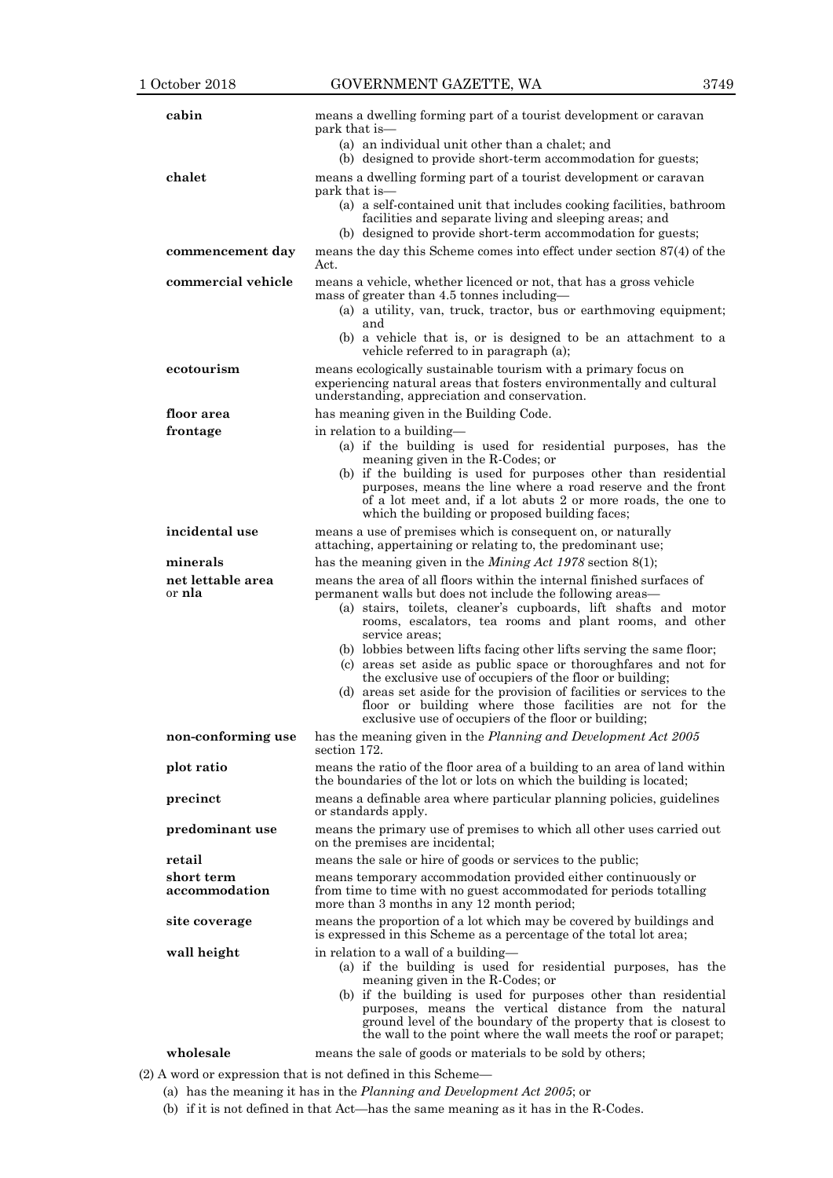| | |
|---|---|
| **cabin** | means a dwelling forming part of a tourist development or caravan park that is— (a) an individual unit other than a chalet; and (b) designed to provide short-term accommodation for guests; |
| **chalet** | means a dwelling forming part of a tourist development or caravan park that is— (a) a self-contained unit that includes cooking facilities, bathroom facilities and separate living and sleeping areas; and (b) designed to provide short-term accommodation for guests; |
| **commencement day** | means the day this Scheme comes into effect under section 87(4) of the Act. |
| **commercial vehicle** | means a vehicle, whether licenced or not, that has a gross vehicle mass of greater than 4.5 tonnes including— (a) a utility, van, truck, tractor, bus or earthmoving equipment; and (b) a vehicle that is, or is designed to be an attachment to a vehicle referred to in paragraph (a); |
| **ecotourism** | means ecologically sustainable tourism with a primary focus on experiencing natural areas that fosters environmentally and cultural understanding, appreciation and conservation. |
| **floor area** | has meaning given in the Building Code. |
| **frontage** | in relation to a building— (a) if the building is used for residential purposes, has the meaning given in the R-Codes; or (b) if the building is used for purposes other than residential purposes, means the line where a road reserve and the front of a lot meet and, if a lot abuts 2 or more roads, the one to which the building or proposed building faces; |
| **incidental use** | means a use of premises which is consequent on, or naturally attaching, appertaining or relating to, the predominant use; |
| **minerals** | has the meaning given in the *Mining Act 1978* section 8(1); |
| **net lettable area** or **nla** | means the area of all floors within the internal finished surfaces of permanent walls but does not include the following areas— (a) stairs, toilets, cleaner's cupboards, lift shafts and motor rooms, escalators, tea rooms and plant rooms, and other service areas; (b) lobbies between lifts facing other lifts serving the same floor; (c) areas set aside as public space or thoroughfares and not for the exclusive use of occupiers of the floor or building; (d) areas set aside for the provision of facilities or services to the floor or building where those facilities are not for the exclusive use of occupiers of the floor or building; |
| **non-conforming use** | has the meaning given in the *Planning and Development Act 2005* section 172. |
| **plot ratio** | means the ratio of the floor area of a building to an area of land within the boundaries of the lot or lots on which the building is located; |
| **precinct** | means a definable area where particular planning policies, guidelines or standards apply. |
| **predominant use** | means the primary use of premises to which all other uses carried out on the premises are incidental; |
| **retail** | means the sale or hire of goods or services to the public; |
| **short term accommodation** | means temporary accommodation provided either continuously or from time to time with no guest accommodated for periods totalling more than 3 months in any 12 month period; |
| **site coverage** | means the proportion of a lot which may be covered by buildings and is expressed in this Scheme as a percentage of the total lot area; |
| **wall height** | in relation to a wall of a building— (a) if the building is used for residential purposes, has the meaning given in the R-Codes; or (b) if the building is used for purposes other than residential purposes, means the vertical distance from the natural ground level of the boundary of the property that is closest to the wall to the point where the wall meets the roof or parapet; |
| **wholesale** | means the sale of goods or materials to be sold by others; |

(2) A word or expression that is not defined in this Scheme—

(a) has the meaning it has in the *Planning and Development Act 2005*; or

(b) if it is not defined in that Act—has the same meaning as it has in the R-Codes.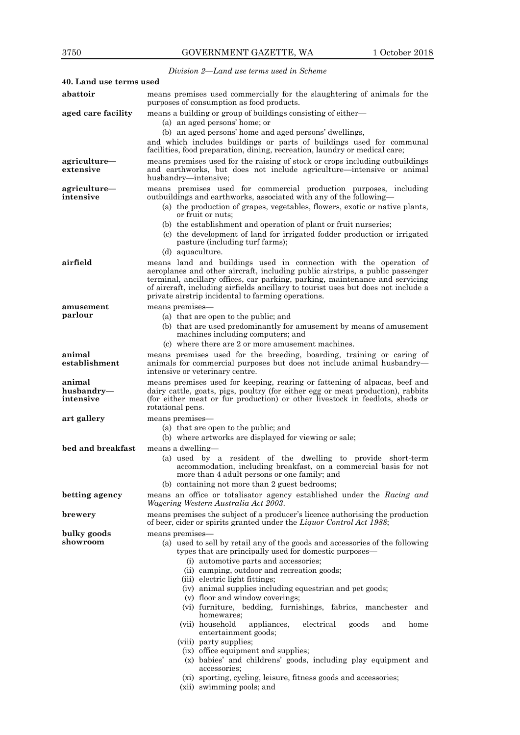*Division 2—Land use terms used in Scheme*

### 40. Land use terms used

**abattoir** means premises used commercially for the slaughtering of animals for the purposes of consumption as food products.

**aged care facility** means a building or group of buildings consisting of either—

(a) an aged persons' home; or

(b) an aged persons' home and aged persons' dwellings,

and which includes buildings or parts of buildings used for communal facilities, food preparation, dining, recreation, laundry or medical care;

**agriculture—extensive** means premises used for the raising of stock or crops including outbuildings and earthworks, but does not include agriculture—intensive or animal husbandry—intensive;

**agriculture—intensive** means premises used for commercial production purposes, including outbuildings and earthworks, associated with any of the following—

(a) the production of grapes, vegetables, flowers, exotic or native plants, or fruit or nuts;

(b) the establishment and operation of plant or fruit nurseries;

(c) the development of land for irrigated fodder production or irrigated pasture (including turf farms);

(d) aquaculture.

**airfield** means land and buildings used in connection with the operation of aeroplanes and other aircraft, including public airstrips, a public passenger terminal, ancillary offices, car parking, parking, maintenance and servicing of aircraft, including airfields ancillary to tourist uses but does not include a private airstrip incidental to farming operations.

**amusement parlour** means premises—

(a) that are open to the public; and

(b) that are used predominantly for amusement by means of amusement machines including computers; and

(c) where there are 2 or more amusement machines.

**animal establishment** means premises used for the breeding, boarding, training or caring of animals for commercial purposes but does not include animal husbandry—intensive or veterinary centre.

**animal husbandry—intensive** means premises used for keeping, rearing or fattening of alpacas, beef and dairy cattle, goats, pigs, poultry (for either egg or meat production), rabbits (for either meat or fur production) or other livestock in feedlots, sheds or rotational pens.

**art gallery** means premises—

(a) that are open to the public; and

(b) where artworks are displayed for viewing or sale;

**bed and breakfast** means a dwelling—

(a) used by a resident of the dwelling to provide short-term accommodation, including breakfast, on a commercial basis for not more than 4 adult persons or one family; and

(b) containing not more than 2 guest bedrooms;

**betting agency** means an office or totalisator agency established under the *Racing and Wagering Western Australia Act 2003*.

**brewery** means premises the subject of a producer's licence authorising the production of beer, cider or spirits granted under the *Liquor Control Act 1988*;

**bulky goods showroom** means premises—

(a) used to sell by retail any of the goods and accessories of the following types that are principally used for domestic purposes—

(i) automotive parts and accessories;

(ii) camping, outdoor and recreation goods;

(iii) electric light fittings;

(iv) animal supplies including equestrian and pet goods;

(v) floor and window coverings;

(vi) furniture, bedding, furnishings, fabrics, manchester and homewares;

(vii) household appliances, electrical goods and home entertainment goods;

(viii) party supplies;

(ix) office equipment and supplies;

(x) babies' and childrens' goods, including play equipment and accessories;

(xi) sporting, cycling, leisure, fitness goods and accessories;

(xii) swimming pools; and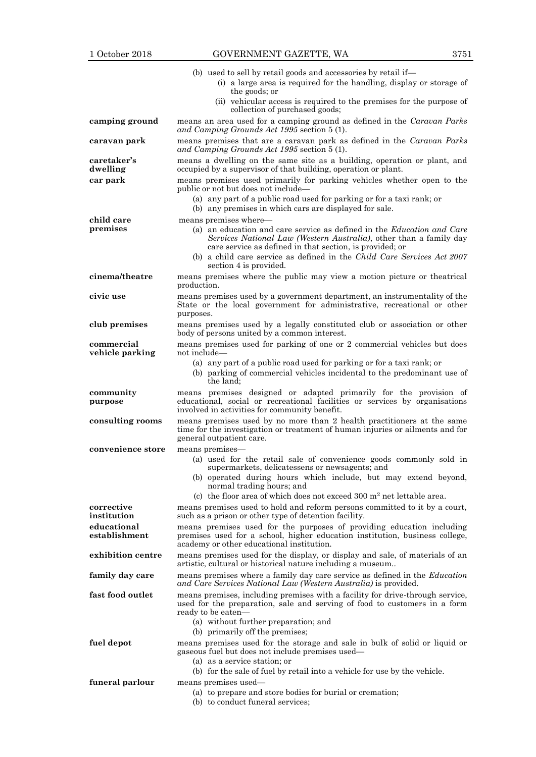(b) used to sell by retail goods and accessories by retail if—

(i) a large area is required for the handling, display or storage of the goods; or

(ii) vehicular access is required to the premises for the purpose of collection of purchased goods;

**camping ground** means an area used for a camping ground as defined in the *Caravan Parks and Camping Grounds Act 1995* section 5 (1).

**caravan park** means premises that are a caravan park as defined in the *Caravan Parks and Camping Grounds Act 1995* section 5 (1).

**caretaker's dwelling** means a dwelling on the same site as a building, operation or plant, and occupied by a supervisor of that building, operation or plant.

**car park** means premises used primarily for parking vehicles whether open to the public or not but does not include—

(a) any part of a public road used for parking or for a taxi rank; or

(b) any premises in which cars are displayed for sale.

**child care premises** means premises where—

(a) an education and care service as defined in the *Education and Care Services National Law (Western Australia)*, other than a family day care service as defined in that section, is provided; or

(b) a child care service as defined in the *Child Care Services Act 2007* section 4 is provided.

**cinema/theatre** means premises where the public may view a motion picture or theatrical production.

**civic use** means premises used by a government department, an instrumentality of the State or the local government for administrative, recreational or other purposes.

**club premises** means premises used by a legally constituted club or association or other body of persons united by a common interest.

**commercial vehicle parking** means premises used for parking of one or 2 commercial vehicles but does not include—

(a) any part of a public road used for parking or for a taxi rank; or

(b) parking of commercial vehicles incidental to the predominant use of the land;

**community purpose** means premises designed or adapted primarily for the provision of educational, social or recreational facilities or services by organisations involved in activities for community benefit.

**consulting rooms** means premises used by no more than 2 health practitioners at the same time for the investigation or treatment of human injuries or ailments and for general outpatient care.

**convenience store** means premises—

(a) used for the retail sale of convenience goods commonly sold in supermarkets, delicatessens or newsagents; and

(b) operated during hours which include, but may extend beyond, normal trading hours; and

(c) the floor area of which does not exceed 300 $m^2$ net lettable area.

**corrective institution** means premises used to hold and reform persons committed to it by a court, such as a prison or other type of detention facility.

**educational establishment** means premises used for the purposes of providing education including premises used for a school, higher education institution, business college, academy or other educational institution.

**exhibition centre** means premises used for the display, or display and sale, of materials of an artistic, cultural or historical nature including a museum..

**family day care** means premises where a family day care service as defined in the *Education and Care Services National Law (Western Australia)* is provided.

**fast food outlet** means premises, including premises with a facility for drive-through service, used for the preparation, sale and serving of food to customers in a form ready to be eaten—

(a) without further preparation; and

(b) primarily off the premises;

**fuel depot** means premises used for the storage and sale in bulk of solid or liquid or gaseous fuel but does not include premises used—

(a) as a service station; or

(b) for the sale of fuel by retail into a vehicle for use by the vehicle.

**funeral parlour** means premises used—

(a) to prepare and store bodies for burial or cremation;

(b) to conduct funeral services;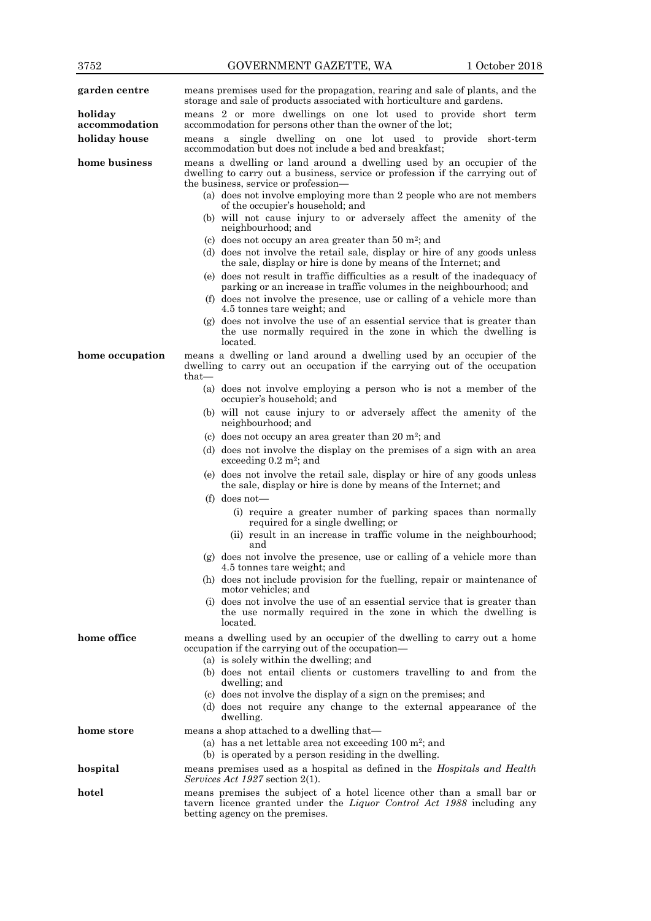**garden centre** means premises used for the propagation, rearing and sale of plants, and the storage and sale of products associated with horticulture and gardens.

**holiday accommodation** means 2 or more dwellings on one lot used to provide short term accommodation for persons other than the owner of the lot;

**holiday house** means a single dwelling on one lot used to provide short-term accommodation but does not include a bed and breakfast;

**home business** means a dwelling or land around a dwelling used by an occupier of the dwelling to carry out a business, service or profession if the carrying out of the business, service or profession—

- (a) does not involve employing more than 2 people who are not members of the occupier's household; and
- (b) will not cause injury to or adversely affect the amenity of the neighbourhood; and
- (c) does not occupy an area greater than 50 $m^2$; and
- (d) does not involve the retail sale, display or hire of any goods unless the sale, display or hire is done by means of the Internet; and
- (e) does not result in traffic difficulties as a result of the inadequacy of parking or an increase in traffic volumes in the neighbourhood; and
- (f) does not involve the presence, use or calling of a vehicle more than 4.5 tonnes tare weight; and
- (g) does not involve the use of an essential service that is greater than the use normally required in the zone in which the dwelling is located.

**home occupation** means a dwelling or land around a dwelling used by an occupier of the dwelling to carry out an occupation if the carrying out of the occupation that—

- (a) does not involve employing a person who is not a member of the occupier's household; and
- (b) will not cause injury to or adversely affect the amenity of the neighbourhood; and
- (c) does not occupy an area greater than 20 $m^2$; and
- (d) does not involve the display on the premises of a sign with an area exceeding 0.2 $m^2$; and
- (e) does not involve the retail sale, display or hire of any goods unless the sale, display or hire is done by means of the Internet; and
- (f) does not—
  - (i) require a greater number of parking spaces than normally required for a single dwelling; or
  - (ii) result in an increase in traffic volume in the neighbourhood; and
- (g) does not involve the presence, use or calling of a vehicle more than 4.5 tonnes tare weight; and
- (h) does not include provision for the fuelling, repair or maintenance of motor vehicles; and
- (i) does not involve the use of an essential service that is greater than the use normally required in the zone in which the dwelling is located.

**home office** means a dwelling used by an occupier of the dwelling to carry out a home occupation if the carrying out of the occupation—

- (a) is solely within the dwelling; and
- (b) does not entail clients or customers travelling to and from the dwelling; and
- (c) does not involve the display of a sign on the premises; and
- (d) does not require any change to the external appearance of the dwelling.

**home store** means a shop attached to a dwelling that—

- (a) has a net lettable area not exceeding 100 $m^2$; and
- (b) is operated by a person residing in the dwelling.

**hospital** means premises used as a hospital as defined in the *Hospitals and Health Services Act 1927* section 2(1).

**hotel** means premises the subject of a hotel licence other than a small bar or tavern licence granted under the *Liquor Control Act 1988* including any betting agency on the premises.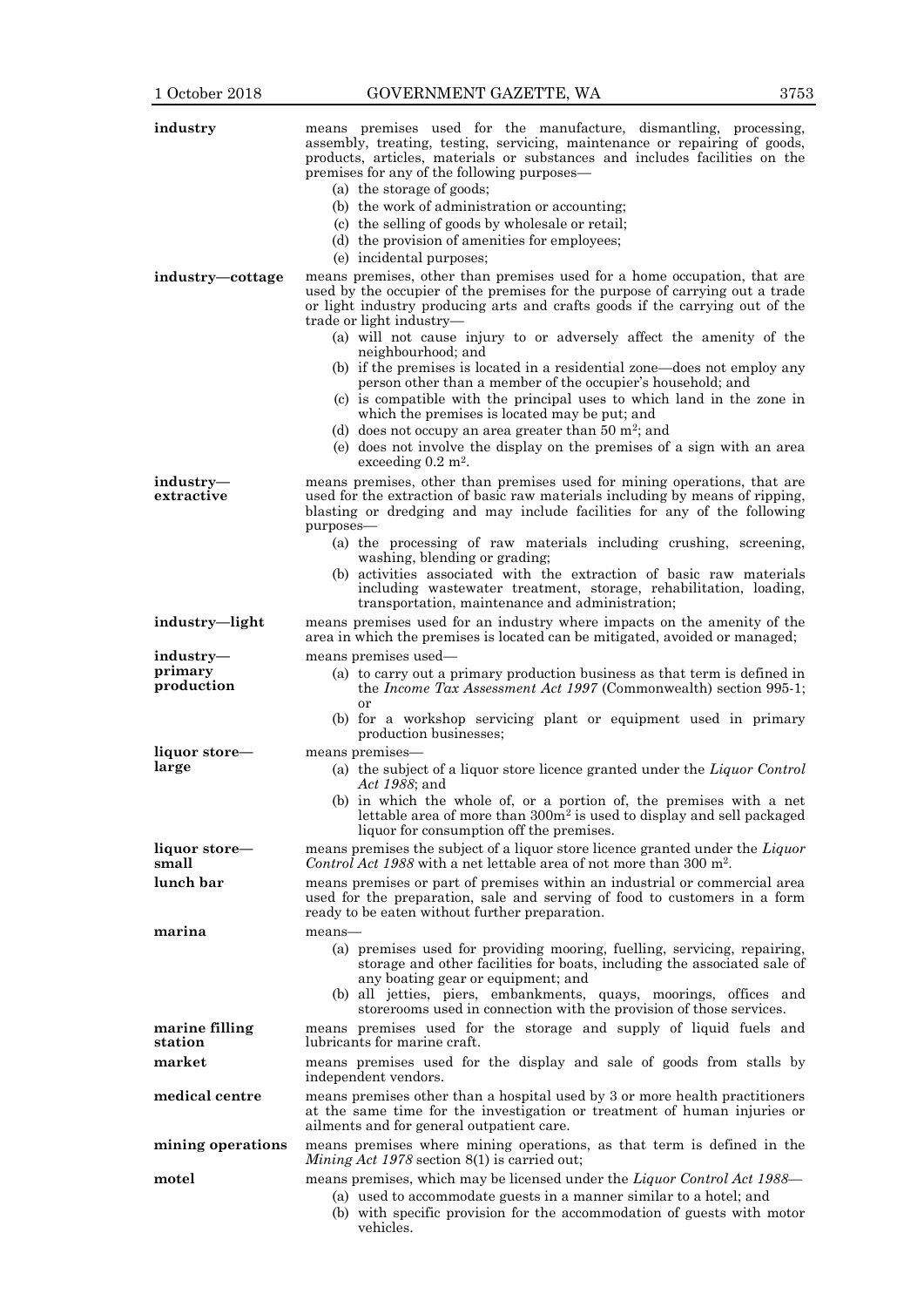**industry** means premises used for the manufacture, dismantling, processing, assembly, treating, testing, servicing, maintenance or repairing of goods, products, articles, materials or substances and includes facilities on the premises for any of the following purposes—

(a) the storage of goods;

(b) the work of administration or accounting;

(c) the selling of goods by wholesale or retail;

(d) the provision of amenities for employees;

(e) incidental purposes;

**industry—cottage** means premises, other than premises used for a home occupation, that are used by the occupier of the premises for the purpose of carrying out a trade or light industry producing arts and crafts goods if the carrying out of the trade or light industry—

(a) will not cause injury to or adversely affect the amenity of the neighbourhood; and

(b) if the premises is located in a residential zone—does not employ any person other than a member of the occupier's household; and

(c) is compatible with the principal uses to which land in the zone in which the premises is located may be put; and

(d) does not occupy an area greater than 50 m$^2$; and

(e) does not involve the display on the premises of a sign with an area exceeding 0.2 m$^2$.

**industry—extractive** means premises, other than premises used for mining operations, that are used for the extraction of basic raw materials including by means of ripping, blasting or dredging and may include facilities for any of the following purposes—

(a) the processing of raw materials including crushing, screening, washing, blending or grading;

(b) activities associated with the extraction of basic raw materials including wastewater treatment, storage, rehabilitation, loading, transportation, maintenance and administration;

**industry—light** means premises used for an industry where impacts on the amenity of the area in which the premises is located can be mitigated, avoided or managed;

**industry—primary production** means premises used—

(a) to carry out a primary production business as that term is defined in the *Income Tax Assessment Act 1997* (Commonwealth) section 995-1; or

(b) for a workshop servicing plant or equipment used in primary production businesses;

**liquor store—large** means premises—

(a) the subject of a liquor store licence granted under the *Liquor Control Act 1988*; and

(b) in which the whole of, or a portion of, the premises with a net lettable area of more than 300m$^2$ is used to display and sell packaged liquor for consumption off the premises.

**liquor store—small** means premises the subject of a liquor store licence granted under the *Liquor Control Act 1988* with a net lettable area of not more than 300 m$^2$.

**lunch bar** means premises or part of premises within an industrial or commercial area used for the preparation, sale and serving of food to customers in a form ready to be eaten without further preparation.

**marina** means—

(a) premises used for providing mooring, fuelling, servicing, repairing, storage and other facilities for boats, including the associated sale of any boating gear or equipment; and

(b) all jetties, piers, embankments, quays, moorings, offices and storerooms used in connection with the provision of those services.

**marine filling station** means premises used for the storage and supply of liquid fuels and lubricants for marine craft.

**market** means premises used for the display and sale of goods from stalls by independent vendors.

**medical centre** means premises other than a hospital used by 3 or more health practitioners at the same time for the investigation or treatment of human injuries or ailments and for general outpatient care.

**mining operations** means premises where mining operations, as that term is defined in the *Mining Act 1978* section 8(1) is carried out;

**motel** means premises, which may be licensed under the *Liquor Control Act 1988*—

(a) used to accommodate guests in a manner similar to a hotel; and

(b) with specific provision for the accommodation of guests with motor vehicles.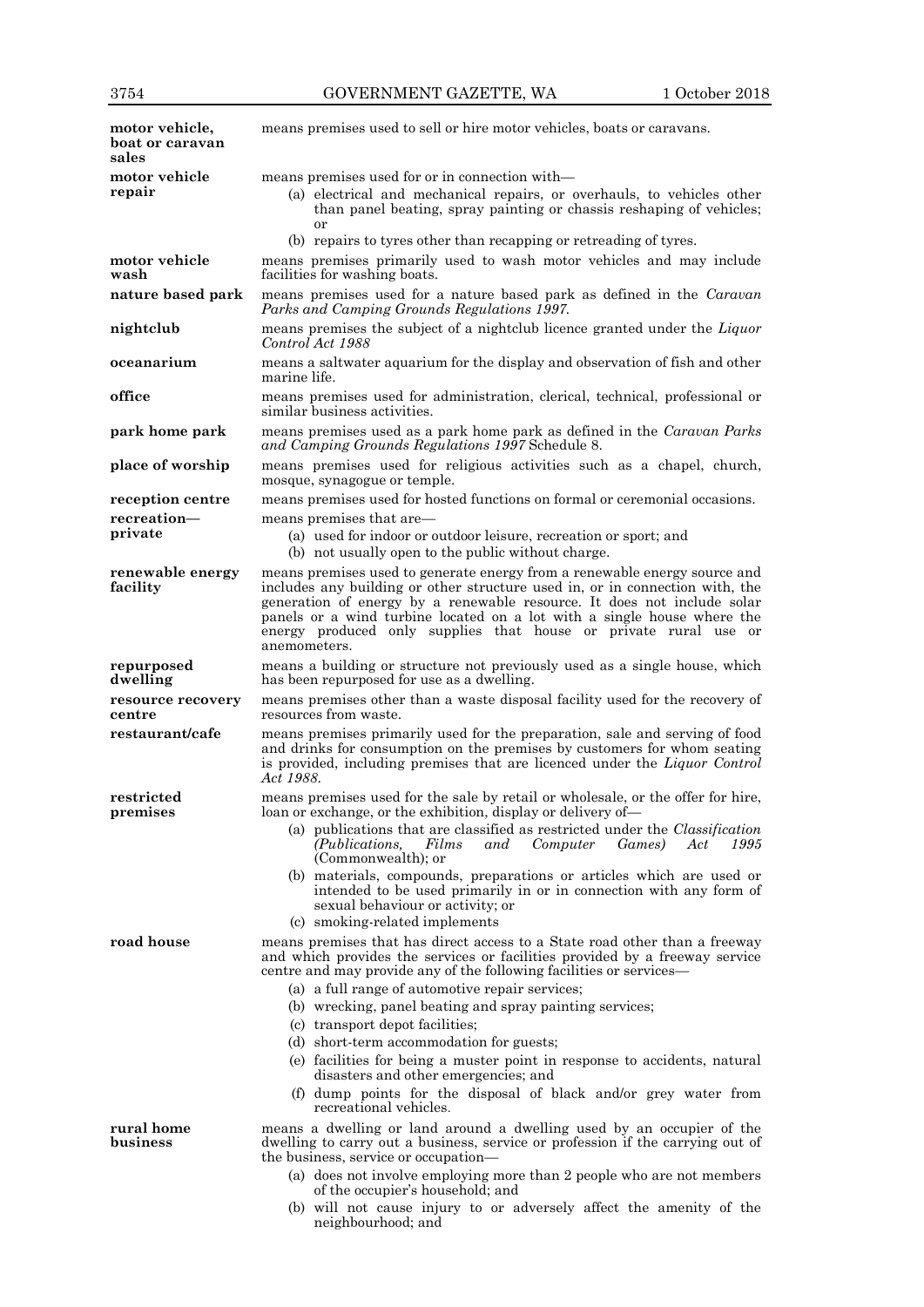**motor vehicle, boat or caravan sales** means premises used to sell or hire motor vehicles, boats or caravans.

**motor vehicle repair** means premises used for or in connection with—

(a) electrical and mechanical repairs, or overhauls, to vehicles other than panel beating, spray painting or chassis reshaping of vehicles; or

(b) repairs to tyres other than recapping or retreading of tyres.

**motor vehicle wash** means premises primarily used to wash motor vehicles and may include facilities for washing boats.

**nature based park** means premises used for a nature based park as defined in the *Caravan Parks and Camping Grounds Regulations 1997*.

**nightclub** means premises the subject of a nightclub licence granted under the *Liquor Control Act 1988*

**oceanarium** means a saltwater aquarium for the display and observation of fish and other marine life.

**office** means premises used for administration, clerical, technical, professional or similar business activities.

**park home park** means premises used as a park home park as defined in the *Caravan Parks and Camping Grounds Regulations 1997* Schedule 8.

**place of worship** means premises used for religious activities such as a chapel, church, mosque, synagogue or temple.

**reception centre** means premises used for hosted functions on formal or ceremonial occasions.

**recreation—private** means premises that are—

(a) used for indoor or outdoor leisure, recreation or sport; and

(b) not usually open to the public without charge.

**renewable energy facility** means premises used to generate energy from a renewable energy source and includes any building or other structure used in, or in connection with, the generation of energy by a renewable resource. It does not include solar panels or a wind turbine located on a lot with a single house where the energy produced only supplies that house or private rural use or anemometers.

**repurposed dwelling** means a building or structure not previously used as a single house, which has been repurposed for use as a dwelling.

**resource recovery centre** means premises other than a waste disposal facility used for the recovery of resources from waste.

**restaurant/cafe** means premises primarily used for the preparation, sale and serving of food and drinks for consumption on the premises by customers for whom seating is provided, including premises that are licenced under the *Liquor Control Act 1988*.

**restricted premises** means premises used for the sale by retail or wholesale, or the offer for hire, loan or exchange, or the exhibition, display or delivery of—

(a) publications that are classified as restricted under the *Classification (Publications, Films and Computer Games) Act 1995* (Commonwealth); or

(b) materials, compounds, preparations or articles which are used or intended to be used primarily in or in connection with any form of sexual behaviour or activity; or

(c) smoking-related implements

**road house** means premises that has direct access to a State road other than a freeway and which provides the services or facilities provided by a freeway service centre and may provide any of the following facilities or services—

(a) a full range of automotive repair services;

(b) wrecking, panel beating and spray painting services;

(c) transport depot facilities;

(d) short-term accommodation for guests;

(e) facilities for being a muster point in response to accidents, natural disasters and other emergencies; and

(f) dump points for the disposal of black and/or grey water from recreational vehicles.

**rural home business** means a dwelling or land around a dwelling used by an occupier of the dwelling to carry out a business, service or profession if the carrying out of the business, service or occupation—

(a) does not involve employing more than 2 people who are not members of the occupier's household; and

(b) will not cause injury to or adversely affect the amenity of the neighbourhood; and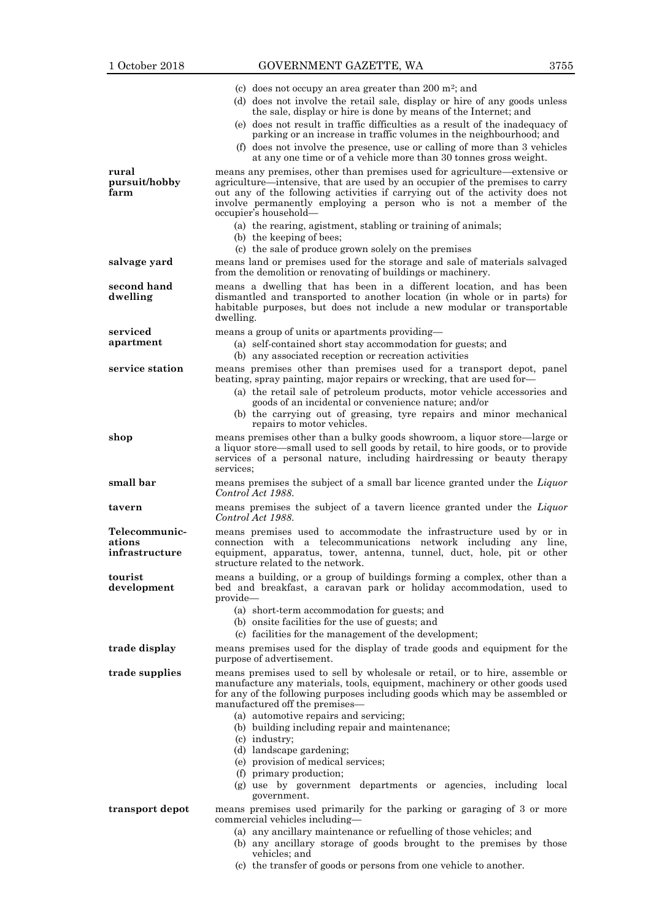(c) does not occupy an area greater than 200 $m^2$; and

(d) does not involve the retail sale, display or hire of any goods unless the sale, display or hire is done by means of the Internet; and

(e) does not result in traffic difficulties as a result of the inadequacy of parking or an increase in traffic volumes in the neighbourhood; and

(f) does not involve the presence, use or calling of more than 3 vehicles at any one time or of a vehicle more than 30 tonnes gross weight.

**rural pursuit/hobby farm** means any premises, other than premises used for agriculture—extensive or agriculture—intensive, that are used by an occupier of the premises to carry out any of the following activities if carrying out of the activity does not involve permanently employing a person who is not a member of the occupier's household—

(a) the rearing, agistment, stabling or training of animals;

(b) the keeping of bees;

(c) the sale of produce grown solely on the premises

**salvage yard** means land or premises used for the storage and sale of materials salvaged from the demolition or renovating of buildings or machinery.

**second hand dwelling** means a dwelling that has been in a different location, and has been dismantled and transported to another location (in whole or in parts) for habitable purposes, but does not include a new modular or transportable dwelling.

**serviced apartment** means a group of units or apartments providing—

(a) self-contained short stay accommodation for guests; and

(b) any associated reception or recreation activities

**service station** means premises other than premises used for a transport depot, panel beating, spray painting, major repairs or wrecking, that are used for—

(a) the retail sale of petroleum products, motor vehicle accessories and goods of an incidental or convenience nature; and/or

(b) the carrying out of greasing, tyre repairs and minor mechanical repairs to motor vehicles.

**shop** means premises other than a bulky goods showroom, a liquor store—large or a liquor store—small used to sell goods by retail, to hire goods, or to provide services of a personal nature, including hairdressing or beauty therapy services;

**small bar** means premises the subject of a small bar licence granted under the *Liquor Control Act 1988*.

**tavern** means premises the subject of a tavern licence granted under the *Liquor Control Act 1988*.

**Telecommunications infrastructure** means premises used to accommodate the infrastructure used by or in connection with a telecommunications network including any line, equipment, apparatus, tower, antenna, tunnel, duct, hole, pit or other structure related to the network.

**tourist development** means a building, or a group of buildings forming a complex, other than a bed and breakfast, a caravan park or holiday accommodation, used to provide—

(a) short-term accommodation for guests; and

(b) onsite facilities for the use of guests; and

(c) facilities for the management of the development;

**trade display** means premises used for the display of trade goods and equipment for the purpose of advertisement.

**trade supplies** means premises used to sell by wholesale or retail, or to hire, assemble or manufacture any materials, tools, equipment, machinery or other goods used for any of the following purposes including goods which may be assembled or manufactured off the premises—

(a) automotive repairs and servicing;

(b) building including repair and maintenance;

(c) industry;

(d) landscape gardening;

(e) provision of medical services;

(f) primary production;

(g) use by government departments or agencies, including local government.

**transport depot** means premises used primarily for the parking or garaging of 3 or more commercial vehicles including—

(a) any ancillary maintenance or refuelling of those vehicles; and

(b) any ancillary storage of goods brought to the premises by those vehicles; and

(c) the transfer of goods or persons from one vehicle to another.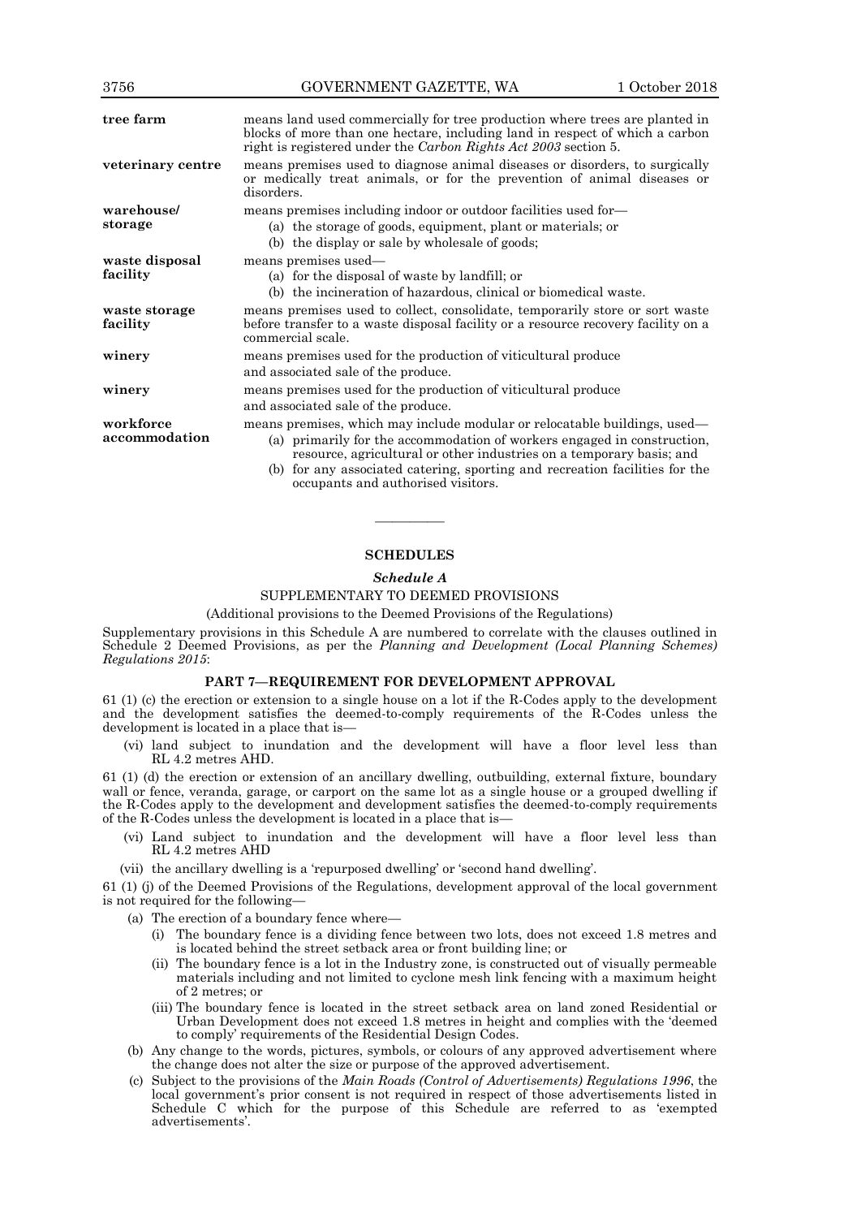**tree farm** means land used commercially for tree production where trees are planted in blocks of more than one hectare, including land in respect of which a carbon right is registered under the *Carbon Rights Act 2003* section 5.

**veterinary centre** means premises used to diagnose animal diseases or disorders, to surgically or medically treat animals, or for the prevention of animal diseases or disorders.

**warehouse/storage** means premises including indoor or outdoor facilities used for—

- (a) the storage of goods, equipment, plant or materials; or
- (b) the display or sale by wholesale of goods;

**waste disposal facility** means premises used—

- (a) for the disposal of waste by landfill; or
- (b) the incineration of hazardous, clinical or biomedical waste.

**waste storage facility** means premises used to collect, consolidate, temporarily store or sort waste before transfer to a waste disposal facility or a resource recovery facility on a commercial scale.

**winery** means premises used for the production of viticultural produce and associated sale of the produce.

**winery** means premises used for the production of viticultural produce and associated sale of the produce.

**workforce accommodation** means premises, which may include modular or relocatable buildings, used—

- (a) primarily for the accommodation of workers engaged in construction, resource, agricultural or other industries on a temporary basis; and
- (b) for any associated catering, sporting and recreation facilities for the occupants and authorised visitors.

---

## SCHEDULES

### *Schedule A*

### SUPPLEMENTARY TO DEEMED PROVISIONS

(Additional provisions to the Deemed Provisions of the Regulations)

Supplementary provisions in this Schedule A are numbered to correlate with the clauses outlined in Schedule 2 Deemed Provisions, as per the *Planning and Development (Local Planning Schemes) Regulations 2015*:

#### PART 7—REQUIREMENT FOR DEVELOPMENT APPROVAL

61 (1) (c) the erection or extension to a single house on a lot if the R-Codes apply to the development and the development satisfies the deemed-to-comply requirements of the R-Codes unless the development is located in a place that is—

- (vi) land subject to inundation and the development will have a floor level less than RL 4.2 metres AHD.

61 (1) (d) the erection or extension of an ancillary dwelling, outbuilding, external fixture, boundary wall or fence, veranda, garage, or carport on the same lot as a single house or a grouped dwelling if the R-Codes apply to the development and development satisfies the deemed-to-comply requirements of the R-Codes unless the development is located in a place that is—

- (vi) Land subject to inundation and the development will have a floor level less than RL 4.2 metres AHD
- (vii) the ancillary dwelling is a 'repurposed dwelling' or 'second hand dwelling'.

61 (1) (j) of the Deemed Provisions of the Regulations, development approval of the local government is not required for the following—

- (a) The erection of a boundary fence where—
  - (i) The boundary fence is a dividing fence between two lots, does not exceed 1.8 metres and is located behind the street setback area or front building line; or
  - (ii) The boundary fence is a lot in the Industry zone, is constructed out of visually permeable materials including and not limited to cyclone mesh link fencing with a maximum height of 2 metres; or
  - (iii) The boundary fence is located in the street setback area on land zoned Residential or Urban Development does not exceed 1.8 metres in height and complies with the 'deemed to comply' requirements of the Residential Design Codes.
- (b) Any change to the words, pictures, symbols, or colours of any approved advertisement where the change does not alter the size or purpose of the approved advertisement.
- (c) Subject to the provisions of the *Main Roads (Control of Advertisements) Regulations 1996*, the local government's prior consent is not required in respect of those advertisements listed in Schedule C which for the purpose of this Schedule are referred to as 'exempted advertisements'.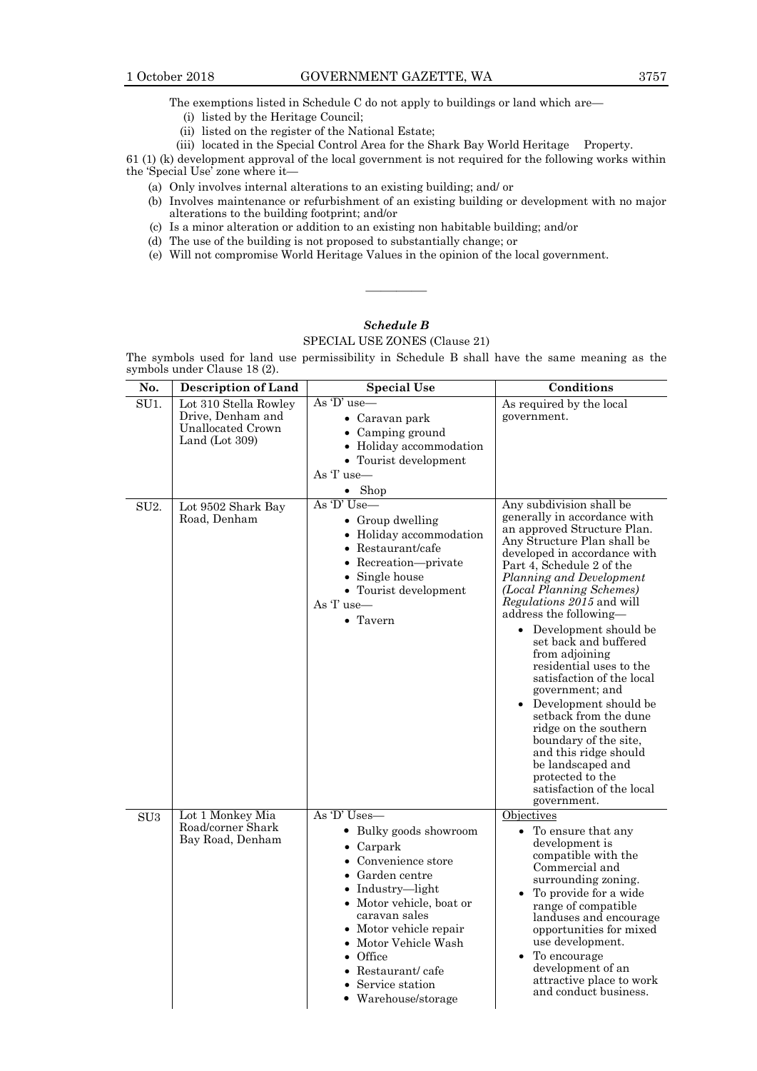The exemptions listed in Schedule C do not apply to buildings or land which are—

(i) listed by the Heritage Council;

(ii) listed on the register of the National Estate;

(iii) located in the Special Control Area for the Shark Bay World Heritage Property.

61 (1) (k) development approval of the local government is not required for the following works within the 'Special Use' zone where it—

(a) Only involves internal alterations to an existing building; and/ or

(b) Involves maintenance or refurbishment of an existing building or development with no major alterations to the building footprint; and/or

(c) Is a minor alteration or addition to an existing non habitable building; and/or

(d) The use of the building is not proposed to substantially change; or

(e) Will not compromise World Heritage Values in the opinion of the local government.

---

## *Schedule B*

SPECIAL USE ZONES (Clause 21)

The symbols used for land use permissibility in Schedule B shall have the same meaning as the symbols under Clause 18 (2).

| No. | Description of Land | Special Use | Conditions |
|---|---|---|---|
| SU1. | Lot 310 Stella Rowley Drive, Denham and Unallocated Crown Land (Lot 309) | As 'D' use—<br>• Caravan park<br>• Camping ground<br>• Holiday accommodation<br>• Tourist development<br>As 'I' use—<br>• Shop | As required by the local government. |
| SU2. | Lot 9502 Shark Bay Road, Denham | As 'D' Use—<br>• Group dwelling<br>• Holiday accommodation<br>• Restaurant/cafe<br>• Recreation—private<br>• Single house<br>• Tourist development<br>As 'I' use—<br>• Tavern | Any subdivision shall be generally in accordance with an approved Structure Plan. Any Structure Plan shall be developed in accordance with Part 4, Schedule 2 of the *Planning and Development (Local Planning Schemes) Regulations 2015* and will address the following—<br>• Development should be set back and buffered from adjoining residential uses to the satisfaction of the local government; and<br>• Development should be setback from the dune ridge on the southern boundary of the site, and this ridge should be landscaped and protected to the satisfaction of the local government. |
| SU3 | Lot 1 Monkey Mia Road/corner Shark Bay Road, Denham | As 'D' Uses—<br>• Bulky goods showroom<br>• Carpark<br>• Convenience store<br>• Garden centre<br>• Industry—light<br>• Motor vehicle, boat or caravan sales<br>• Motor vehicle repair<br>• Motor Vehicle Wash<br>• Office<br>• Restaurant/ cafe<br>• Service station<br>• Warehouse/storage | Objectives<br>• To ensure that any development is compatible with the Commercial and surrounding zoning.<br>• To provide for a wide range of compatible landuses and encourage opportunities for mixed use development.<br>• To encourage development of an attractive place to work and conduct business. |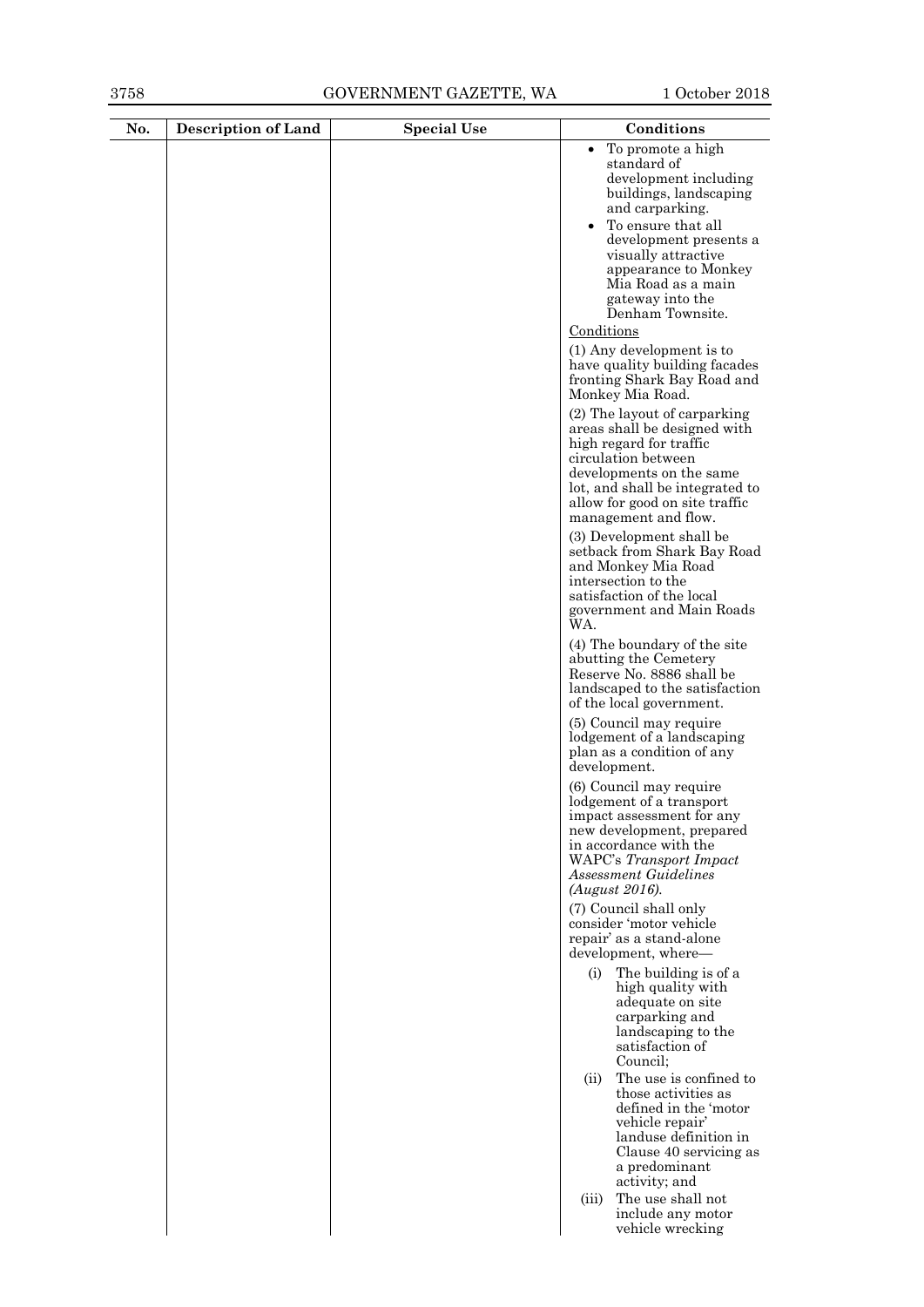| No. | Description of Land | Special Use | Conditions |
|---|---|---|---|
| | | | • To promote a high standard of development including buildings, landscaping and carparking.<br>• To ensure that all development presents a visually attractive appearance to Monkey Mia Road as a main gateway into the Denham Townsite.<br><u>Conditions</u><br>(1) Any development is to have quality building facades fronting Shark Bay Road and Monkey Mia Road.<br>(2) The layout of carparking areas shall be designed with high regard for traffic circulation between developments on the same lot, and shall be integrated to allow for good on site traffic management and flow.<br>(3) Development shall be setback from Shark Bay Road and Monkey Mia Road intersection to the satisfaction of the local government and Main Roads WA.<br>(4) The boundary of the site abutting the Cemetery Reserve No. 8886 shall be landscaped to the satisfaction of the local government.<br>(5) Council may require lodgement of a landscaping plan as a condition of any development.<br>(6) Council may require lodgement of a transport impact assessment for any new development, prepared in accordance with the WAPC's *Transport Impact Assessment Guidelines (August 2016)*.<br>(7) Council shall only consider 'motor vehicle repair' as a stand-alone development, where—<br>(i) The building is of a high quality with adequate on site carparking and landscaping to the satisfaction of Council;<br>(ii) The use is confined to those activities as defined in the 'motor vehicle repair' landuse definition in Clause 40 servicing as a predominant activity; and<br>(iii) The use shall not include any motor vehicle wrecking |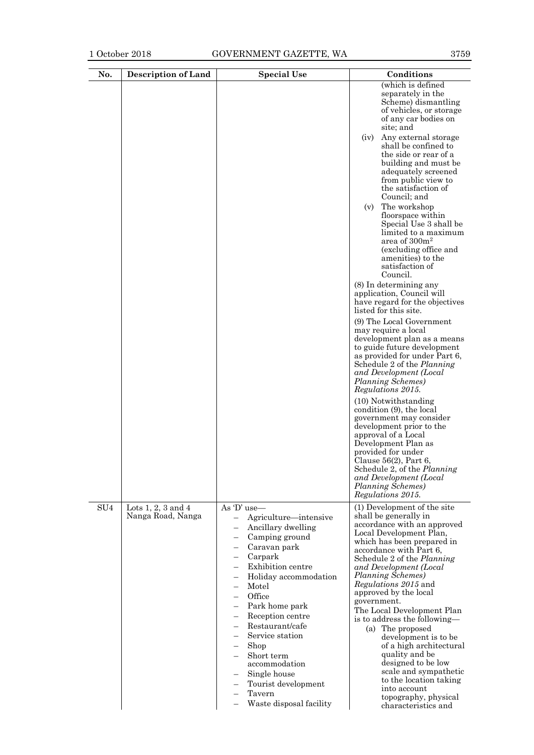| No. | Description of Land | Special Use | Conditions |
|---|---|---|---|
| | | | (which is defined separately in the Scheme) dismantling of vehicles, or storage of any car bodies on site; and<br>(iv) Any external storage shall be confined to the side or rear of a building and must be adequately screened from public view to the satisfaction of Council; and<br>(v) The workshop floorspace within Special Use 3 shall be limited to a maximum area of 300m$^2$ (excluding office and amenities) to the satisfaction of Council.<br>(8) In determining any application, Council will have regard for the objectives listed for this site.<br>(9) The Local Government may require a local development plan as a means to guide future development as provided for under Part 6, Schedule 2 of the *Planning and Development (Local Planning Schemes) Regulations 2015*.<br>(10) Notwithstanding condition (9), the local government may consider development prior to the approval of a Local Development Plan as provided for under Clause 56(2), Part 6, Schedule 2, of the *Planning and Development (Local Planning Schemes) Regulations 2015*. |
| SU4 | Lots 1, 2, 3 and 4 Nanga Road, Nanga | As 'D' use—<br>– Agriculture—intensive<br>– Ancillary dwelling<br>– Camping ground<br>– Caravan park<br>– Carpark<br>– Exhibition centre<br>– Holiday accommodation<br>– Motel<br>– Office<br>– Park home park<br>– Reception centre<br>– Restaurant/cafe<br>– Service station<br>– Shop<br>– Short term accommodation<br>– Single house<br>– Tourist development<br>– Tavern<br>– Waste disposal facility | (1) Development of the site shall be generally in accordance with an approved Local Development Plan, which has been prepared in accordance with Part 6, Schedule 2 of the *Planning and Development (Local Planning Schemes) Regulations 2015* and approved by the local government.<br>The Local Development Plan is to address the following—<br>(a) The proposed development is to be of a high architectural quality and be designed to be low scale and sympathetic to the location taking into account topography, physical characteristics and |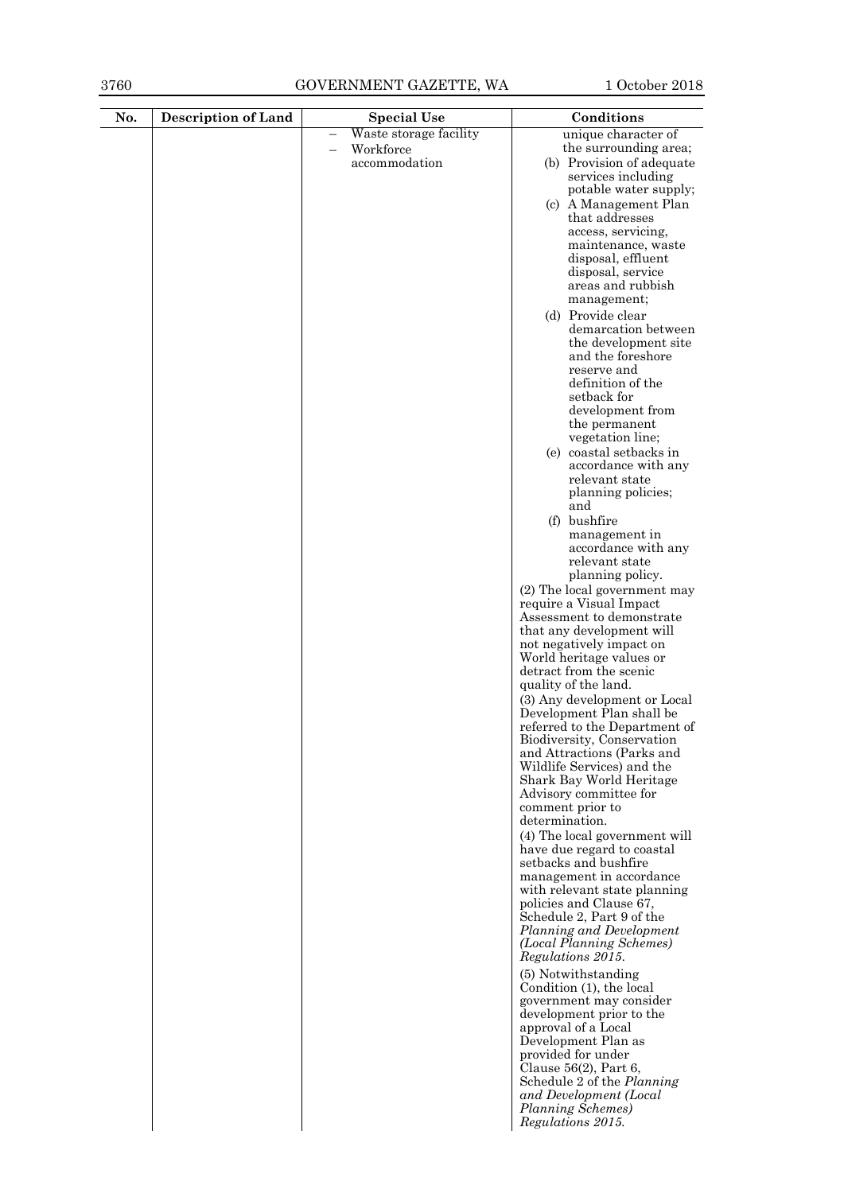| No. | Description of Land | Special Use | Conditions |
|---|---|---|---|
| | | – Waste storage facility<br>– Workforce accommodation | unique character of the surrounding area;<br>(b) Provision of adequate services including potable water supply;<br>(c) A Management Plan that addresses access, servicing, maintenance, waste disposal, effluent disposal, service areas and rubbish management;<br>(d) Provide clear demarcation between the development site and the foreshore reserve and definition of the setback for development from the permanent vegetation line;<br>(e) coastal setbacks in accordance with any relevant state planning policies; and<br>(f) bushfire management in accordance with any relevant state planning policy.<br>(2) The local government may require a Visual Impact Assessment to demonstrate that any development will not negatively impact on World heritage values or detract from the scenic quality of the land.<br>(3) Any development or Local Development Plan shall be referred to the Department of Biodiversity, Conservation and Attractions (Parks and Wildlife Services) and the Shark Bay World Heritage Advisory committee for comment prior to determination.<br>(4) The local government will have due regard to coastal setbacks and bushfire management in accordance with relevant state planning policies and Clause 67, Schedule 2, Part 9 of the *Planning and Development (Local Planning Schemes) Regulations 2015*.<br>(5) Notwithstanding Condition (1), the local government may consider development prior to the approval of a Local Development Plan as provided for under Clause 56(2), Part 6, Schedule 2 of the *Planning and Development (Local Planning Schemes) Regulations 2015*. |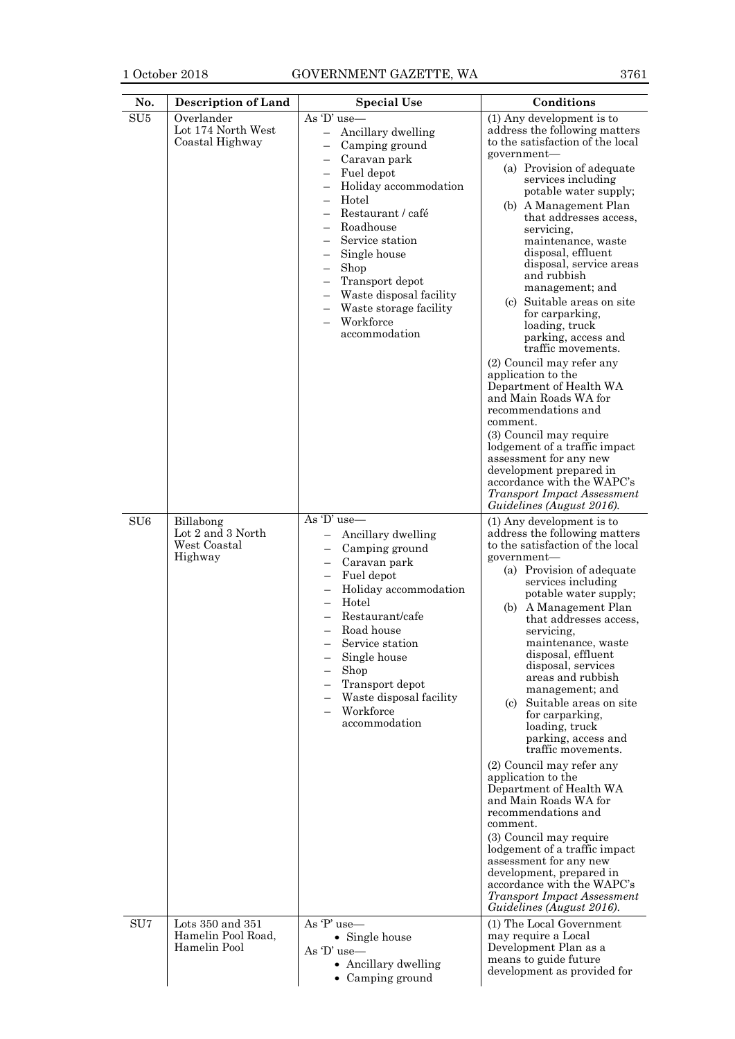| No. | Description of Land | Special Use | Conditions |
|---|---|---|---|
| SU5 | Overlander Lot 174 North West Coastal Highway | As 'D' use— <br>– Ancillary dwelling <br>– Camping ground <br>– Caravan park <br>– Fuel depot <br>– Holiday accommodation <br>– Hotel <br>– Restaurant / café <br>– Roadhouse <br>– Service station <br>– Single house <br>– Shop <br>– Transport depot <br>– Waste disposal facility <br>– Waste storage facility <br>– Workforce accommodation | (1) Any development is to address the following matters to the satisfaction of the local government— <br>(a) Provision of adequate services including potable water supply; <br>(b) A Management Plan that addresses access, servicing, maintenance, waste disposal, effluent disposal, service areas and rubbish management; and <br>(c) Suitable areas on site for carparking, loading, truck parking, access and traffic movements. <br>(2) Council may refer any application to the Department of Health WA and Main Roads WA for recommendations and comment. <br>(3) Council may require lodgement of a traffic impact assessment for any new development prepared in accordance with the WAPC's *Transport Impact Assessment Guidelines (August 2016)*. |
| SU6 | Billabong Lot 2 and 3 North West Coastal Highway | As 'D' use— <br>– Ancillary dwelling <br>– Camping ground <br>– Caravan park <br>– Fuel depot <br>– Holiday accommodation <br>– Hotel <br>– Restaurant/cafe <br>– Road house <br>– Service station <br>– Single house <br>– Shop <br>– Transport depot <br>– Waste disposal facility <br>– Workforce accommodation | (1) Any development is to address the following matters to the satisfaction of the local government— <br>(a) Provision of adequate services including potable water supply; <br>(b) A Management Plan that addresses access, servicing, maintenance, waste disposal, effluent disposal, services areas and rubbish management; and <br>(c) Suitable areas on site for carparking, loading, truck parking, access and traffic movements. <br>(2) Council may refer any application to the Department of Health WA and Main Roads WA for recommendations and comment. <br>(3) Council may require lodgement of a traffic impact assessment for any new development, prepared in accordance with the WAPC's *Transport Impact Assessment Guidelines (August 2016)*. |
| SU7 | Lots 350 and 351 Hamelin Pool Road, Hamelin Pool | As 'P' use— <br>• Single house <br>As 'D' use— <br>• Ancillary dwelling <br>• Camping ground | (1) The Local Government may require a Local Development Plan as a means to guide future development as provided for |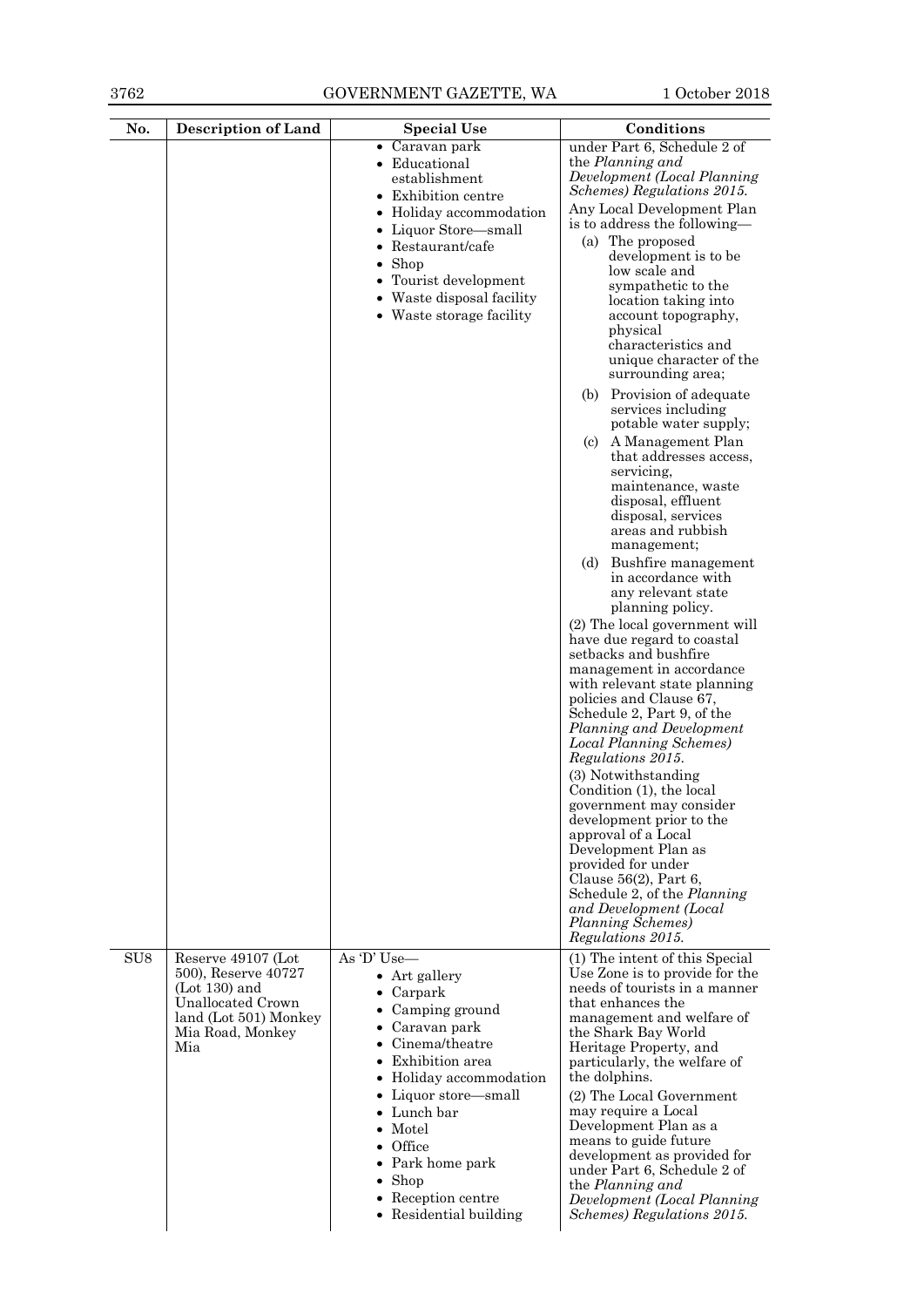| No. | Description of Land | Special Use | Conditions |
|---|---|---|---|
| | | • Caravan park<br>• Educational establishment<br>• Exhibition centre<br>• Holiday accommodation<br>• Liquor Store—small<br>• Restaurant/cafe<br>• Shop<br>• Tourist development<br>• Waste disposal facility<br>• Waste storage facility | under Part 6, Schedule 2 of the *Planning and Development (Local Planning Schemes) Regulations 2015.*<br>Any Local Development Plan is to address the following—<br>(a) The proposed development is to be low scale and sympathetic to the location taking into account topography, physical characteristics and unique character of the surrounding area;<br>(b) Provision of adequate services including potable water supply;<br>(c) A Management Plan that addresses access, servicing, maintenance, waste disposal, effluent disposal, services areas and rubbish management;<br>(d) Bushfire management in accordance with any relevant state planning policy.<br>(2) The local government will have due regard to coastal setbacks and bushfire management in accordance with relevant state planning policies and Clause 67, Schedule 2, Part 9, of the *Planning and Development Local Planning Schemes) Regulations 2015.*<br>(3) Notwithstanding Condition (1), the local government may consider development prior to the approval of a Local Development Plan as provided for under Clause 56(2), Part 6, Schedule 2, of the *Planning and Development (Local Planning Schemes) Regulations 2015.* |
| SU8 | Reserve 49107 (Lot 500), Reserve 40727 (Lot 130) and Unallocated Crown land (Lot 501) Monkey Mia Road, Monkey Mia | As 'D' Use—<br>• Art gallery<br>• Carpark<br>• Camping ground<br>• Caravan park<br>• Cinema/theatre<br>• Exhibition area<br>• Holiday accommodation<br>• Liquor store—small<br>• Lunch bar<br>• Motel<br>• Office<br>• Park home park<br>• Shop<br>• Reception centre<br>• Residential building | (1) The intent of this Special Use Zone is to provide for the needs of tourists in a manner that enhances the management and welfare of the Shark Bay World Heritage Property, and particularly, the welfare of the dolphins.<br>(2) The Local Government may require a Local Development Plan as a means to guide future development as provided for under Part 6, Schedule 2 of the *Planning and Development (Local Planning Schemes) Regulations 2015.* |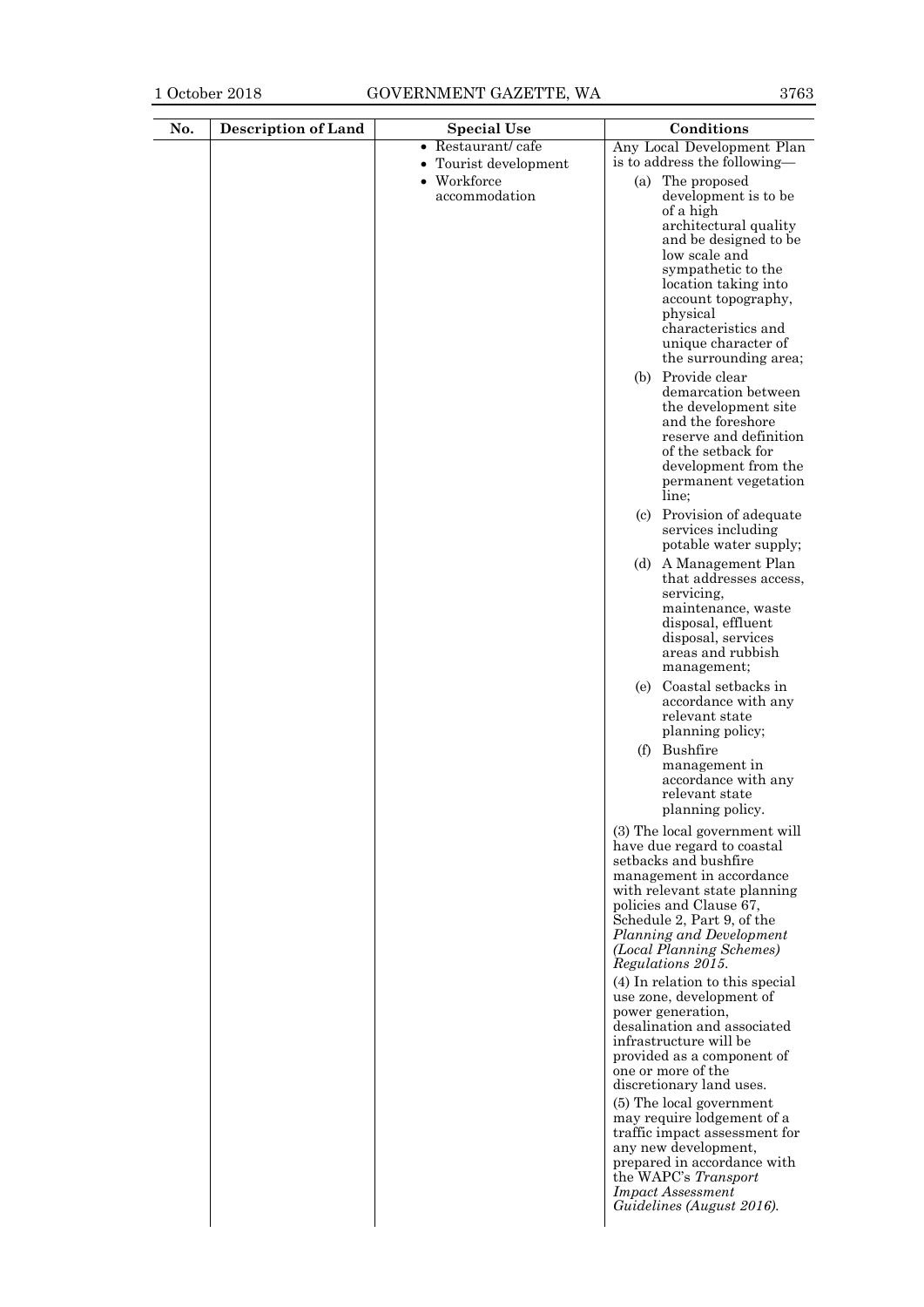| No. | Description of Land | Special Use | Conditions |
|---|---|---|---|
| | | • Restaurant/ cafe<br>• Tourist development<br>• Workforce accommodation | Any Local Development Plan is to address the following—<br>(a) The proposed development is to be of a high architectural quality and be designed to be low scale and sympathetic to the location taking into account topography, physical characteristics and unique character of the surrounding area;<br>(b) Provide clear demarcation between the development site and the foreshore reserve and definition of the setback for development from the permanent vegetation line;<br>(c) Provision of adequate services including potable water supply;<br>(d) A Management Plan that addresses access, servicing, maintenance, waste disposal, effluent disposal, services areas and rubbish management;<br>(e) Coastal setbacks in accordance with any relevant state planning policy;<br>(f) Bushfire management in accordance with any relevant state planning policy.<br>(3) The local government will have due regard to coastal setbacks and bushfire management in accordance with relevant state planning policies and Clause 67, Schedule 2, Part 9, of the *Planning and Development (Local Planning Schemes) Regulations 2015*.<br>(4) In relation to this special use zone, development of power generation, desalination and associated infrastructure will be provided as a component of one or more of the discretionary land uses.<br>(5) The local government may require lodgement of a traffic impact assessment for any new development, prepared in accordance with the WAPC's *Transport Impact Assessment Guidelines (August 2016)*. |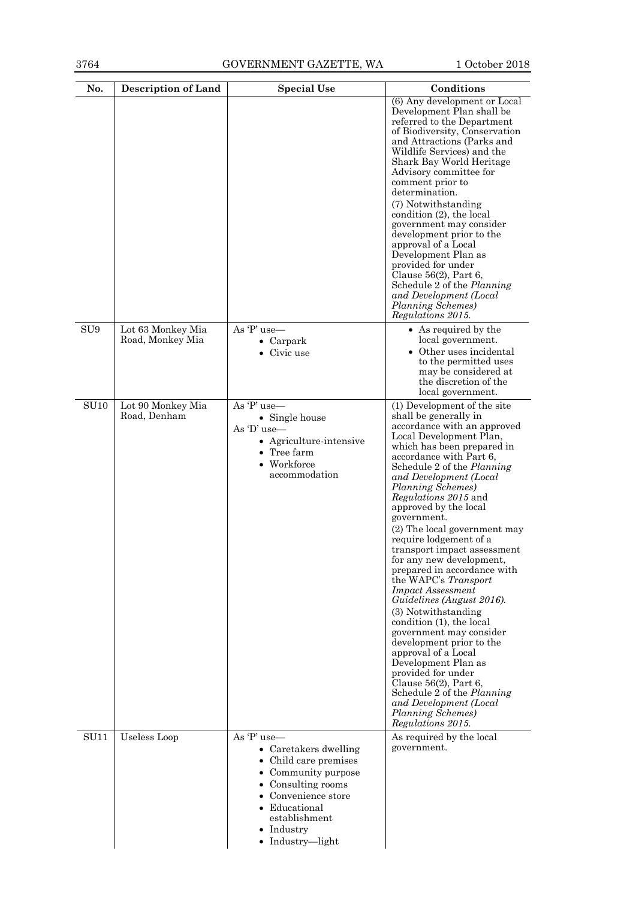| No. | Description of Land | Special Use | Conditions |
|---|---|---|---|
| | | | (6) Any development or Local Development Plan shall be referred to the Department of Biodiversity, Conservation and Attractions (Parks and Wildlife Services) and the Shark Bay World Heritage Advisory committee for comment prior to determination.<br>(7) Notwithstanding condition (2), the local government may consider development prior to the approval of a Local Development Plan as provided for under Clause 56(2), Part 6, Schedule 2 of the *Planning and Development (Local Planning Schemes) Regulations 2015*. |
| SU9 | Lot 63 Monkey Mia Road, Monkey Mia | As 'P' use—<br>• Carpark<br>• Civic use | • As required by the local government.<br>• Other uses incidental to the permitted uses may be considered at the discretion of the local government. |
| SU10 | Lot 90 Monkey Mia Road, Denham | As 'P' use—<br>• Single house<br>As 'D' use—<br>• Agriculture-intensive<br>• Tree farm<br>• Workforce accommodation | (1) Development of the site shall be generally in accordance with an approved Local Development Plan, which has been prepared in accordance with Part 6, Schedule 2 of the *Planning and Development (Local Planning Schemes) Regulations 2015* and approved by the local government.<br>(2) The local government may require lodgement of a transport impact assessment for any new development, prepared in accordance with the WAPC's *Transport Impact Assessment Guidelines (August 2016)*.<br>(3) Notwithstanding condition (1), the local government may consider development prior to the approval of a Local Development Plan as provided for under Clause 56(2), Part 6, Schedule 2 of the *Planning and Development (Local Planning Schemes) Regulations 2015*. |
| SU11 | Useless Loop | As 'P' use—<br>• Caretakers dwelling<br>• Child care premises<br>• Community purpose<br>• Consulting rooms<br>• Convenience store<br>• Educational establishment<br>• Industry<br>• Industry—light | As required by the local government. |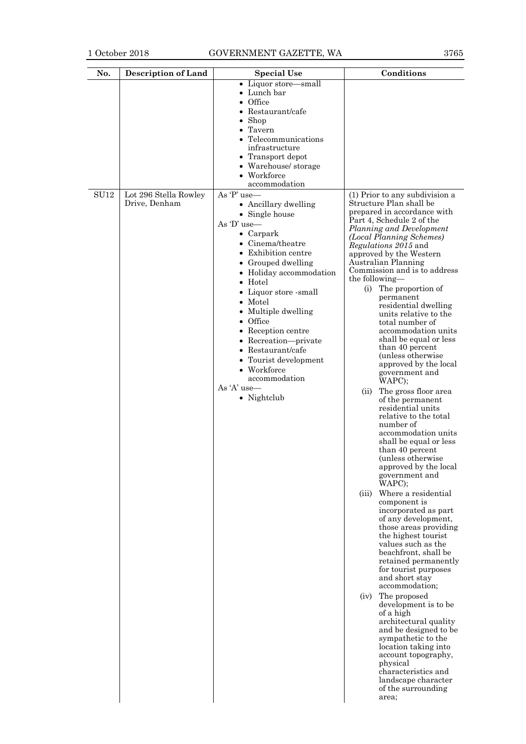| No. | Description of Land | Special Use | Conditions |
|---|---|---|---|
| | | • Liquor store—small<br>• Lunch bar<br>• Office<br>• Restaurant/cafe<br>• Shop<br>• Tavern<br>• Telecommunications infrastructure<br>• Transport depot<br>• Warehouse/ storage<br>• Workforce accommodation | |
| SU12 | Lot 296 Stella Rowley Drive, Denham | As 'P' use—<br>• Ancillary dwelling<br>• Single house<br>As 'D' use—<br>• Carpark<br>• Cinema/theatre<br>• Exhibition centre<br>• Grouped dwelling<br>• Holiday accommodation<br>• Hotel<br>• Liquor store -small<br>• Motel<br>• Multiple dwelling<br>• Office<br>• Reception centre<br>• Recreation—private<br>• Restaurant/cafe<br>• Tourist development<br>• Workforce accommodation<br>As 'A' use—<br>• Nightclub | (1) Prior to any subdivision a Structure Plan shall be prepared in accordance with Part 4, Schedule 2 of the *Planning and Development (Local Planning Schemes) Regulations 2015* and approved by the Western Australian Planning Commission and is to address the following—<br>(i) The proportion of permanent residential dwelling units relative to the total number of accommodation units shall be equal or less than 40 percent (unless otherwise approved by the local government and WAPC);<br>(ii) The gross floor area of the permanent residential units relative to the total number of accommodation units shall be equal or less than 40 percent (unless otherwise approved by the local government and WAPC);<br>(iii) Where a residential component is incorporated as part of any development, those areas providing the highest tourist values such as the beachfront, shall be retained permanently for tourist purposes and short stay accommodation;<br>(iv) The proposed development is to be of a high architectural quality and be designed to be sympathetic to the location taking into account topography, physical characteristics and landscape character of the surrounding area; |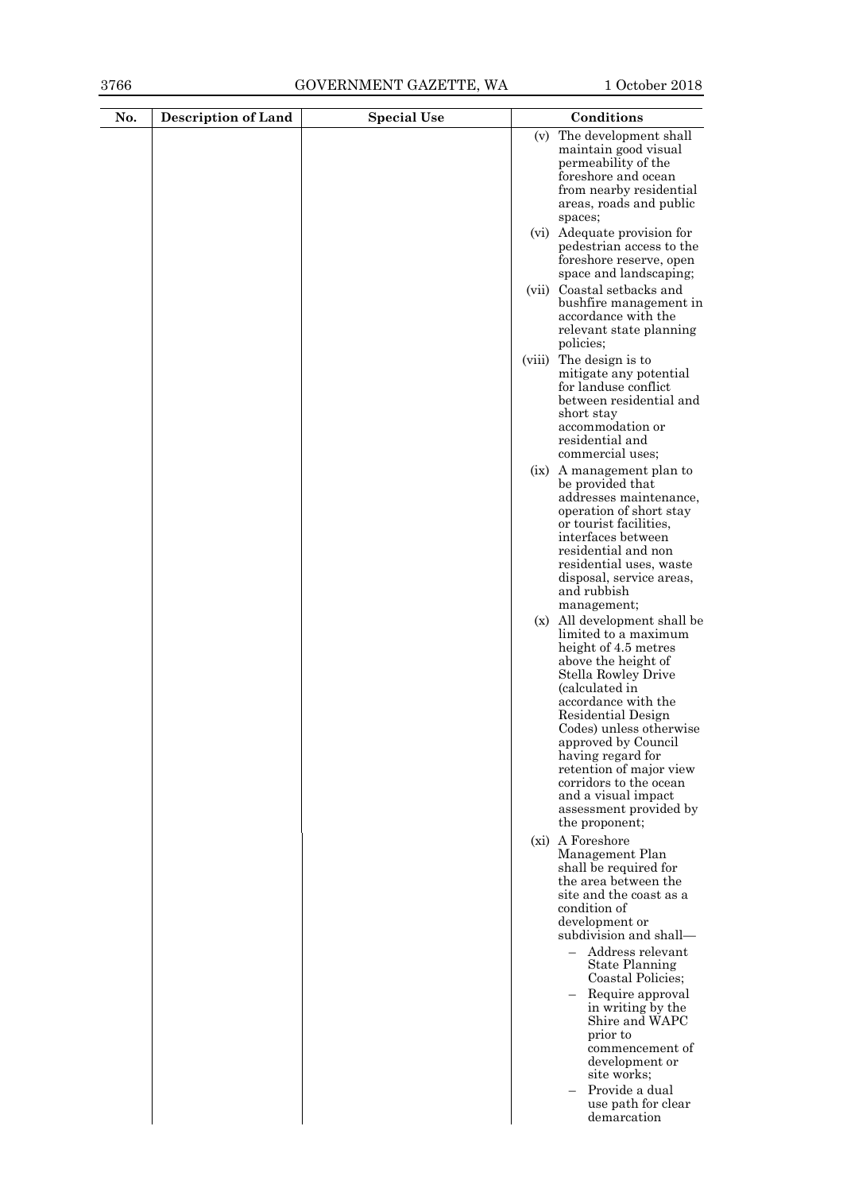| No. | Description of Land | Special Use | Conditions |
|---|---|---|---|
| | | | (v) The development shall maintain good visual permeability of the foreshore and ocean from nearby residential areas, roads and public spaces;<br>(vi) Adequate provision for pedestrian access to the foreshore reserve, open space and landscaping;<br>(vii) Coastal setbacks and bushfire management in accordance with the relevant state planning policies;<br>(viii) The design is to mitigate any potential for landuse conflict between residential and short stay accommodation or residential and commercial uses;<br>(ix) A management plan to be provided that addresses maintenance, operation of short stay or tourist facilities, interfaces between residential and non residential uses, waste disposal, service areas, and rubbish management;<br>(x) All development shall be limited to a maximum height of 4.5 metres above the height of Stella Rowley Drive (calculated in accordance with the Residential Design Codes) unless otherwise approved by Council having regard for retention of major view corridors to the ocean and a visual impact assessment provided by the proponent;<br>(xi) A Foreshore Management Plan shall be required for the area between the site and the coast as a condition of development or subdivision and shall—<br>– Address relevant State Planning Coastal Policies;<br>– Require approval in writing by the Shire and WAPC prior to commencement of development or site works;<br>– Provide a dual use path for clear demarcation |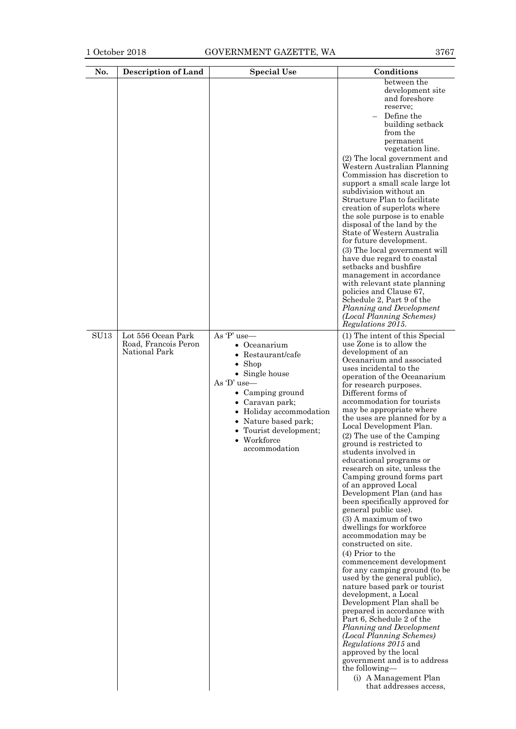| No. | Description of Land | Special Use | Conditions |
|---|---|---|---|
| | | | between the development site and foreshore reserve;<br>– Define the building setback from the permanent vegetation line.<br>(2) The local government and Western Australian Planning Commission has discretion to support a small scale large lot subdivision without an Structure Plan to facilitate creation of superlots where the sole purpose is to enable disposal of the land by the State of Western Australia for future development.<br>(3) The local government will have due regard to coastal setbacks and bushfire management in accordance with relevant state planning policies and Clause 67, Schedule 2, Part 9 of the *Planning and Development (Local Planning Schemes) Regulations 2015*. |
| SU13 | Lot 556 Ocean Park Road, Francois Peron National Park | As 'P' use—<br>• Oceanarium<br>• Restaurant/cafe<br>• Shop<br>• Single house<br>As 'D' use—<br>• Camping ground<br>• Caravan park;<br>• Holiday accommodation<br>• Nature based park;<br>• Tourist development;<br>• Workforce accommodation | (1) The intent of this Special use Zone is to allow the development of an Oceanarium and associated uses incidental to the operation of the Oceanarium for research purposes. Different forms of accommodation for tourists may be appropriate where the uses are planned for by a Local Development Plan.<br>(2) The use of the Camping ground is restricted to students involved in educational programs or research on site, unless the Camping ground forms part of an approved Local Development Plan (and has been specifically approved for general public use).<br>(3) A maximum of two dwellings for workforce accommodation may be constructed on site.<br>(4) Prior to the commencement development for any camping ground (to be used by the general public), nature based park or tourist development, a Local Development Plan shall be prepared in accordance with Part 6, Schedule 2 of the *Planning and Development (Local Planning Schemes) Regulations 2015* and approved by the local government and is to address the following—<br>(i) A Management Plan that addresses access, |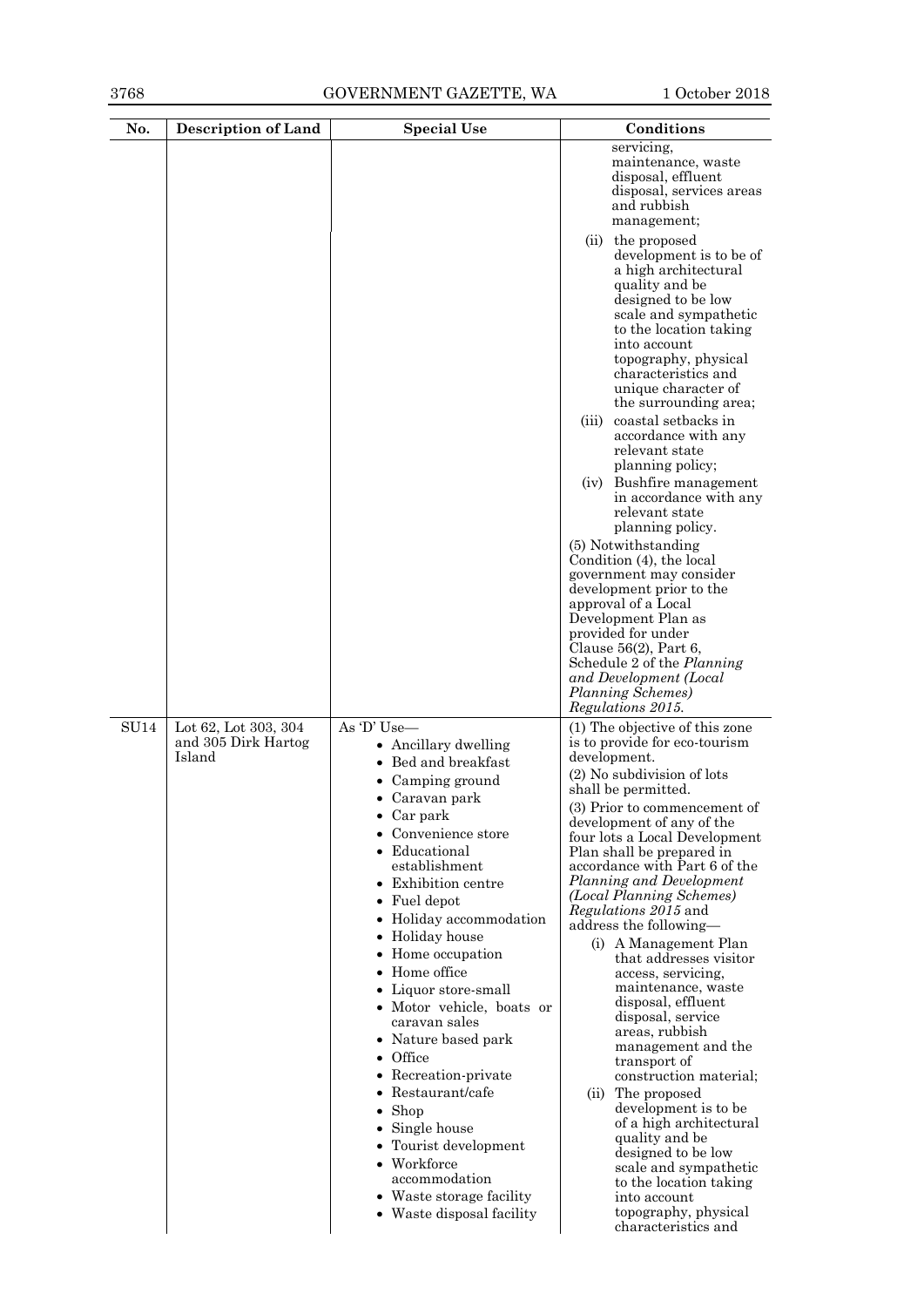| No. | Description of Land | Special Use | Conditions |
|---|---|---|---|
| | | | servicing, maintenance, waste disposal, effluent disposal, services areas and rubbish management;<br>(ii) the proposed development is to be of a high architectural quality and be designed to be low scale and sympathetic to the location taking into account topography, physical characteristics and unique character of the surrounding area;<br>(iii) coastal setbacks in accordance with any relevant state planning policy;<br>(iv) Bushfire management in accordance with any relevant state planning policy.<br>(5) Notwithstanding Condition (4), the local government may consider development prior to the approval of a Local Development Plan as provided for under Clause 56(2), Part 6, Schedule 2 of the *Planning and Development (Local Planning Schemes) Regulations 2015*. |
| SU14 | Lot 62, Lot 303, 304 and 305 Dirk Hartog Island | As 'D' Use—<br>• Ancillary dwelling<br>• Bed and breakfast<br>• Camping ground<br>• Caravan park<br>• Car park<br>• Convenience store<br>• Educational establishment<br>• Exhibition centre<br>• Fuel depot<br>• Holiday accommodation<br>• Holiday house<br>• Home occupation<br>• Home office<br>• Liquor store-small<br>• Motor vehicle, boats or caravan sales<br>• Nature based park<br>• Office<br>• Recreation-private<br>• Restaurant/cafe<br>• Shop<br>• Single house<br>• Tourist development<br>• Workforce accommodation<br>• Waste storage facility<br>• Waste disposal facility | (1) The objective of this zone is to provide for eco-tourism development.<br>(2) No subdivision of lots shall be permitted.<br>(3) Prior to commencement of development of any of the four lots a Local Development Plan shall be prepared in accordance with Part 6 of the *Planning and Development (Local Planning Schemes) Regulations 2015* and address the following—<br>(i) A Management Plan that addresses visitor access, servicing, maintenance, waste disposal, effluent disposal, service areas, rubbish management and the transport of construction material;<br>(ii) The proposed development is to be of a high architectural quality and be designed to be low scale and sympathetic to the location taking into account topography, physical characteristics and |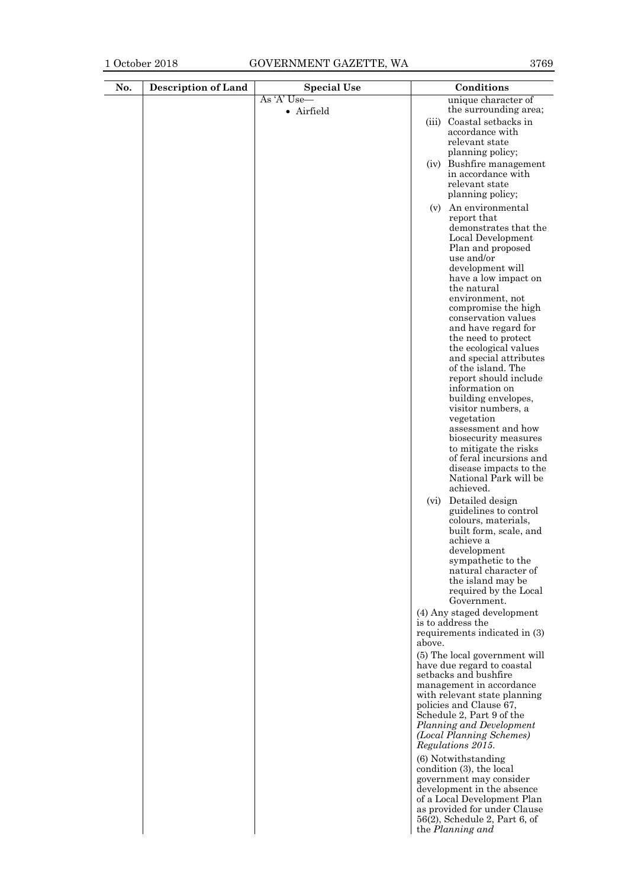| No. | Description of Land | Special Use | Conditions |
|---|---|---|---|
| | | As 'A' Use—<br>• Airfield | unique character of the surrounding area;<br>(iii) Coastal setbacks in accordance with relevant state planning policy;<br>(iv) Bushfire management in accordance with relevant state planning policy;<br>(v) An environmental report that demonstrates that the Local Development Plan and proposed use and/or development will have a low impact on the natural environment, not compromise the high conservation values and have regard for the need to protect the ecological values and special attributes of the island. The report should include information on building envelopes, visitor numbers, a vegetation assessment and how biosecurity measures to mitigate the risks of feral incursions and disease impacts to the National Park will be achieved.<br>(vi) Detailed design guidelines to control colours, materials, built form, scale, and achieve a development sympathetic to the natural character of the island may be required by the Local Government.<br>(4) Any staged development is to address the requirements indicated in (3) above.<br>(5) The local government will have due regard to coastal setbacks and bushfire management in accordance with relevant state planning policies and Clause 67, Schedule 2, Part 9 of the *Planning and Development (Local Planning Schemes) Regulations 2015*.<br>(6) Notwithstanding condition (3), the local government may consider development in the absence of a Local Development Plan as provided for under Clause 56(2), Schedule 2, Part 6, of the *Planning and* |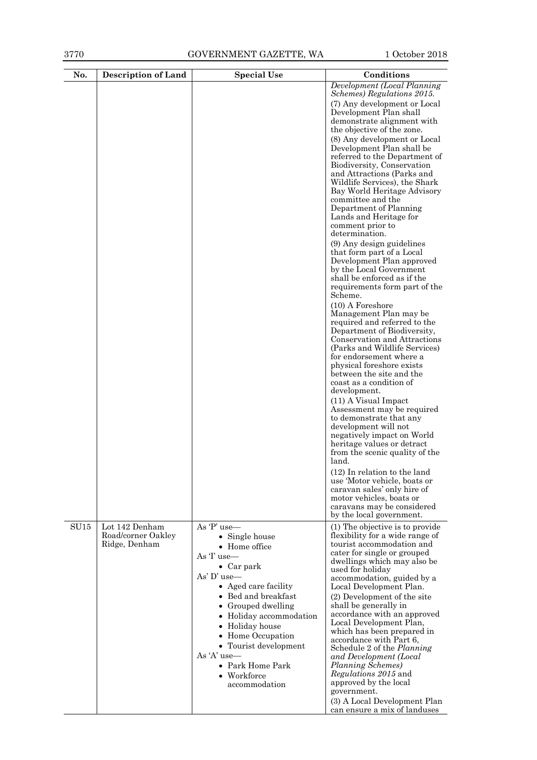| No. | Description of Land | Special Use | Conditions |
|---|---|---|---|
| | | | *Development (Local Planning Schemes) Regulations 2015.*<br>(7) Any development or Local Development Plan shall demonstrate alignment with the objective of the zone.<br>(8) Any development or Local Development Plan shall be referred to the Department of Biodiversity, Conservation and Attractions (Parks and Wildlife Services), the Shark Bay World Heritage Advisory committee and the Department of Planning Lands and Heritage for comment prior to determination.<br>(9) Any design guidelines that form part of a Local Development Plan approved by the Local Government shall be enforced as if the requirements form part of the Scheme.<br>(10) A Foreshore Management Plan may be required and referred to the Department of Biodiversity, Conservation and Attractions (Parks and Wildlife Services) for endorsement where a physical foreshore exists between the site and the coast as a condition of development.<br>(11) A Visual Impact Assessment may be required to demonstrate that any development will not negatively impact on World heritage values or detract from the scenic quality of the land.<br>(12) In relation to the land use 'Motor vehicle, boats or caravan sales' only hire of motor vehicles, boats or caravans may be considered by the local government. |
| SU15 | Lot 142 Denham Road/corner Oakley Ridge, Denham | As 'P' use—<br>• Single house<br>• Home office<br>As 'I' use—<br>• Car park<br>As' D' use—<br>• Aged care facility<br>• Bed and breakfast<br>• Grouped dwelling<br>• Holiday accommodation<br>• Holiday house<br>• Home Occupation<br>• Tourist development<br>As 'A' use—<br>• Park Home Park<br>• Workforce accommodation | (1) The objective is to provide flexibility for a wide range of tourist accommodation and cater for single or grouped dwellings which may also be used for holiday accommodation, guided by a Local Development Plan.<br>(2) Development of the site shall be generally in accordance with an approved Local Development Plan, which has been prepared in accordance with Part 6, Schedule 2 of the *Planning and Development (Local Planning Schemes) Regulations 2015* and approved by the local government.<br>(3) A Local Development Plan can ensure a mix of landuses |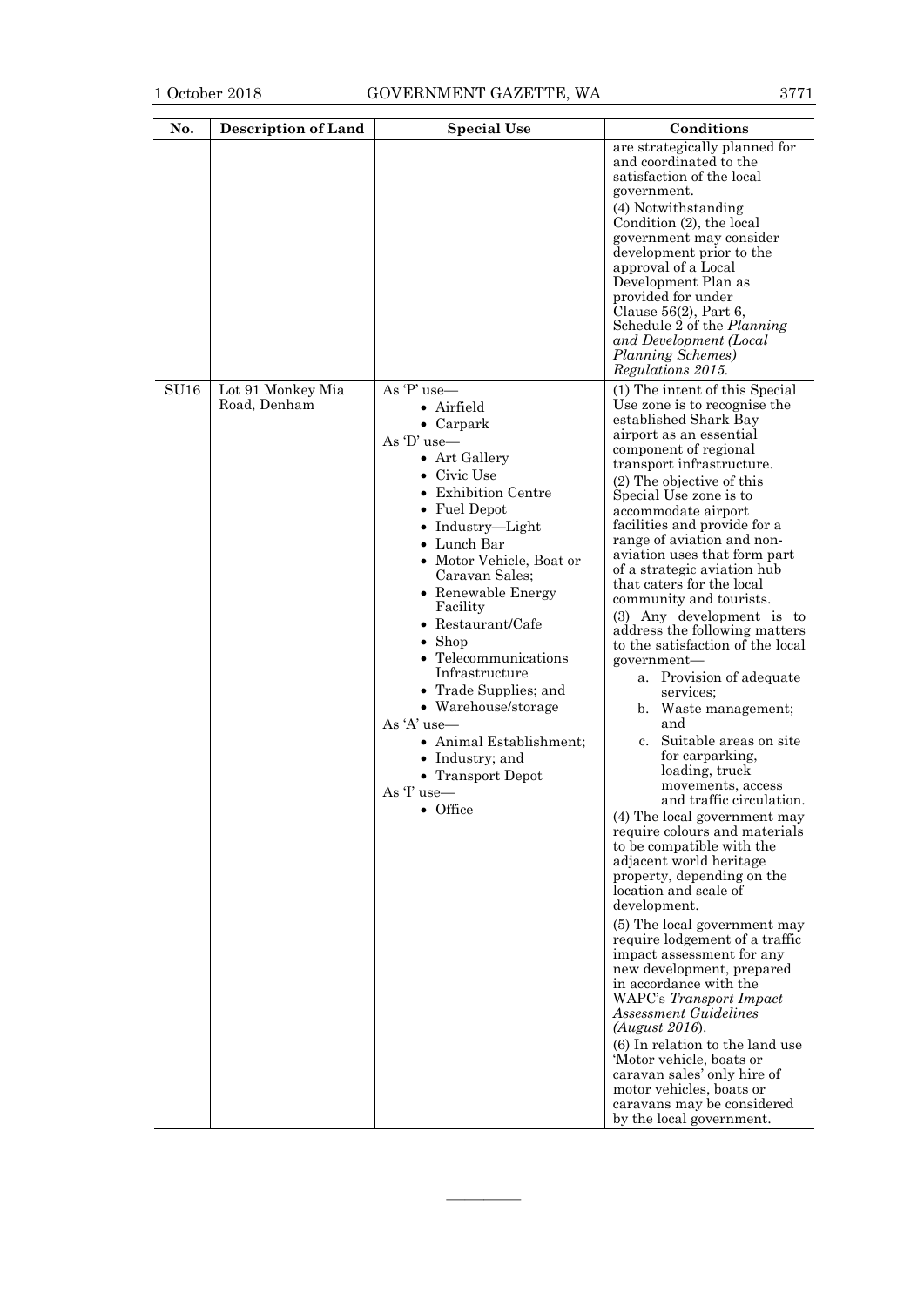| No. | Description of Land | Special Use | Conditions |
|---|---|---|---|
| | | | are strategically planned for and coordinated to the satisfaction of the local government.<br>(4) Notwithstanding Condition (2), the local government may consider development prior to the approval of a Local Development Plan as provided for under Clause 56(2), Part 6, Schedule 2 of the *Planning and Development (Local Planning Schemes) Regulations 2015*. |
| SU16 | Lot 91 Monkey Mia Road, Denham | As 'P' use—<br>• Airfield<br>• Carpark<br>As 'D' use—<br>• Art Gallery<br>• Civic Use<br>• Exhibition Centre<br>• Fuel Depot<br>• Industry—Light<br>• Lunch Bar<br>• Motor Vehicle, Boat or Caravan Sales;<br>• Renewable Energy Facility<br>• Restaurant/Cafe<br>• Shop<br>• Telecommunications Infrastructure<br>• Trade Supplies; and<br>• Warehouse/storage<br>As 'A' use—<br>• Animal Establishment;<br>• Industry; and<br>• Transport Depot<br>As 'I' use—<br>• Office | (1) The intent of this Special Use zone is to recognise the established Shark Bay airport as an essential component of regional transport infrastructure.<br>(2) The objective of this Special Use zone is to accommodate airport facilities and provide for a range of aviation and non-aviation uses that form part of a strategic aviation hub that caters for the local community and tourists.<br>(3) Any development is to address the following matters to the satisfaction of the local government—<br>a. Provision of adequate services;<br>b. Waste management; and<br>c. Suitable areas on site for carparking, loading, truck movements, access and traffic circulation.<br>(4) The local government may require colours and materials to be compatible with the adjacent world heritage property, depending on the location and scale of development.<br>(5) The local government may require lodgement of a traffic impact assessment for any new development, prepared in accordance with the WAPC's *Transport Impact Assessment Guidelines (August 2016)*.<br>(6) In relation to the land use 'Motor vehicle, boats or caravan sales' only hire of motor vehicles, boats or caravans may be considered by the local government. |

———————————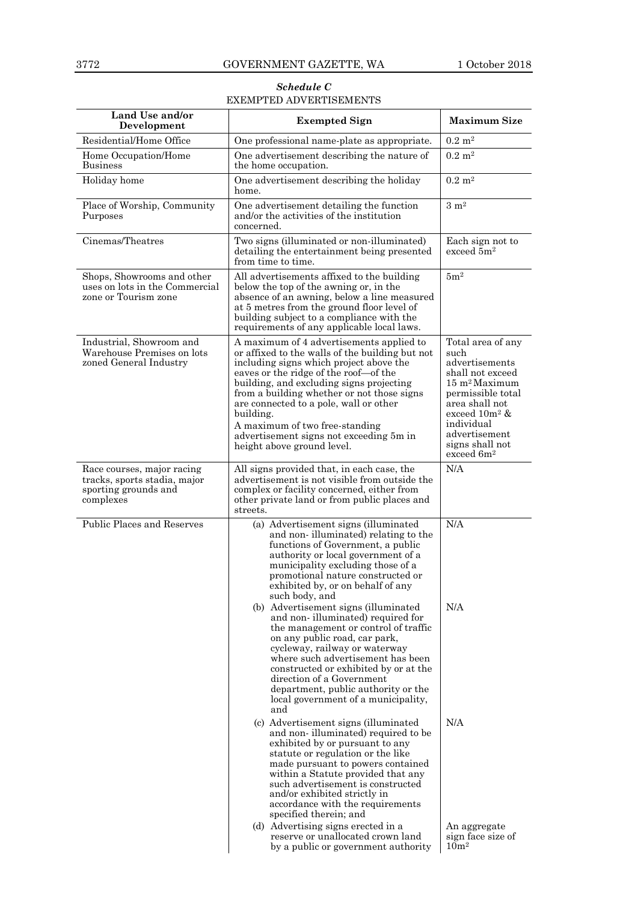## *Schedule C*
## EXEMPTED ADVERTISEMENTS

| Land Use and/or Development | Exempted Sign | Maximum Size |
|---|---|---|
| Residential/Home Office | One professional name-plate as appropriate. | $0.2\ m^2$ |
| Home Occupation/Home Business | One advertisement describing the nature of the home occupation. | $0.2\ m^2$ |
| Holiday home | One advertisement describing the holiday home. | $0.2\ m^2$ |
| Place of Worship, Community Purposes | One advertisement detailing the function and/or the activities of the institution concerned. | $3\ m^2$ |
| Cinemas/Theatres | Two signs (illuminated or non-illuminated) detailing the entertainment being presented from time to time. | Each sign not to exceed $5m^2$ |
| Shops, Showrooms and other uses on lots in the Commercial zone or Tourism zone | All advertisements affixed to the building below the top of the awning or, in the absence of an awning, below a line measured at 5 metres from the ground floor level of building subject to a compliance with the requirements of any applicable local laws. | $5m^2$ |
| Industrial, Showroom and Warehouse Premises on lots zoned General Industry | A maximum of 4 advertisements applied to or affixed to the walls of the building but not including signs which project above the eaves or the ridge of the roof—of the building, and excluding signs projecting from a building whether or not those signs are connected to a pole, wall or other building. A maximum of two free-standing advertisement signs not exceeding 5m in height above ground level. | Total area of any such advertisements shall not exceed $15\ m^2$ Maximum permissible total area shall not exceed $10m^2$ & individual advertisement signs shall not exceed $6m^2$ |
| Race courses, major racing tracks, sports stadia, major sporting grounds and complexes | All signs provided that, in each case, the advertisement is not visible from outside the complex or facility concerned, either from other private land or from public places and streets. | N/A |
| Public Places and Reserves | (a) Advertisement signs (illuminated and non- illuminated) relating to the functions of Government, a public authority or local government of a municipality excluding those of a promotional nature constructed or exhibited by, or on behalf of any such body, and | N/A |
| | (b) Advertisement signs (illuminated and non- illuminated) required for the management or control of traffic on any public road, car park, cycleway, railway or waterway where such advertisement has been constructed or exhibited by or at the direction of a Government department, public authority or the local government of a municipality, and | N/A |
| | (c) Advertisement signs (illuminated and non- illuminated) required to be exhibited by or pursuant to any statute or regulation or the like made pursuant to powers contained within a Statute provided that any such advertisement is constructed and/or exhibited strictly in accordance with the requirements specified therein; and | N/A |
| | (d) Advertising signs erected in a reserve or unallocated crown land by a public or government authority | An aggregate sign face size of $10m^2$ |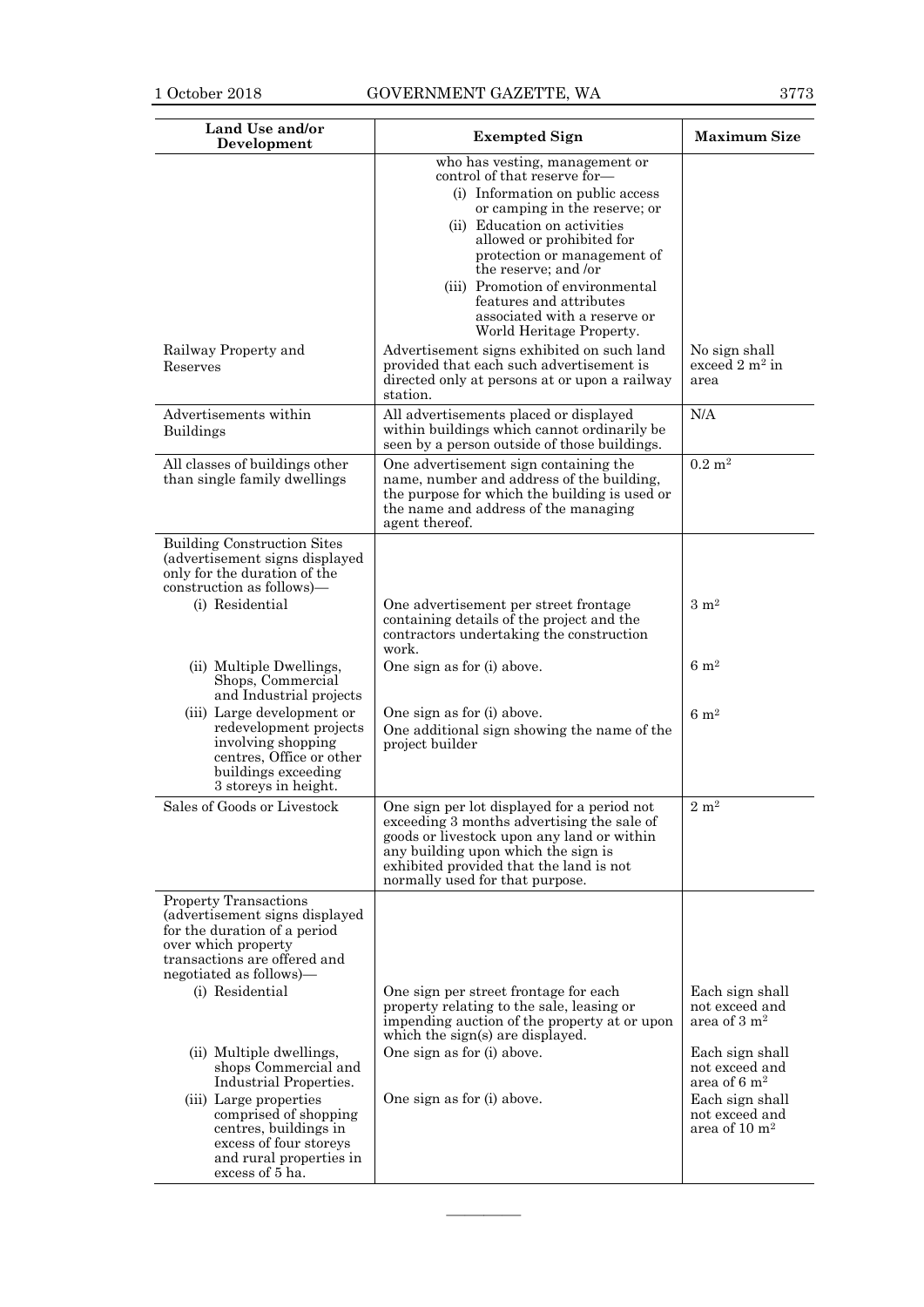| Land Use and/or Development | Exempted Sign | Maximum Size |
|---|---|---|
| | who has vesting, management or control of that reserve for— (i) Information on public access or camping in the reserve; or (ii) Education on activities allowed or prohibited for protection or management of the reserve; and /or (iii) Promotion of environmental features and attributes associated with a reserve or World Heritage Property. | |
| Railway Property and Reserves | Advertisement signs exhibited on such land provided that each such advertisement is directed only at persons at or upon a railway station. | No sign shall exceed 2 $m^2$ in area |
| Advertisements within Buildings | All advertisements placed or displayed within buildings which cannot ordinarily be seen by a person outside of those buildings. | N/A |
| All classes of buildings other than single family dwellings | One advertisement sign containing the name, number and address of the building, the purpose for which the building is used or the name and address of the managing agent thereof. | 0.2 $m^2$ |
| Building Construction Sites (advertisement signs displayed only for the duration of the construction as follows)— | | |
| (i) Residential | One advertisement per street frontage containing details of the project and the contractors undertaking the construction work. | 3 $m^2$ |
| (ii) Multiple Dwellings, Shops, Commercial and Industrial projects | One sign as for (i) above. | 6 $m^2$ |
| (iii) Large development or redevelopment projects involving shopping centres, Office or other buildings exceeding 3 storeys in height. | One sign as for (i) above. One additional sign showing the name of the project builder | 6 $m^2$ |
| Sales of Goods or Livestock | One sign per lot displayed for a period not exceeding 3 months advertising the sale of goods or livestock upon any land or within any building upon which the sign is exhibited provided that the land is not normally used for that purpose. | 2 $m^2$ |
| Property Transactions (advertisement signs displayed for the duration of a period over which property transactions are offered and negotiated as follows)— | | |
| (i) Residential | One sign per street frontage for each property relating to the sale, leasing or impending auction of the property at or upon which the sign(s) are displayed. | Each sign shall not exceed and area of 3 $m^2$ |
| (ii) Multiple dwellings, shops Commercial and Industrial Properties. | One sign as for (i) above. | Each sign shall not exceed and area of 6 $m^2$ |
| (iii) Large properties comprised of shopping centres, buildings in excess of four storeys and rural properties in excess of 5 ha. | One sign as for (i) above. | Each sign shall not exceed and area of 10 $m^2$ |

———————————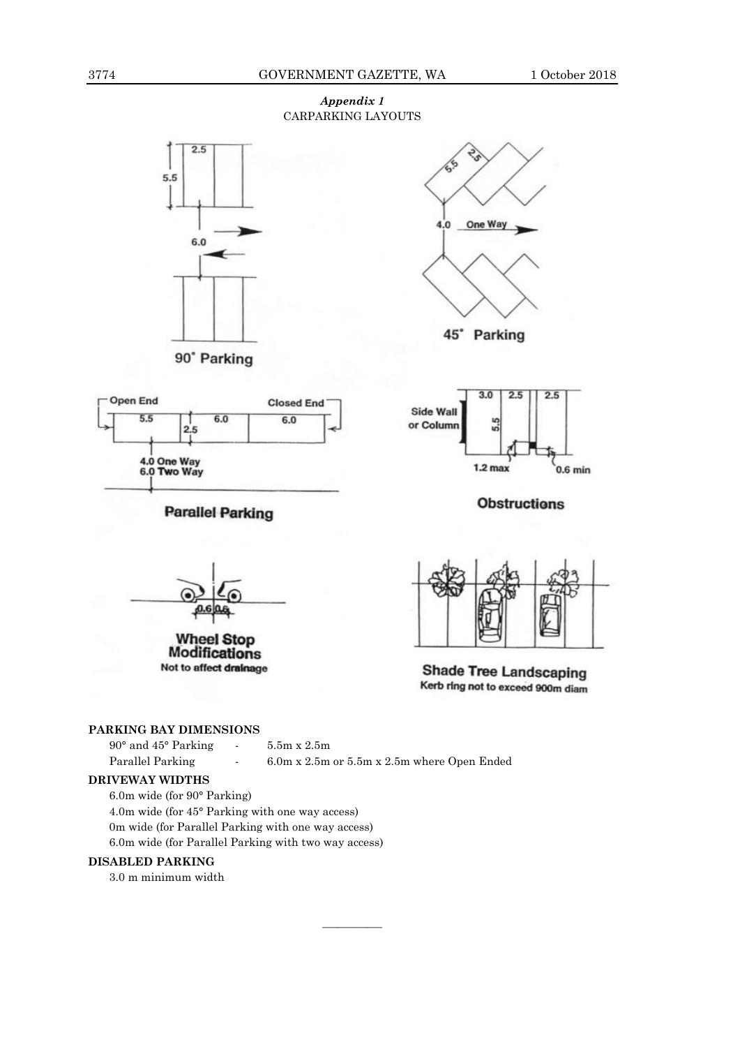*Appendix 1*

CARPARKING LAYOUTS

**PARKING BAY DIMENSIONS**

| | | |
|---|---|---|
| 90° and 45° Parking | - | 5.5m x 2.5m |
| Parallel Parking | - | 6.0m x 2.5m or 5.5m x 2.5m where Open Ended |

**DRIVEWAY WIDTHS**

6.0m wide (for 90° Parking)

4.0m wide (for 45° Parking with one way access)

0m wide (for Parallel Parking with one way access)

6.0m wide (for Parallel Parking with two way access)

**DISABLED PARKING**

3.0 m minimum width

———————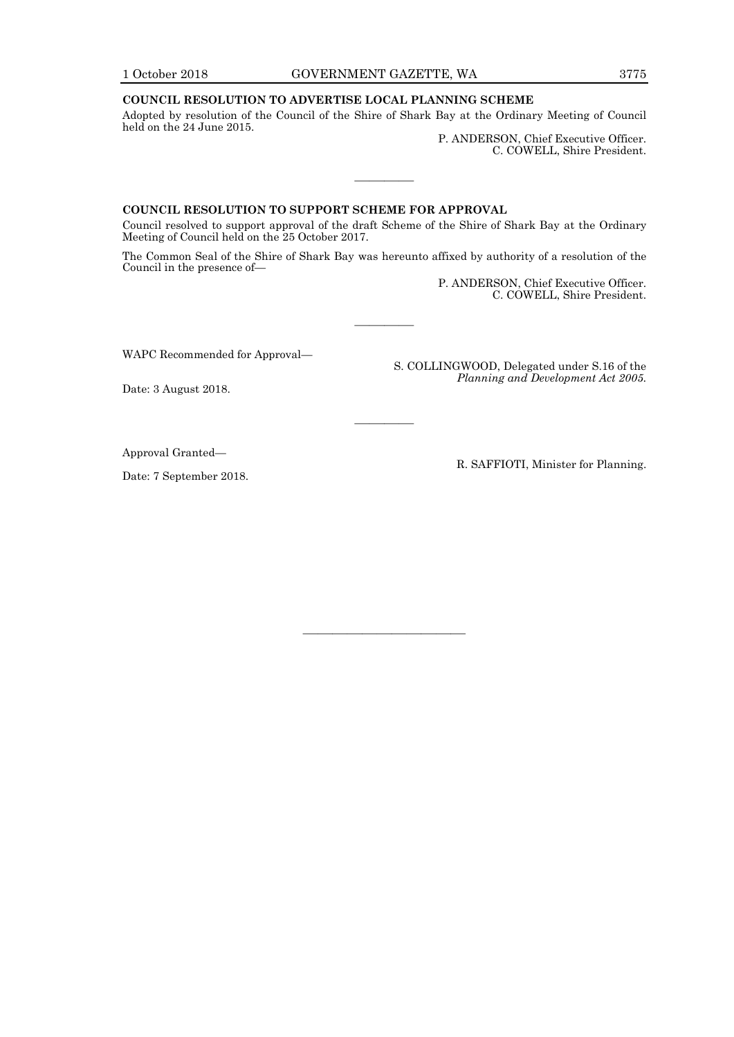**COUNCIL RESOLUTION TO ADVERTISE LOCAL PLANNING SCHEME**

Adopted by resolution of the Council of the Shire of Shark Bay at the Ordinary Meeting of Council held on the 24 June 2015.

P. ANDERSON, Chief Executive Officer.
C. COWELL, Shire President.

---

**COUNCIL RESOLUTION TO SUPPORT SCHEME FOR APPROVAL**

Council resolved to support approval of the draft Scheme of the Shire of Shark Bay at the Ordinary Meeting of Council held on the 25 October 2017.

The Common Seal of the Shire of Shark Bay was hereunto affixed by authority of a resolution of the Council in the presence of—

P. ANDERSON, Chief Executive Officer.
C. COWELL, Shire President.

---

WAPC Recommended for Approval—

S. COLLINGWOOD, Delegated under S.16 of the *Planning and Development Act 2005.*

Date: 3 August 2018.

---

Approval Granted—

R. SAFFIOTI, Minister for Planning.

Date: 7 September 2018.

---